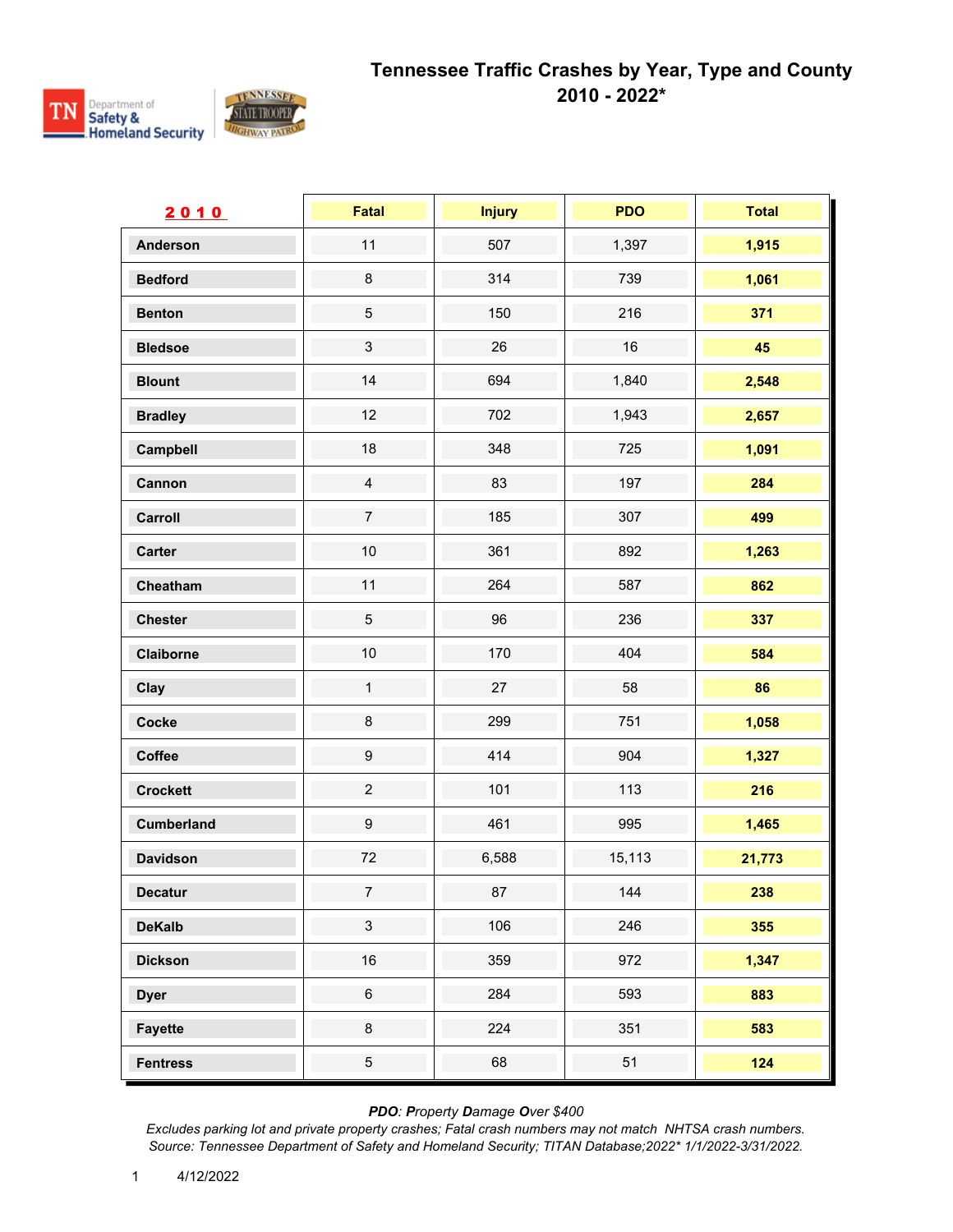# Tennessee Traffic Crashes by Year, Type and County
## 2010 - 2022*

| 2010 | Fatal | Injury | PDO | Total |
|---|---|---|---|---|
| Anderson | 11 | 507 | 1,397 | **1,915** |
| Bedford | 8 | 314 | 739 | **1,061** |
| Benton | 5 | 150 | 216 | **371** |
| Bledsoe | 3 | 26 | 16 | **45** |
| Blount | 14 | 694 | 1,840 | **2,548** |
| Bradley | 12 | 702 | 1,943 | **2,657** |
| Campbell | 18 | 348 | 725 | **1,091** |
| Cannon | 4 | 83 | 197 | **284** |
| Carroll | 7 | 185 | 307 | **499** |
| Carter | 10 | 361 | 892 | **1,263** |
| Cheatham | 11 | 264 | 587 | **862** |
| Chester | 5 | 96 | 236 | **337** |
| Claiborne | 10 | 170 | 404 | **584** |
| Clay | 1 | 27 | 58 | **86** |
| Cocke | 8 | 299 | 751 | **1,058** |
| Coffee | 9 | 414 | 904 | **1,327** |
| Crockett | 2 | 101 | 113 | **216** |
| Cumberland | 9 | 461 | 995 | **1,465** |
| Davidson | 72 | 6,588 | 15,113 | **21,773** |
| Decatur | 7 | 87 | 144 | **238** |
| DeKalb | 3 | 106 | 246 | **355** |
| Dickson | 16 | 359 | 972 | **1,347** |
| Dyer | 6 | 284 | 593 | **883** |
| Fayette | 8 | 224 | 351 | **583** |
| Fentress | 5 | 68 | 51 | **124** |

*PDO: **P**roperty **D**amage **O**ver $400*

*Excludes parking lot and private property crashes; Fatal crash numbers may not match NHTSA crash numbers.*

*Source: Tennessee Department of Safety and Homeland Security; TITAN Database;2022* 1/1/2022-3/31/2022.*

4/12/2022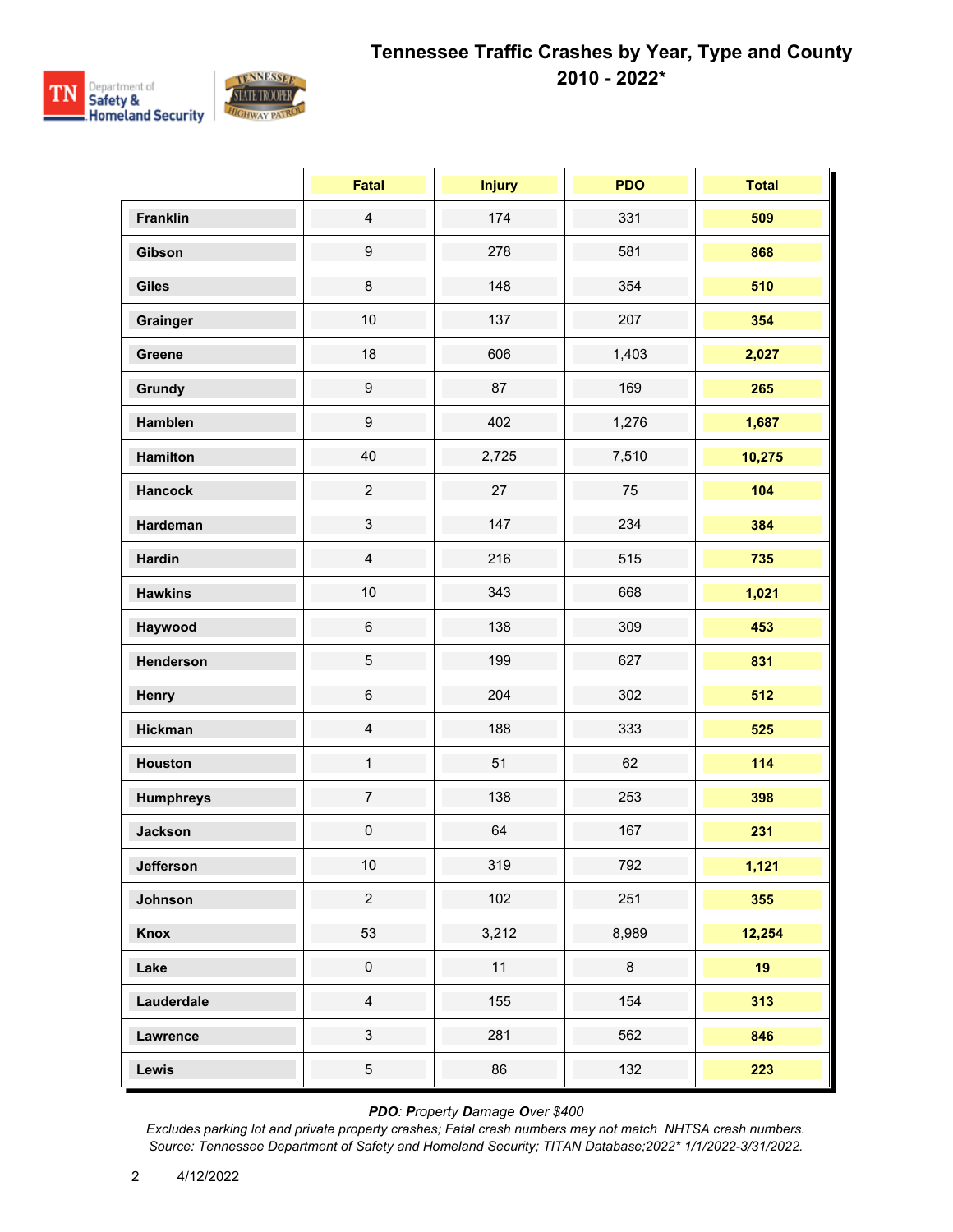# Tennessee Traffic Crashes by Year, Type and County 2010 - 2022*

| | Fatal | Injury | PDO | Total |
|---|---|---|---|---|
| **Franklin** | 4 | 174 | 331 | **509** |
| **Gibson** | 9 | 278 | 581 | **868** |
| **Giles** | 8 | 148 | 354 | **510** |
| **Grainger** | 10 | 137 | 207 | **354** |
| **Greene** | 18 | 606 | 1,403 | **2,027** |
| **Grundy** | 9 | 87 | 169 | **265** |
| **Hamblen** | 9 | 402 | 1,276 | **1,687** |
| **Hamilton** | 40 | 2,725 | 7,510 | **10,275** |
| **Hancock** | 2 | 27 | 75 | **104** |
| **Hardeman** | 3 | 147 | 234 | **384** |
| **Hardin** | 4 | 216 | 515 | **735** |
| **Hawkins** | 10 | 343 | 668 | **1,021** |
| **Haywood** | 6 | 138 | 309 | **453** |
| **Henderson** | 5 | 199 | 627 | **831** |
| **Henry** | 6 | 204 | 302 | **512** |
| **Hickman** | 4 | 188 | 333 | **525** |
| **Houston** | 1 | 51 | 62 | **114** |
| **Humphreys** | 7 | 138 | 253 | **398** |
| **Jackson** | 0 | 64 | 167 | **231** |
| **Jefferson** | 10 | 319 | 792 | **1,121** |
| **Johnson** | 2 | 102 | 251 | **355** |
| **Knox** | 53 | 3,212 | 8,989 | **12,254** |
| **Lake** | 0 | 11 | 8 | **19** |
| **Lauderdale** | 4 | 155 | 154 | **313** |
| **Lawrence** | 3 | 281 | 562 | **846** |
| **Lewis** | 5 | 86 | 132 | **223** |

***PDO**: **P**roperty **D**amage **O**ver $400*

*Excludes parking lot and private property crashes; Fatal crash numbers may not match NHTSA crash numbers.*
*Source: Tennessee Department of Safety and Homeland Security; TITAN Database;2022* 1/1/2022-3/31/2022.*

4/12/2022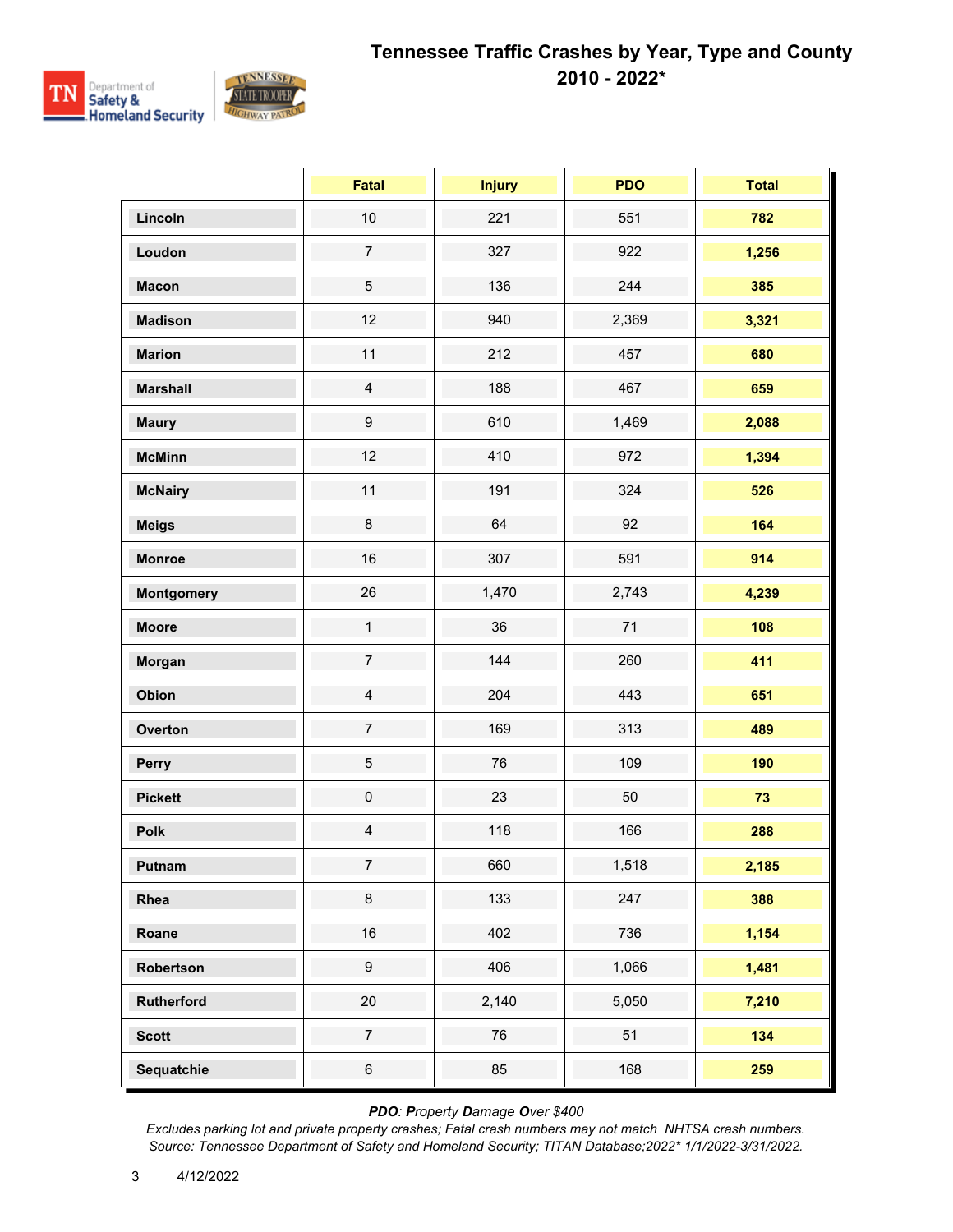# Tennessee Traffic Crashes by Year, Type and County
## 2010 - 2022*

| | Fatal | Injury | PDO | Total |
|---|---|---|---|---|
| **Lincoln** | 10 | 221 | 551 | **782** |
| **Loudon** | 7 | 327 | 922 | **1,256** |
| **Macon** | 5 | 136 | 244 | **385** |
| **Madison** | 12 | 940 | 2,369 | **3,321** |
| **Marion** | 11 | 212 | 457 | **680** |
| **Marshall** | 4 | 188 | 467 | **659** |
| **Maury** | 9 | 610 | 1,469 | **2,088** |
| **McMinn** | 12 | 410 | 972 | **1,394** |
| **McNairy** | 11 | 191 | 324 | **526** |
| **Meigs** | 8 | 64 | 92 | **164** |
| **Monroe** | 16 | 307 | 591 | **914** |
| **Montgomery** | 26 | 1,470 | 2,743 | **4,239** |
| **Moore** | 1 | 36 | 71 | **108** |
| **Morgan** | 7 | 144 | 260 | **411** |
| **Obion** | 4 | 204 | 443 | **651** |
| **Overton** | 7 | 169 | 313 | **489** |
| **Perry** | 5 | 76 | 109 | **190** |
| **Pickett** | 0 | 23 | 50 | **73** |
| **Polk** | 4 | 118 | 166 | **288** |
| **Putnam** | 7 | 660 | 1,518 | **2,185** |
| **Rhea** | 8 | 133 | 247 | **388** |
| **Roane** | 16 | 402 | 736 | **1,154** |
| **Robertson** | 9 | 406 | 1,066 | **1,481** |
| **Rutherford** | 20 | 2,140 | 5,050 | **7,210** |
| **Scott** | 7 | 76 | 51 | **134** |
| **Sequatchie** | 6 | 85 | 168 | **259** |

***PDO**: **P**roperty **D**amage **O**ver $400*

*Excludes parking lot and private property crashes; Fatal crash numbers may not match NHTSA crash numbers.*
*Source: Tennessee Department of Safety and Homeland Security; TITAN Database;2022* 1/1/2022-3/31/2022.*

4/12/2022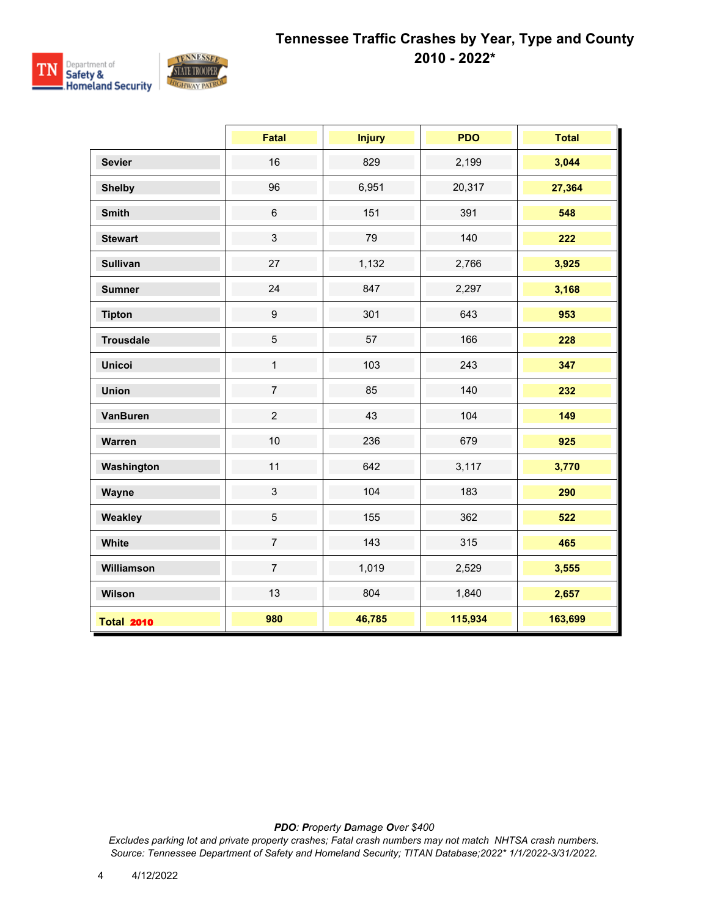# Tennessee Traffic Crashes by Year, Type and County
## 2010 - 2022*

| | Fatal | Injury | PDO | Total |
|---|---|---|---|---|
| **Sevier** | 16 | 829 | 2,199 | **3,044** |
| **Shelby** | 96 | 6,951 | 20,317 | **27,364** |
| **Smith** | 6 | 151 | 391 | **548** |
| **Stewart** | 3 | 79 | 140 | **222** |
| **Sullivan** | 27 | 1,132 | 2,766 | **3,925** |
| **Sumner** | 24 | 847 | 2,297 | **3,168** |
| **Tipton** | 9 | 301 | 643 | **953** |
| **Trousdale** | 5 | 57 | 166 | **228** |
| **Unicoi** | 1 | 103 | 243 | **347** |
| **Union** | 7 | 85 | 140 | **232** |
| **VanBuren** | 2 | 43 | 104 | **149** |
| **Warren** | 10 | 236 | 679 | **925** |
| **Washington** | 11 | 642 | 3,117 | **3,770** |
| **Wayne** | 3 | 104 | 183 | **290** |
| **Weakley** | 5 | 155 | 362 | **522** |
| **White** | 7 | 143 | 315 | **465** |
| **Williamson** | 7 | 1,019 | 2,529 | **3,555** |
| **Wilson** | 13 | 804 | 1,840 | **2,657** |
| **Total 2010** | **980** | **46,785** | **115,934** | **163,699** |

*PDO: Property Damage Over $400*

*Excludes parking lot and private property crashes; Fatal crash numbers may not match NHTSA crash numbers.*

*Source: Tennessee Department of Safety and Homeland Security; TITAN Database;2022* 1/1/2022-3/31/2022.*

4/12/2022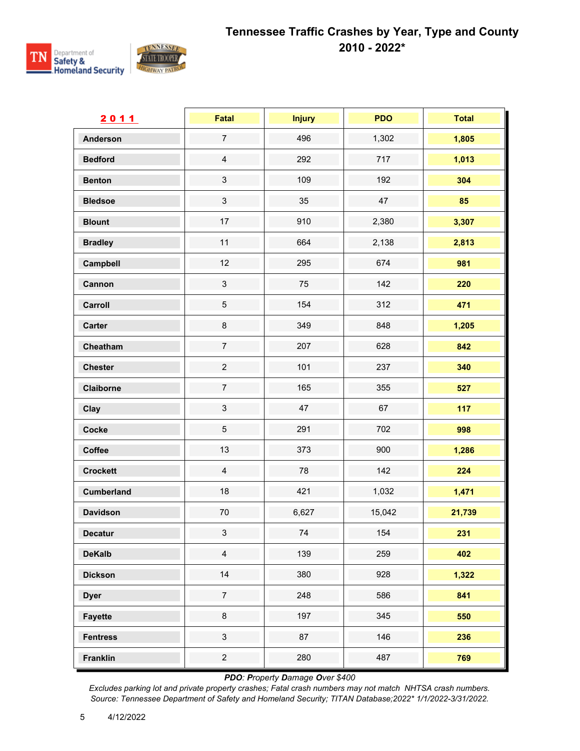# Tennessee Traffic Crashes by Year, Type and County

## 2010 - 2022*

| 2011 | Fatal | Injury | PDO | Total |
|---|---|---|---|---|
| Anderson | 7 | 496 | 1,302 | **1,805** |
| Bedford | 4 | 292 | 717 | **1,013** |
| Benton | 3 | 109 | 192 | **304** |
| Bledsoe | 3 | 35 | 47 | **85** |
| Blount | 17 | 910 | 2,380 | **3,307** |
| Bradley | 11 | 664 | 2,138 | **2,813** |
| Campbell | 12 | 295 | 674 | **981** |
| Cannon | 3 | 75 | 142 | **220** |
| Carroll | 5 | 154 | 312 | **471** |
| Carter | 8 | 349 | 848 | **1,205** |
| Cheatham | 7 | 207 | 628 | **842** |
| Chester | 2 | 101 | 237 | **340** |
| Claiborne | 7 | 165 | 355 | **527** |
| Clay | 3 | 47 | 67 | **117** |
| Cocke | 5 | 291 | 702 | **998** |
| Coffee | 13 | 373 | 900 | **1,286** |
| Crockett | 4 | 78 | 142 | **224** |
| Cumberland | 18 | 421 | 1,032 | **1,471** |
| Davidson | 70 | 6,627 | 15,042 | **21,739** |
| Decatur | 3 | 74 | 154 | **231** |
| DeKalb | 4 | 139 | 259 | **402** |
| Dickson | 14 | 380 | 928 | **1,322** |
| Dyer | 7 | 248 | 586 | **841** |
| Fayette | 8 | 197 | 345 | **550** |
| Fentress | 3 | 87 | 146 | **236** |
| Franklin | 2 | 280 | 487 | **769** |

***PDO**: **P**roperty **D**amage **O**ver $400*

*Excludes parking lot and private property crashes; Fatal crash numbers may not match NHTSA crash numbers.*
*Source: Tennessee Department of Safety and Homeland Security; TITAN Database;2022* 1/1/2022-3/31/2022.*

4/12/2022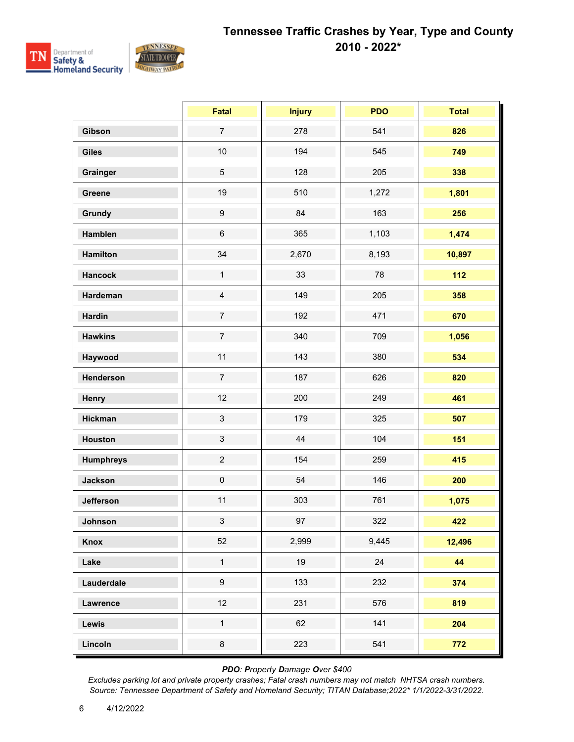# Tennessee Traffic Crashes by Year, Type and County 2010 - 2022*

| | Fatal | Injury | PDO | Total |
|---|---|---|---|---|
| **Gibson** | 7 | 278 | 541 | **826** |
| **Giles** | 10 | 194 | 545 | **749** |
| **Grainger** | 5 | 128 | 205 | **338** |
| **Greene** | 19 | 510 | 1,272 | **1,801** |
| **Grundy** | 9 | 84 | 163 | **256** |
| **Hamblen** | 6 | 365 | 1,103 | **1,474** |
| **Hamilton** | 34 | 2,670 | 8,193 | **10,897** |
| **Hancock** | 1 | 33 | 78 | **112** |
| **Hardeman** | 4 | 149 | 205 | **358** |
| **Hardin** | 7 | 192 | 471 | **670** |
| **Hawkins** | 7 | 340 | 709 | **1,056** |
| **Haywood** | 11 | 143 | 380 | **534** |
| **Henderson** | 7 | 187 | 626 | **820** |
| **Henry** | 12 | 200 | 249 | **461** |
| **Hickman** | 3 | 179 | 325 | **507** |
| **Houston** | 3 | 44 | 104 | **151** |
| **Humphreys** | 2 | 154 | 259 | **415** |
| **Jackson** | 0 | 54 | 146 | **200** |
| **Jefferson** | 11 | 303 | 761 | **1,075** |
| **Johnson** | 3 | 97 | 322 | **422** |
| **Knox** | 52 | 2,999 | 9,445 | **12,496** |
| **Lake** | 1 | 19 | 24 | **44** |
| **Lauderdale** | 9 | 133 | 232 | **374** |
| **Lawrence** | 12 | 231 | 576 | **819** |
| **Lewis** | 1 | 62 | 141 | **204** |
| **Lincoln** | 8 | 223 | 541 | **772** |

***PDO**: **P**roperty **D**amage **O**ver $400*

*Excludes parking lot and private property crashes; Fatal crash numbers may not match NHTSA crash numbers.*

*Source: Tennessee Department of Safety and Homeland Security; TITAN Database;2022* 1/1/2022-3/31/2022.*

4/12/2022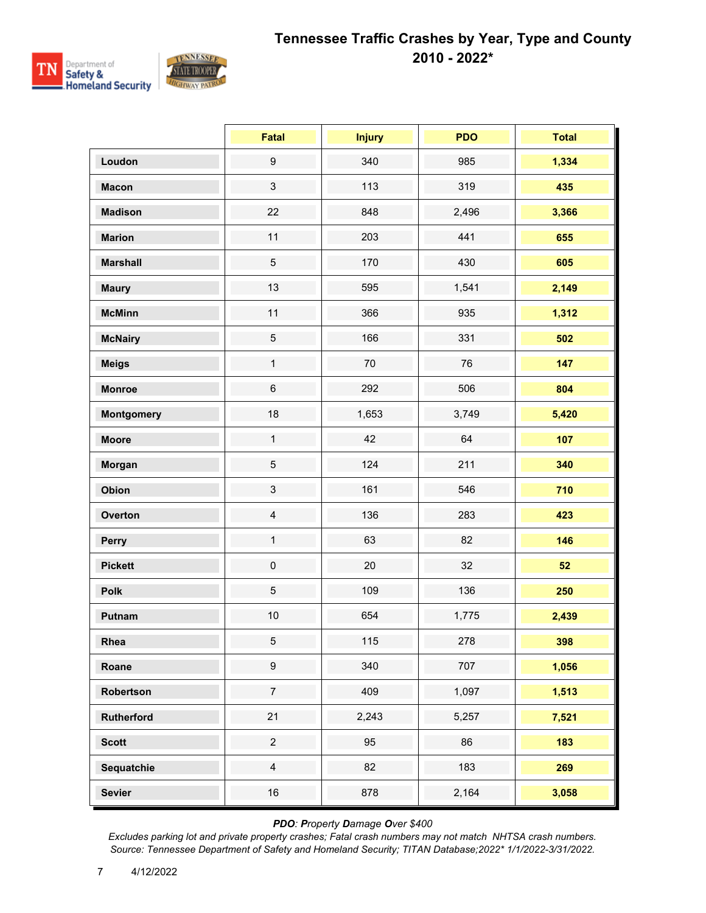# Tennessee Traffic Crashes by Year, Type and County
## 2010 - 2022*

| | Fatal | Injury | PDO | Total |
|---|---|---|---|---|
| **Loudon** | 9 | 340 | 985 | **1,334** |
| **Macon** | 3 | 113 | 319 | **435** |
| **Madison** | 22 | 848 | 2,496 | **3,366** |
| **Marion** | 11 | 203 | 441 | **655** |
| **Marshall** | 5 | 170 | 430 | **605** |
| **Maury** | 13 | 595 | 1,541 | **2,149** |
| **McMinn** | 11 | 366 | 935 | **1,312** |
| **McNairy** | 5 | 166 | 331 | **502** |
| **Meigs** | 1 | 70 | 76 | **147** |
| **Monroe** | 6 | 292 | 506 | **804** |
| **Montgomery** | 18 | 1,653 | 3,749 | **5,420** |
| **Moore** | 1 | 42 | 64 | **107** |
| **Morgan** | 5 | 124 | 211 | **340** |
| **Obion** | 3 | 161 | 546 | **710** |
| **Overton** | 4 | 136 | 283 | **423** |
| **Perry** | 1 | 63 | 82 | **146** |
| **Pickett** | 0 | 20 | 32 | **52** |
| **Polk** | 5 | 109 | 136 | **250** |
| **Putnam** | 10 | 654 | 1,775 | **2,439** |
| **Rhea** | 5 | 115 | 278 | **398** |
| **Roane** | 9 | 340 | 707 | **1,056** |
| **Robertson** | 7 | 409 | 1,097 | **1,513** |
| **Rutherford** | 21 | 2,243 | 5,257 | **7,521** |
| **Scott** | 2 | 95 | 86 | **183** |
| **Sequatchie** | 4 | 82 | 183 | **269** |
| **Sevier** | 16 | 878 | 2,164 | **3,058** |

***PDO**: **P**roperty **D**amage **O**ver $400*

*Excludes parking lot and private property crashes; Fatal crash numbers may not match NHTSA crash numbers.*
*Source: Tennessee Department of Safety and Homeland Security; TITAN Database;2022* 1/1/2022-3/31/2022.*

4/12/2022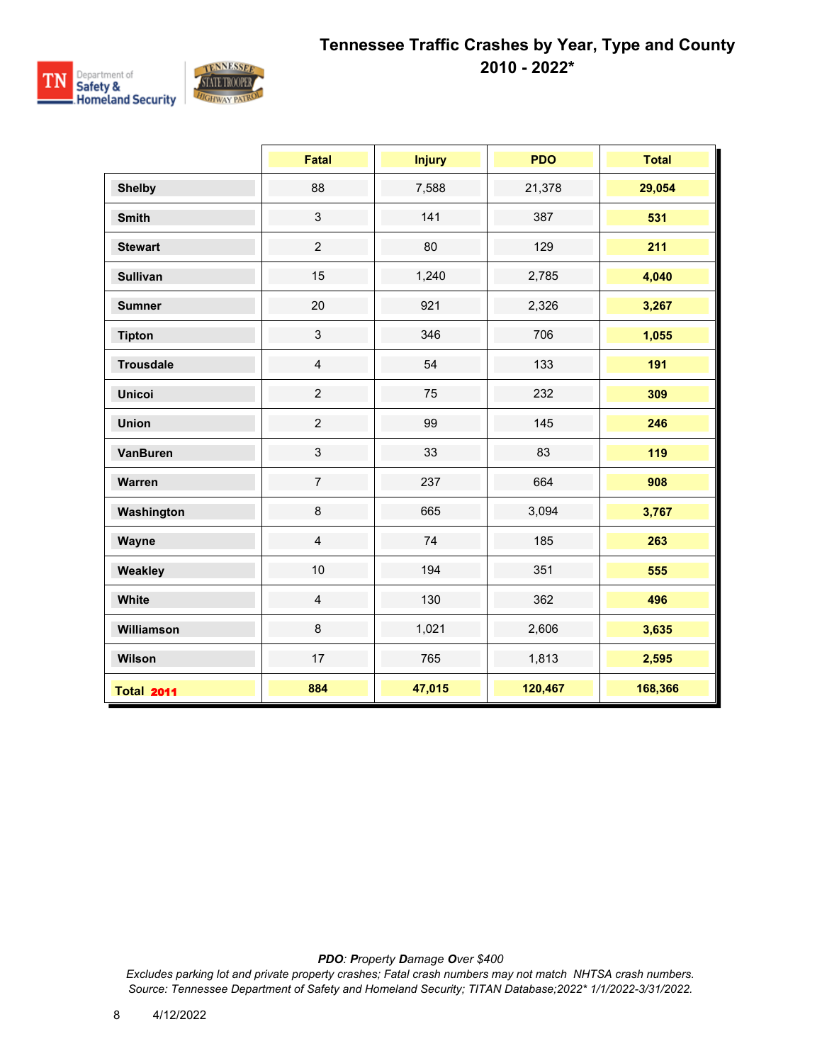# Tennessee Traffic Crashes by Year, Type and County

## 2010 - 2022*

| | Fatal | Injury | PDO | Total |
|---|---|---|---|---|
| **Shelby** | 88 | 7,588 | 21,378 | **29,054** |
| **Smith** | 3 | 141 | 387 | **531** |
| **Stewart** | 2 | 80 | 129 | **211** |
| **Sullivan** | 15 | 1,240 | 2,785 | **4,040** |
| **Sumner** | 20 | 921 | 2,326 | **3,267** |
| **Tipton** | 3 | 346 | 706 | **1,055** |
| **Trousdale** | 4 | 54 | 133 | **191** |
| **Unicoi** | 2 | 75 | 232 | **309** |
| **Union** | 2 | 99 | 145 | **246** |
| **VanBuren** | 3 | 33 | 83 | **119** |
| **Warren** | 7 | 237 | 664 | **908** |
| **Washington** | 8 | 665 | 3,094 | **3,767** |
| **Wayne** | 4 | 74 | 185 | **263** |
| **Weakley** | 10 | 194 | 351 | **555** |
| **White** | 4 | 130 | 362 | **496** |
| **Williamson** | 8 | 1,021 | 2,606 | **3,635** |
| **Wilson** | 17 | 765 | 1,813 | **2,595** |
| **Total 2011** | **884** | **47,015** | **120,467** | **168,366** |

*PDO: Property Damage Over $400*

*Excludes parking lot and private property crashes; Fatal crash numbers may not match NHTSA crash numbers.*

*Source: Tennessee Department of Safety and Homeland Security; TITAN Database;2022* 1/1/2022-3/31/2022.*

4/12/2022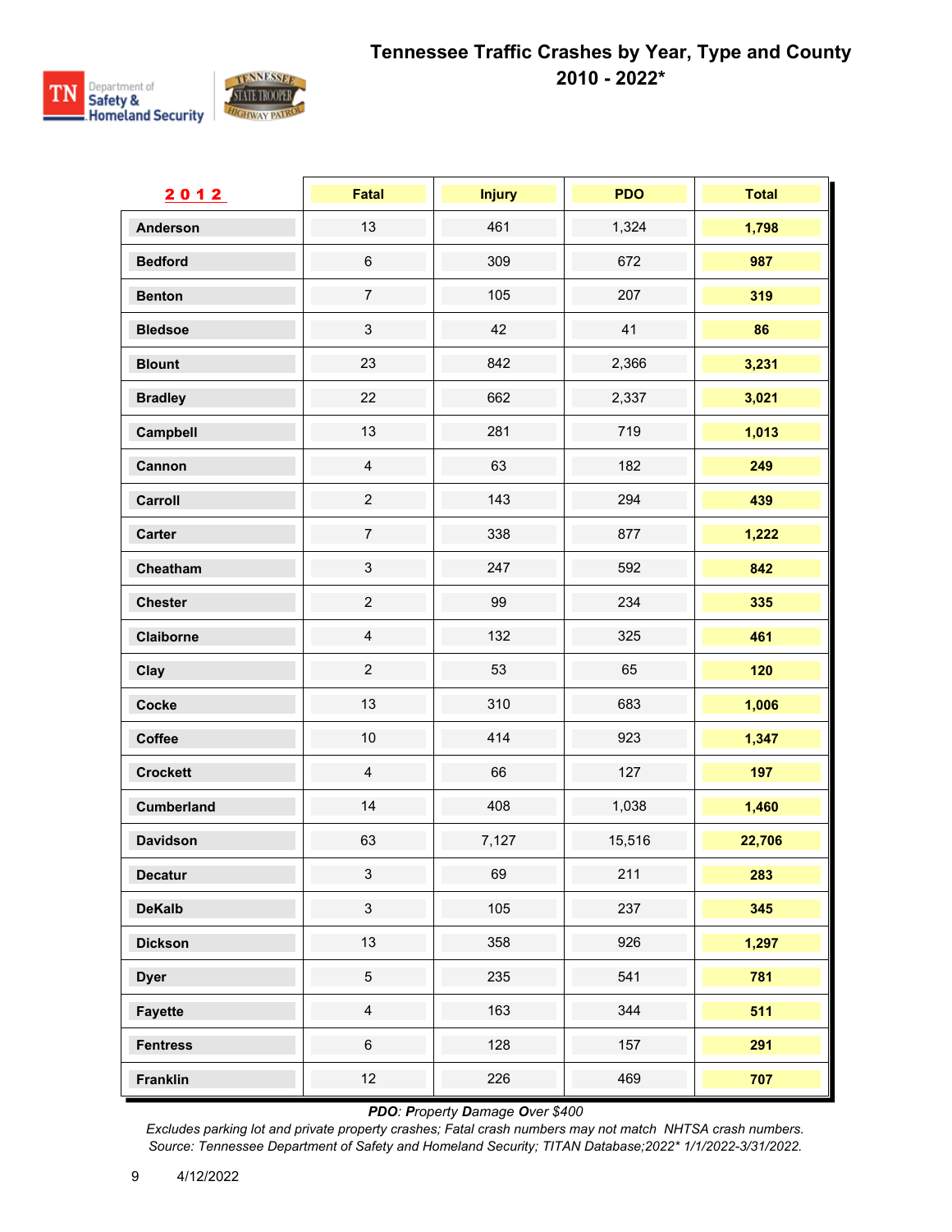# Tennessee Traffic Crashes by Year, Type and County 2010 - 2022*

| 2012 | Fatal | Injury | PDO | Total |
|---|---|---|---|---|
| Anderson | 13 | 461 | 1,324 | **1,798** |
| Bedford | 6 | 309 | 672 | **987** |
| Benton | 7 | 105 | 207 | **319** |
| Bledsoe | 3 | 42 | 41 | **86** |
| Blount | 23 | 842 | 2,366 | **3,231** |
| Bradley | 22 | 662 | 2,337 | **3,021** |
| Campbell | 13 | 281 | 719 | **1,013** |
| Cannon | 4 | 63 | 182 | **249** |
| Carroll | 2 | 143 | 294 | **439** |
| Carter | 7 | 338 | 877 | **1,222** |
| Cheatham | 3 | 247 | 592 | **842** |
| Chester | 2 | 99 | 234 | **335** |
| Claiborne | 4 | 132 | 325 | **461** |
| Clay | 2 | 53 | 65 | **120** |
| Cocke | 13 | 310 | 683 | **1,006** |
| Coffee | 10 | 414 | 923 | **1,347** |
| Crockett | 4 | 66 | 127 | **197** |
| Cumberland | 14 | 408 | 1,038 | **1,460** |
| Davidson | 63 | 7,127 | 15,516 | **22,706** |
| Decatur | 3 | 69 | 211 | **283** |
| DeKalb | 3 | 105 | 237 | **345** |
| Dickson | 13 | 358 | 926 | **1,297** |
| Dyer | 5 | 235 | 541 | **781** |
| Fayette | 4 | 163 | 344 | **511** |
| Fentress | 6 | 128 | 157 | **291** |
| Franklin | 12 | 226 | 469 | **707** |

*PDO: Property Damage Over $400*

*Excludes parking lot and private property crashes; Fatal crash numbers may not match NHTSA crash numbers.*
*Source: Tennessee Department of Safety and Homeland Security; TITAN Database;2022* 1/1/2022-3/31/2022.*

4/12/2022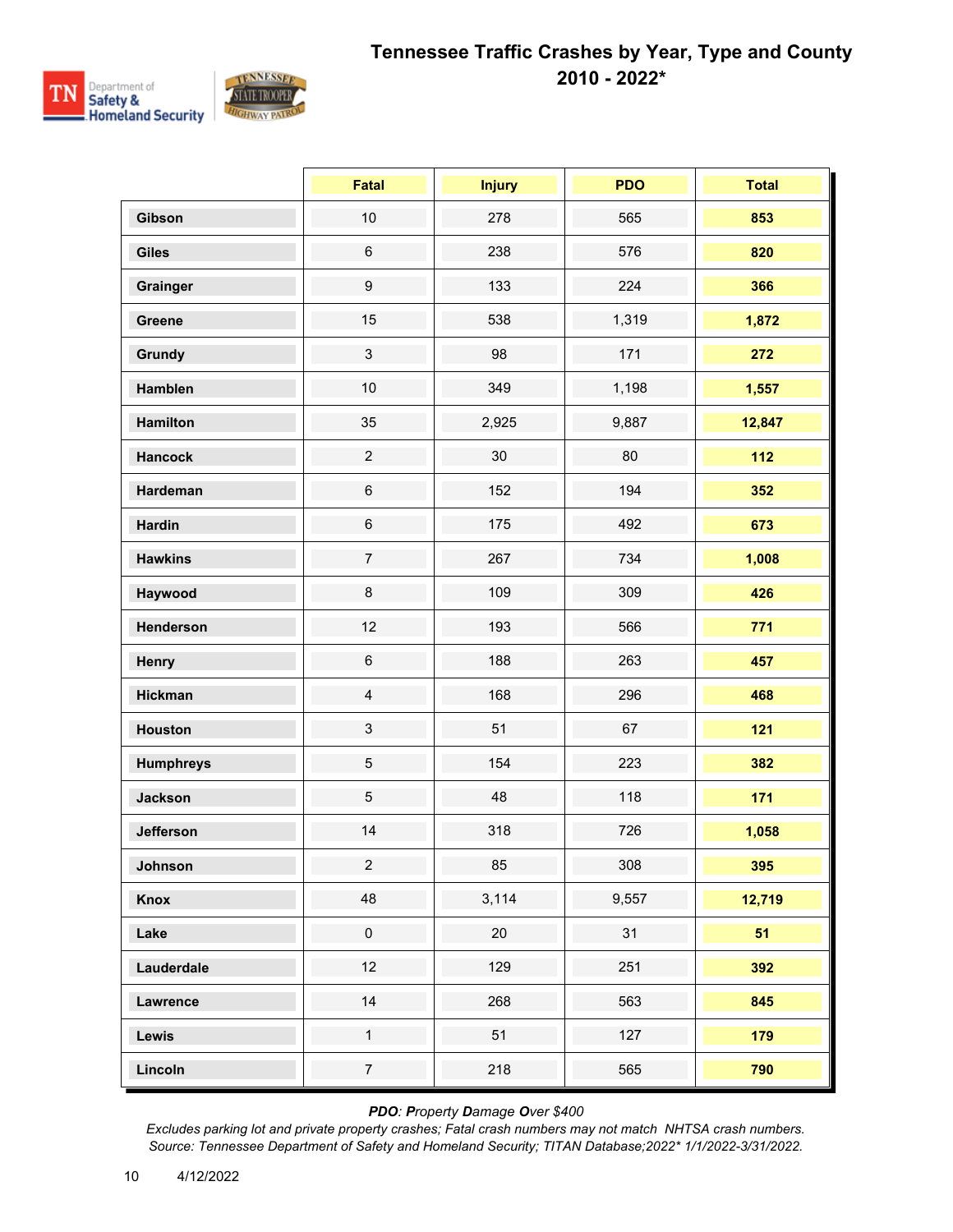# Tennessee Traffic Crashes by Year, Type and County

## 2010 - 2022*

| | Fatal | Injury | PDO | Total |
|---|---|---|---|---|
| **Gibson** | 10 | 278 | 565 | **853** |
| **Giles** | 6 | 238 | 576 | **820** |
| **Grainger** | 9 | 133 | 224 | **366** |
| **Greene** | 15 | 538 | 1,319 | **1,872** |
| **Grundy** | 3 | 98 | 171 | **272** |
| **Hamblen** | 10 | 349 | 1,198 | **1,557** |
| **Hamilton** | 35 | 2,925 | 9,887 | **12,847** |
| **Hancock** | 2 | 30 | 80 | **112** |
| **Hardeman** | 6 | 152 | 194 | **352** |
| **Hardin** | 6 | 175 | 492 | **673** |
| **Hawkins** | 7 | 267 | 734 | **1,008** |
| **Haywood** | 8 | 109 | 309 | **426** |
| **Henderson** | 12 | 193 | 566 | **771** |
| **Henry** | 6 | 188 | 263 | **457** |
| **Hickman** | 4 | 168 | 296 | **468** |
| **Houston** | 3 | 51 | 67 | **121** |
| **Humphreys** | 5 | 154 | 223 | **382** |
| **Jackson** | 5 | 48 | 118 | **171** |
| **Jefferson** | 14 | 318 | 726 | **1,058** |
| **Johnson** | 2 | 85 | 308 | **395** |
| **Knox** | 48 | 3,114 | 9,557 | **12,719** |
| **Lake** | 0 | 20 | 31 | **51** |
| **Lauderdale** | 12 | 129 | 251 | **392** |
| **Lawrence** | 14 | 268 | 563 | **845** |
| **Lewis** | 1 | 51 | 127 | **179** |
| **Lincoln** | 7 | 218 | 565 | **790** |

***PDO**: **P**roperty **D**amage **O**ver $400*

*Excludes parking lot and private property crashes; Fatal crash numbers may not match NHTSA crash numbers.*
*Source: Tennessee Department of Safety and Homeland Security; TITAN Database;2022* 1/1/2022-3/31/2022.*

4/12/2022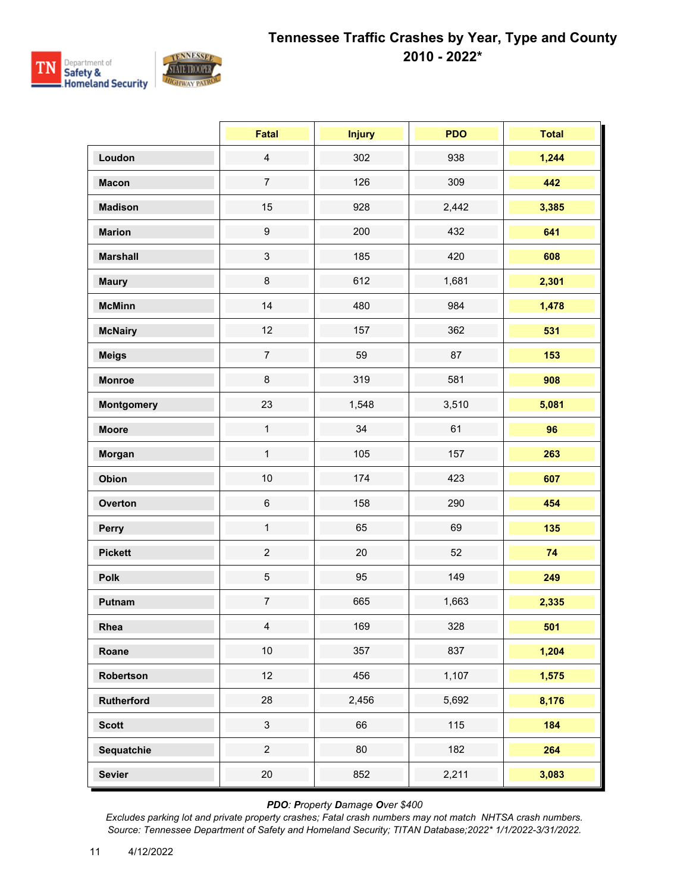# Tennessee Traffic Crashes by Year, Type and County 2010 - 2022*

| | Fatal | Injury | PDO | Total |
|---|---|---|---|---|
| **Loudon** | 4 | 302 | 938 | **1,244** |
| **Macon** | 7 | 126 | 309 | **442** |
| **Madison** | 15 | 928 | 2,442 | **3,385** |
| **Marion** | 9 | 200 | 432 | **641** |
| **Marshall** | 3 | 185 | 420 | **608** |
| **Maury** | 8 | 612 | 1,681 | **2,301** |
| **McMinn** | 14 | 480 | 984 | **1,478** |
| **McNairy** | 12 | 157 | 362 | **531** |
| **Meigs** | 7 | 59 | 87 | **153** |
| **Monroe** | 8 | 319 | 581 | **908** |
| **Montgomery** | 23 | 1,548 | 3,510 | **5,081** |
| **Moore** | 1 | 34 | 61 | **96** |
| **Morgan** | 1 | 105 | 157 | **263** |
| **Obion** | 10 | 174 | 423 | **607** |
| **Overton** | 6 | 158 | 290 | **454** |
| **Perry** | 1 | 65 | 69 | **135** |
| **Pickett** | 2 | 20 | 52 | **74** |
| **Polk** | 5 | 95 | 149 | **249** |
| **Putnam** | 7 | 665 | 1,663 | **2,335** |
| **Rhea** | 4 | 169 | 328 | **501** |
| **Roane** | 10 | 357 | 837 | **1,204** |
| **Robertson** | 12 | 456 | 1,107 | **1,575** |
| **Rutherford** | 28 | 2,456 | 5,692 | **8,176** |
| **Scott** | 3 | 66 | 115 | **184** |
| **Sequatchie** | 2 | 80 | 182 | **264** |
| **Sevier** | 20 | 852 | 2,211 | **3,083** |

***PDO**: **P**roperty **D**amage **O**ver $400*

*Excludes parking lot and private property crashes; Fatal crash numbers may not match NHTSA crash numbers.*

*Source: Tennessee Department of Safety and Homeland Security; TITAN Database;2022* 1/1/2022-3/31/2022.*

4/12/2022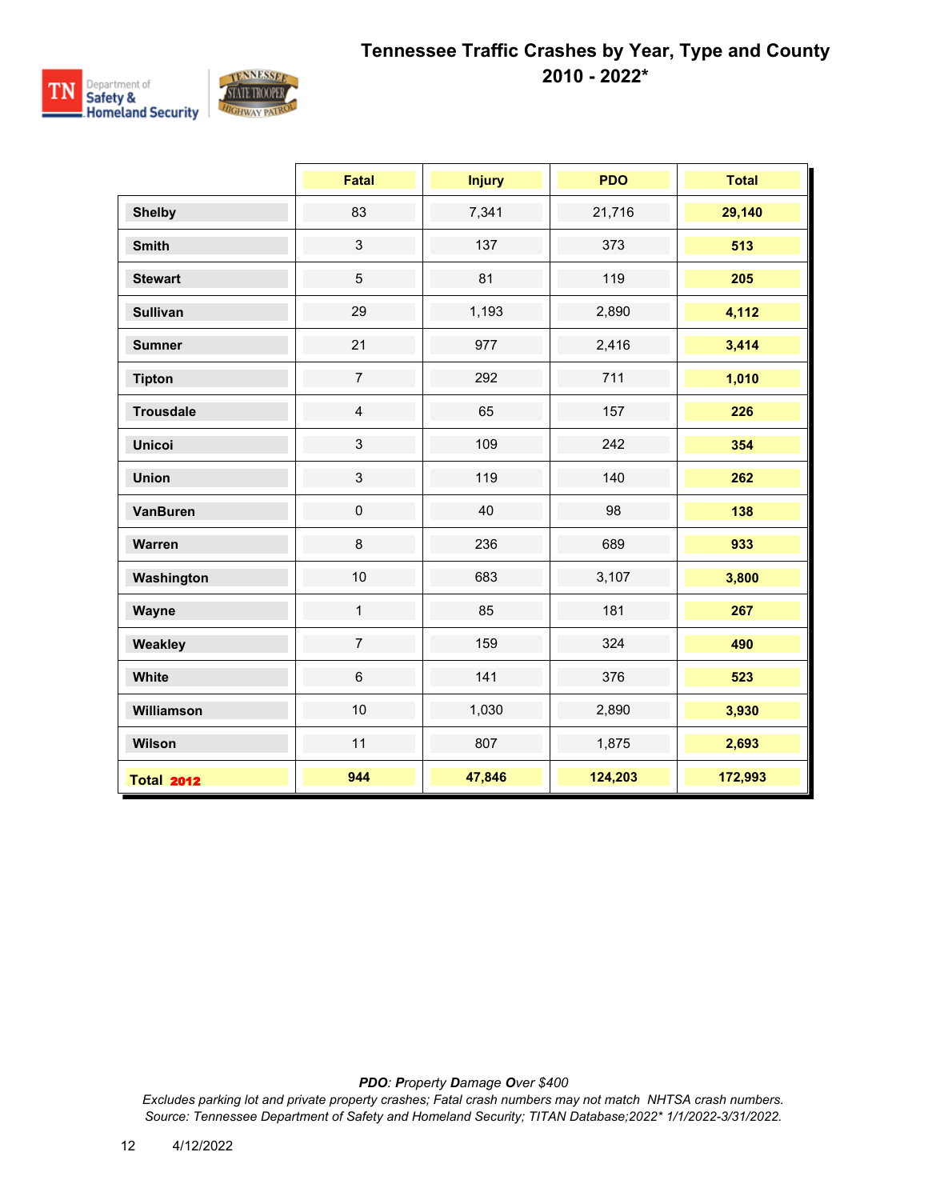# Tennessee Traffic Crashes by Year, Type and County

## 2010 - 2022*

| | Fatal | Injury | PDO | Total |
|---|---|---|---|---|
| **Shelby** | 83 | 7,341 | 21,716 | **29,140** |
| **Smith** | 3 | 137 | 373 | **513** |
| **Stewart** | 5 | 81 | 119 | **205** |
| **Sullivan** | 29 | 1,193 | 2,890 | **4,112** |
| **Sumner** | 21 | 977 | 2,416 | **3,414** |
| **Tipton** | 7 | 292 | 711 | **1,010** |
| **Trousdale** | 4 | 65 | 157 | **226** |
| **Unicoi** | 3 | 109 | 242 | **354** |
| **Union** | 3 | 119 | 140 | **262** |
| **VanBuren** | 0 | 40 | 98 | **138** |
| **Warren** | 8 | 236 | 689 | **933** |
| **Washington** | 10 | 683 | 3,107 | **3,800** |
| **Wayne** | 1 | 85 | 181 | **267** |
| **Weakley** | 7 | 159 | 324 | **490** |
| **White** | 6 | 141 | 376 | **523** |
| **Williamson** | 10 | 1,030 | 2,890 | **3,930** |
| **Wilson** | 11 | 807 | 1,875 | **2,693** |
| **Total 2012** | **944** | **47,846** | **124,203** | **172,993** |

***PDO**: **P**roperty **D**amage **O**ver $400*

*Excludes parking lot and private property crashes; Fatal crash numbers may not match NHTSA crash numbers.*

*Source: Tennessee Department of Safety and Homeland Security; TITAN Database;2022* 1/1/2022-3/31/2022.*

4/12/2022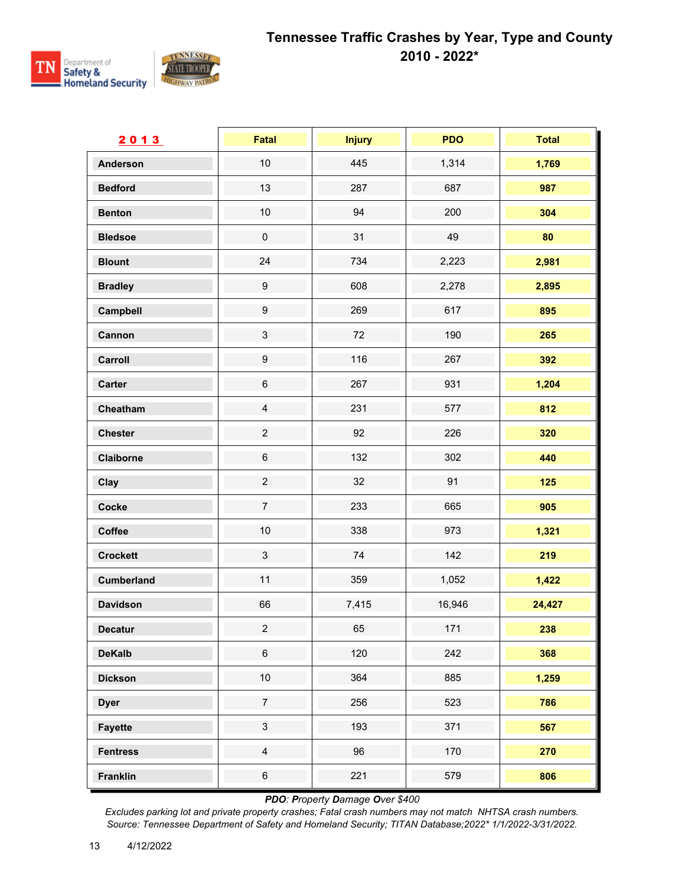# Tennessee Traffic Crashes by Year, Type and County 2010 - 2022*

| 2013 | Fatal | Injury | PDO | Total |
|---|---|---|---|---|
| Anderson | 10 | 445 | 1,314 | **1,769** |
| Bedford | 13 | 287 | 687 | **987** |
| Benton | 10 | 94 | 200 | **304** |
| Bledsoe | 0 | 31 | 49 | **80** |
| Blount | 24 | 734 | 2,223 | **2,981** |
| Bradley | 9 | 608 | 2,278 | **2,895** |
| Campbell | 9 | 269 | 617 | **895** |
| Cannon | 3 | 72 | 190 | **265** |
| Carroll | 9 | 116 | 267 | **392** |
| Carter | 6 | 267 | 931 | **1,204** |
| Cheatham | 4 | 231 | 577 | **812** |
| Chester | 2 | 92 | 226 | **320** |
| Claiborne | 6 | 132 | 302 | **440** |
| Clay | 2 | 32 | 91 | **125** |
| Cocke | 7 | 233 | 665 | **905** |
| Coffee | 10 | 338 | 973 | **1,321** |
| Crockett | 3 | 74 | 142 | **219** |
| Cumberland | 11 | 359 | 1,052 | **1,422** |
| Davidson | 66 | 7,415 | 16,946 | **24,427** |
| Decatur | 2 | 65 | 171 | **238** |
| DeKalb | 6 | 120 | 242 | **368** |
| Dickson | 10 | 364 | 885 | **1,259** |
| Dyer | 7 | 256 | 523 | **786** |
| Fayette | 3 | 193 | 371 | **567** |
| Fentress | 4 | 96 | 170 | **270** |
| Franklin | 6 | 221 | 579 | **806** |

*PDO: Property Damage Over $400*

*Excludes parking lot and private property crashes; Fatal crash numbers may not match NHTSA crash numbers.*

*Source: Tennessee Department of Safety and Homeland Security; TITAN Database;2022* 1/1/2022-3/31/2022.*

4/12/2022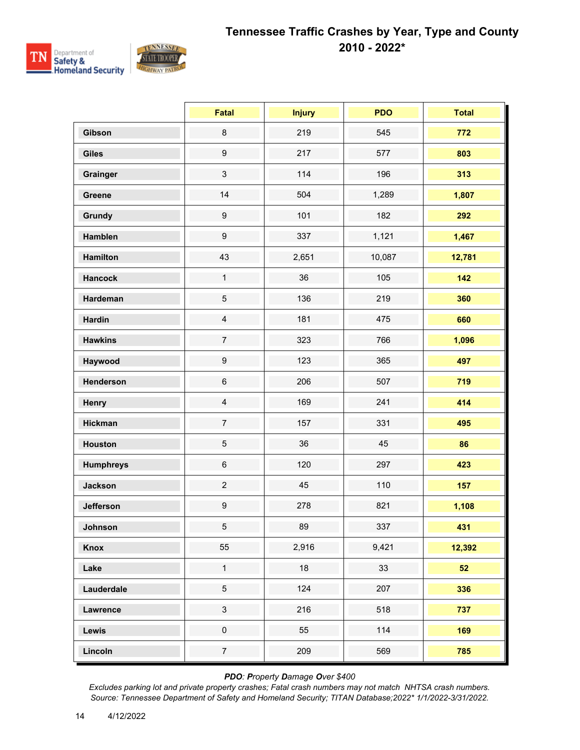# Tennessee Traffic Crashes by Year, Type and County 2010 - 2022*

| | Fatal | Injury | PDO | Total |
|---|---|---|---|---|
| **Gibson** | 8 | 219 | 545 | **772** |
| **Giles** | 9 | 217 | 577 | **803** |
| **Grainger** | 3 | 114 | 196 | **313** |
| **Greene** | 14 | 504 | 1,289 | **1,807** |
| **Grundy** | 9 | 101 | 182 | **292** |
| **Hamblen** | 9 | 337 | 1,121 | **1,467** |
| **Hamilton** | 43 | 2,651 | 10,087 | **12,781** |
| **Hancock** | 1 | 36 | 105 | **142** |
| **Hardeman** | 5 | 136 | 219 | **360** |
| **Hardin** | 4 | 181 | 475 | **660** |
| **Hawkins** | 7 | 323 | 766 | **1,096** |
| **Haywood** | 9 | 123 | 365 | **497** |
| **Henderson** | 6 | 206 | 507 | **719** |
| **Henry** | 4 | 169 | 241 | **414** |
| **Hickman** | 7 | 157 | 331 | **495** |
| **Houston** | 5 | 36 | 45 | **86** |
| **Humphreys** | 6 | 120 | 297 | **423** |
| **Jackson** | 2 | 45 | 110 | **157** |
| **Jefferson** | 9 | 278 | 821 | **1,108** |
| **Johnson** | 5 | 89 | 337 | **431** |
| **Knox** | 55 | 2,916 | 9,421 | **12,392** |
| **Lake** | 1 | 18 | 33 | **52** |
| **Lauderdale** | 5 | 124 | 207 | **336** |
| **Lawrence** | 3 | 216 | 518 | **737** |
| **Lewis** | 0 | 55 | 114 | **169** |
| **Lincoln** | 7 | 209 | 569 | **785** |

***PDO**: **P**roperty **D**amage **O**ver $400*

*Excludes parking lot and private property crashes; Fatal crash numbers may not match NHTSA crash numbers.*
*Source: Tennessee Department of Safety and Homeland Security; TITAN Database;2022* 1/1/2022-3/31/2022.*

4/12/2022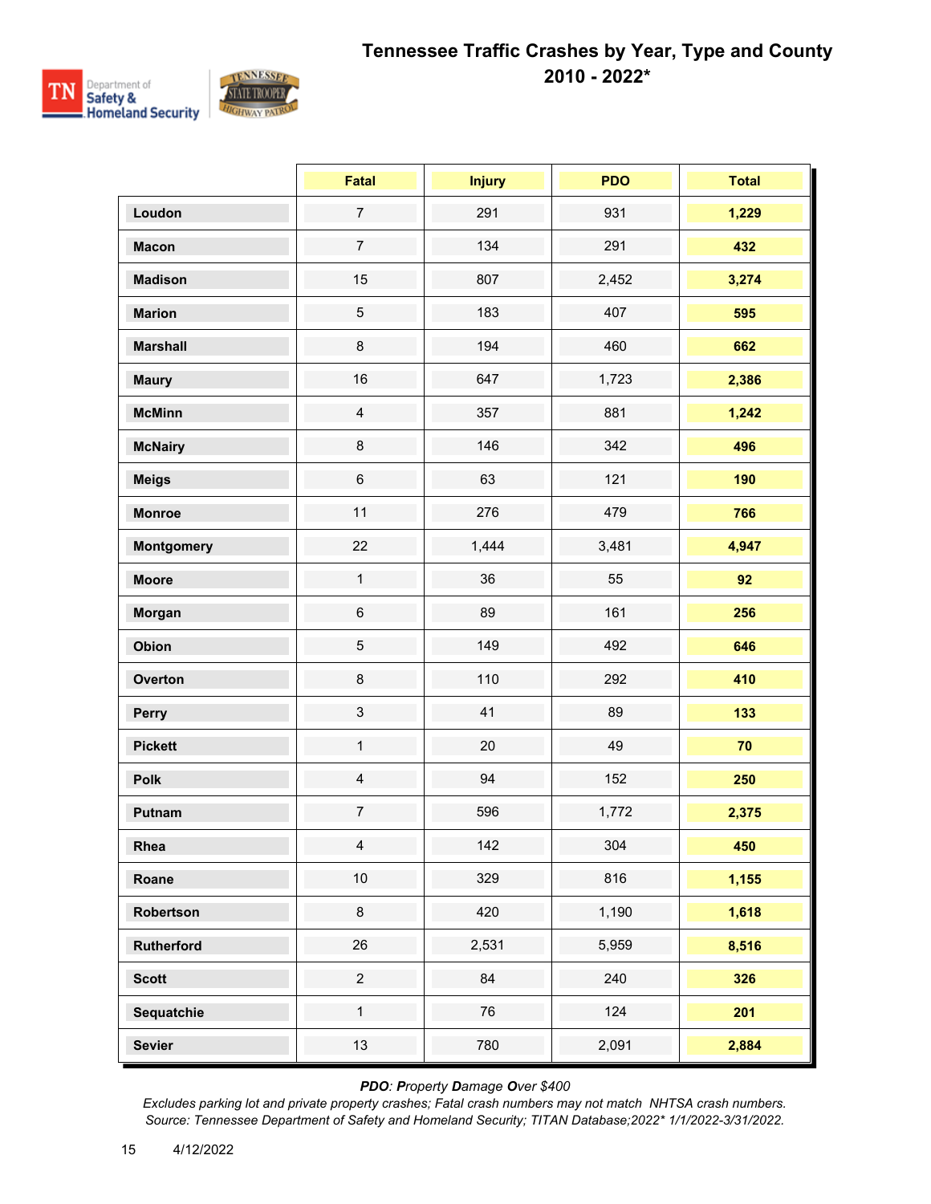# Tennessee Traffic Crashes by Year, Type and County 2010 - 2022*

| | Fatal | Injury | PDO | Total |
|---|---|---|---|---|
| **Loudon** | 7 | 291 | 931 | **1,229** |
| **Macon** | 7 | 134 | 291 | **432** |
| **Madison** | 15 | 807 | 2,452 | **3,274** |
| **Marion** | 5 | 183 | 407 | **595** |
| **Marshall** | 8 | 194 | 460 | **662** |
| **Maury** | 16 | 647 | 1,723 | **2,386** |
| **McMinn** | 4 | 357 | 881 | **1,242** |
| **McNairy** | 8 | 146 | 342 | **496** |
| **Meigs** | 6 | 63 | 121 | **190** |
| **Monroe** | 11 | 276 | 479 | **766** |
| **Montgomery** | 22 | 1,444 | 3,481 | **4,947** |
| **Moore** | 1 | 36 | 55 | **92** |
| **Morgan** | 6 | 89 | 161 | **256** |
| **Obion** | 5 | 149 | 492 | **646** |
| **Overton** | 8 | 110 | 292 | **410** |
| **Perry** | 3 | 41 | 89 | **133** |
| **Pickett** | 1 | 20 | 49 | **70** |
| **Polk** | 4 | 94 | 152 | **250** |
| **Putnam** | 7 | 596 | 1,772 | **2,375** |
| **Rhea** | 4 | 142 | 304 | **450** |
| **Roane** | 10 | 329 | 816 | **1,155** |
| **Robertson** | 8 | 420 | 1,190 | **1,618** |
| **Rutherford** | 26 | 2,531 | 5,959 | **8,516** |
| **Scott** | 2 | 84 | 240 | **326** |
| **Sequatchie** | 1 | 76 | 124 | **201** |
| **Sevier** | 13 | 780 | 2,091 | **2,884** |

***PDO**: **P**roperty **D**amage **O**ver $400*

*Excludes parking lot and private property crashes; Fatal crash numbers may not match NHTSA crash numbers.*

*Source: Tennessee Department of Safety and Homeland Security; TITAN Database;2022* 1/1/2022-3/31/2022.*

4/12/2022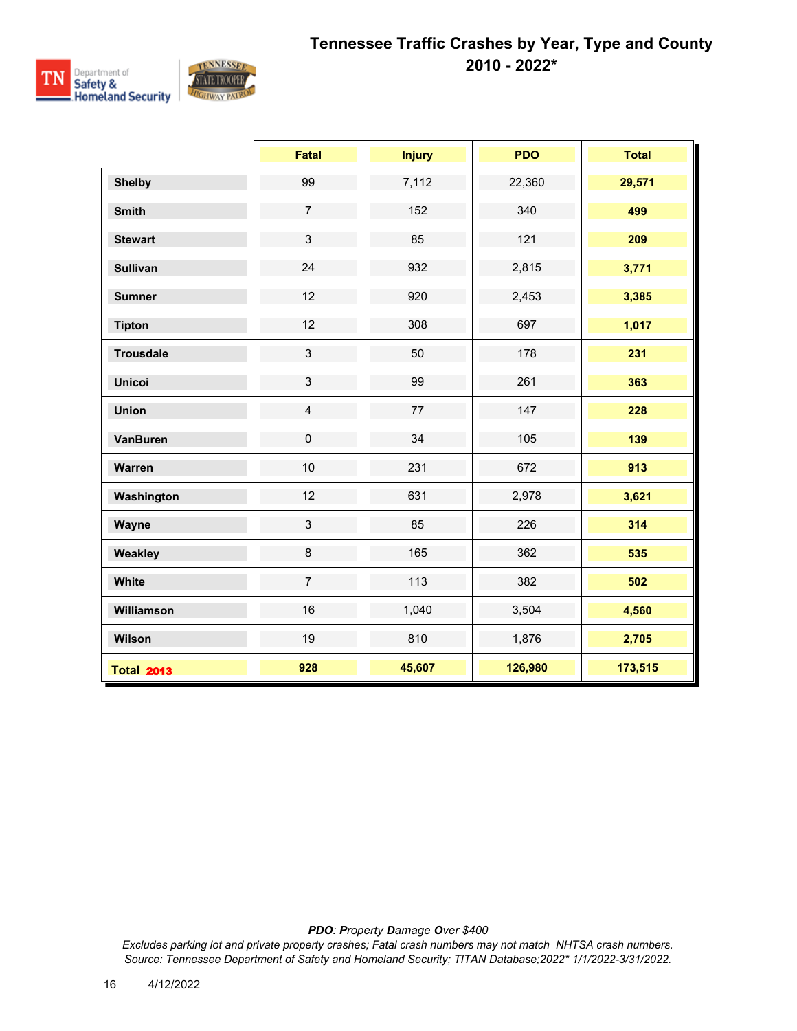# Tennessee Traffic Crashes by Year, Type and County
## 2010 - 2022*

| | Fatal | Injury | PDO | Total |
|---|---|---|---|---|
| **Shelby** | 99 | 7,112 | 22,360 | **29,571** |
| **Smith** | 7 | 152 | 340 | **499** |
| **Stewart** | 3 | 85 | 121 | **209** |
| **Sullivan** | 24 | 932 | 2,815 | **3,771** |
| **Sumner** | 12 | 920 | 2,453 | **3,385** |
| **Tipton** | 12 | 308 | 697 | **1,017** |
| **Trousdale** | 3 | 50 | 178 | **231** |
| **Unicoi** | 3 | 99 | 261 | **363** |
| **Union** | 4 | 77 | 147 | **228** |
| **VanBuren** | 0 | 34 | 105 | **139** |
| **Warren** | 10 | 231 | 672 | **913** |
| **Washington** | 12 | 631 | 2,978 | **3,621** |
| **Wayne** | 3 | 85 | 226 | **314** |
| **Weakley** | 8 | 165 | 362 | **535** |
| **White** | 7 | 113 | 382 | **502** |
| **Williamson** | 16 | 1,040 | 3,504 | **4,560** |
| **Wilson** | 19 | 810 | 1,876 | **2,705** |
| **Total 2013** | **928** | **45,607** | **126,980** | **173,515** |

*PDO: **P**roperty **D**amage **O**ver $400*

*Excludes parking lot and private property crashes; Fatal crash numbers may not match NHTSA crash numbers.*
*Source: Tennessee Department of Safety and Homeland Security; TITAN Database;2022* 1/1/2022-3/31/2022.*

4/12/2022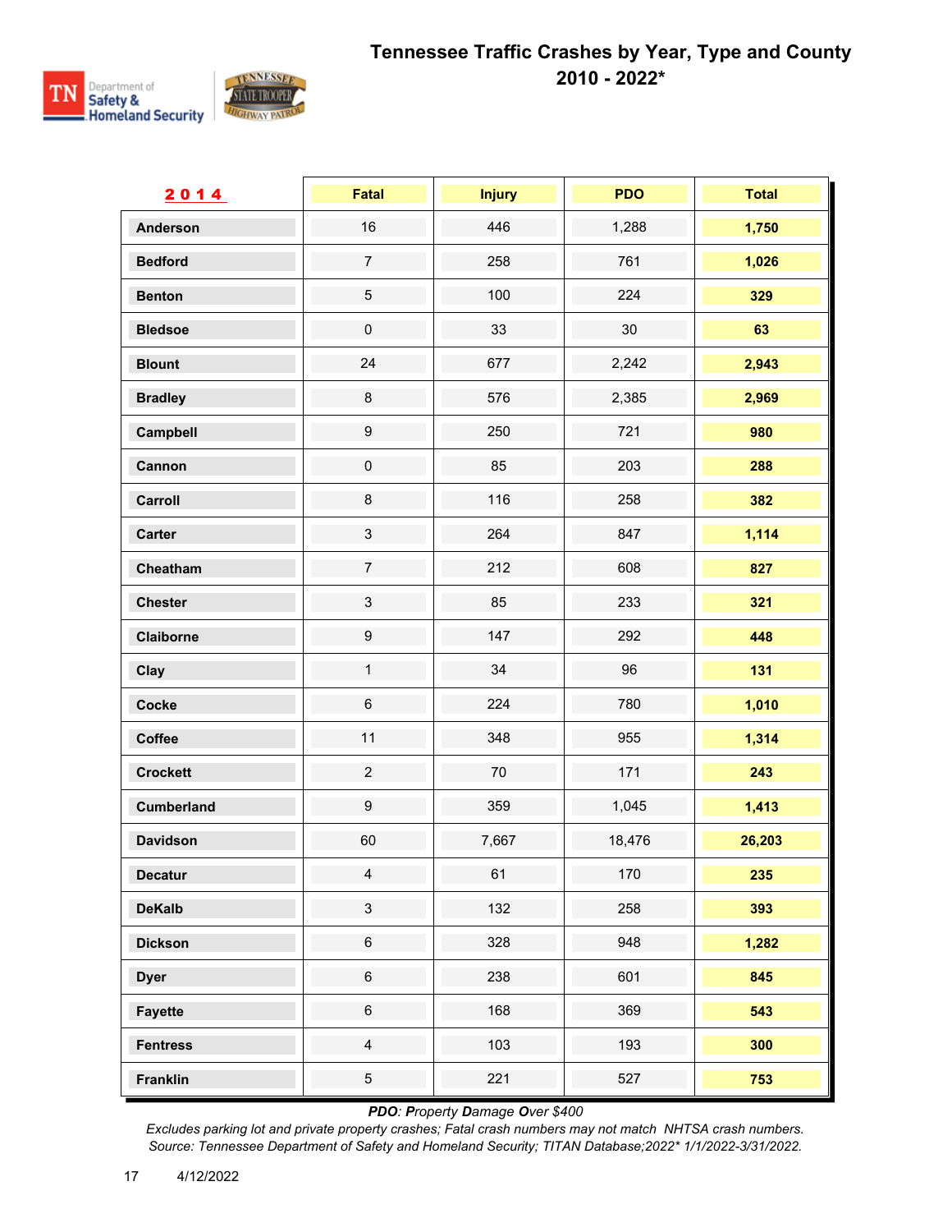# Tennessee Traffic Crashes by Year, Type and County

## 2010 - 2022*

| 2014 | Fatal | Injury | PDO | Total |
|---|---|---|---|---|
| Anderson | 16 | 446 | 1,288 | **1,750** |
| Bedford | 7 | 258 | 761 | **1,026** |
| Benton | 5 | 100 | 224 | **329** |
| Bledsoe | 0 | 33 | 30 | **63** |
| Blount | 24 | 677 | 2,242 | **2,943** |
| Bradley | 8 | 576 | 2,385 | **2,969** |
| Campbell | 9 | 250 | 721 | **980** |
| Cannon | 0 | 85 | 203 | **288** |
| Carroll | 8 | 116 | 258 | **382** |
| Carter | 3 | 264 | 847 | **1,114** |
| Cheatham | 7 | 212 | 608 | **827** |
| Chester | 3 | 85 | 233 | **321** |
| Claiborne | 9 | 147 | 292 | **448** |
| Clay | 1 | 34 | 96 | **131** |
| Cocke | 6 | 224 | 780 | **1,010** |
| Coffee | 11 | 348 | 955 | **1,314** |
| Crockett | 2 | 70 | 171 | **243** |
| Cumberland | 9 | 359 | 1,045 | **1,413** |
| Davidson | 60 | 7,667 | 18,476 | **26,203** |
| Decatur | 4 | 61 | 170 | **235** |
| DeKalb | 3 | 132 | 258 | **393** |
| Dickson | 6 | 328 | 948 | **1,282** |
| Dyer | 6 | 238 | 601 | **845** |
| Fayette | 6 | 168 | 369 | **543** |
| Fentress | 4 | 103 | 193 | **300** |
| Franklin | 5 | 221 | 527 | **753** |

*PDO: **P**roperty **D**amage **O**ver $400*

*Excludes parking lot and private property crashes; Fatal crash numbers may not match NHTSA crash numbers.*

*Source: Tennessee Department of Safety and Homeland Security; TITAN Database;2022* 1/1/2022-3/31/2022.*

4/12/2022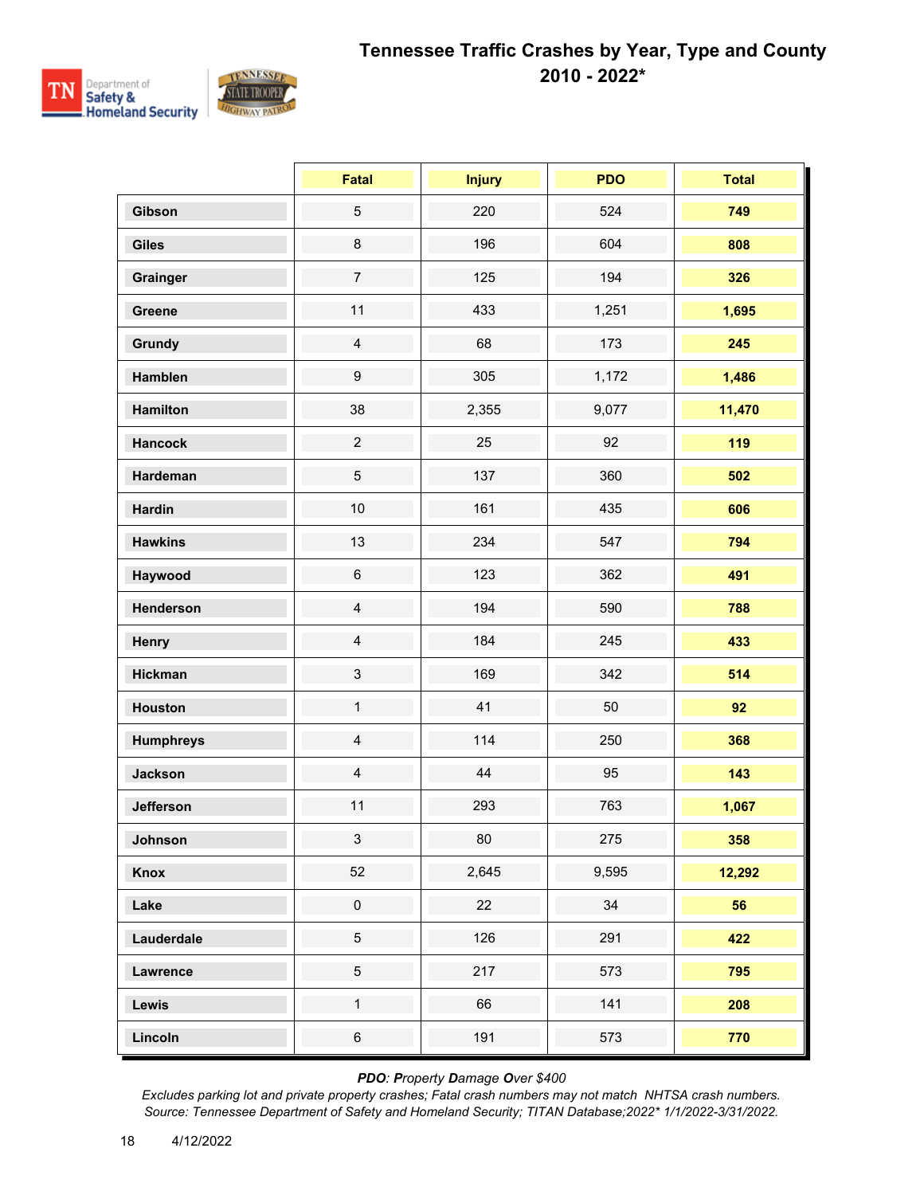# Tennessee Traffic Crashes by Year, Type and County 2010 - 2022*

| | Fatal | Injury | PDO | Total |
|---|---|---|---|---|
| **Gibson** | 5 | 220 | 524 | **749** |
| **Giles** | 8 | 196 | 604 | **808** |
| **Grainger** | 7 | 125 | 194 | **326** |
| **Greene** | 11 | 433 | 1,251 | **1,695** |
| **Grundy** | 4 | 68 | 173 | **245** |
| **Hamblen** | 9 | 305 | 1,172 | **1,486** |
| **Hamilton** | 38 | 2,355 | 9,077 | **11,470** |
| **Hancock** | 2 | 25 | 92 | **119** |
| **Hardeman** | 5 | 137 | 360 | **502** |
| **Hardin** | 10 | 161 | 435 | **606** |
| **Hawkins** | 13 | 234 | 547 | **794** |
| **Haywood** | 6 | 123 | 362 | **491** |
| **Henderson** | 4 | 194 | 590 | **788** |
| **Henry** | 4 | 184 | 245 | **433** |
| **Hickman** | 3 | 169 | 342 | **514** |
| **Houston** | 1 | 41 | 50 | **92** |
| **Humphreys** | 4 | 114 | 250 | **368** |
| **Jackson** | 4 | 44 | 95 | **143** |
| **Jefferson** | 11 | 293 | 763 | **1,067** |
| **Johnson** | 3 | 80 | 275 | **358** |
| **Knox** | 52 | 2,645 | 9,595 | **12,292** |
| **Lake** | 0 | 22 | 34 | **56** |
| **Lauderdale** | 5 | 126 | 291 | **422** |
| **Lawrence** | 5 | 217 | 573 | **795** |
| **Lewis** | 1 | 66 | 141 | **208** |
| **Lincoln** | 6 | 191 | 573 | **770** |

*PDO: **P**roperty **D**amage **O**ver $400*

*Excludes parking lot and private property crashes; Fatal crash numbers may not match NHTSA crash numbers.*

*Source: Tennessee Department of Safety and Homeland Security; TITAN Database;2022* 1/1/2022-3/31/2022.*

4/12/2022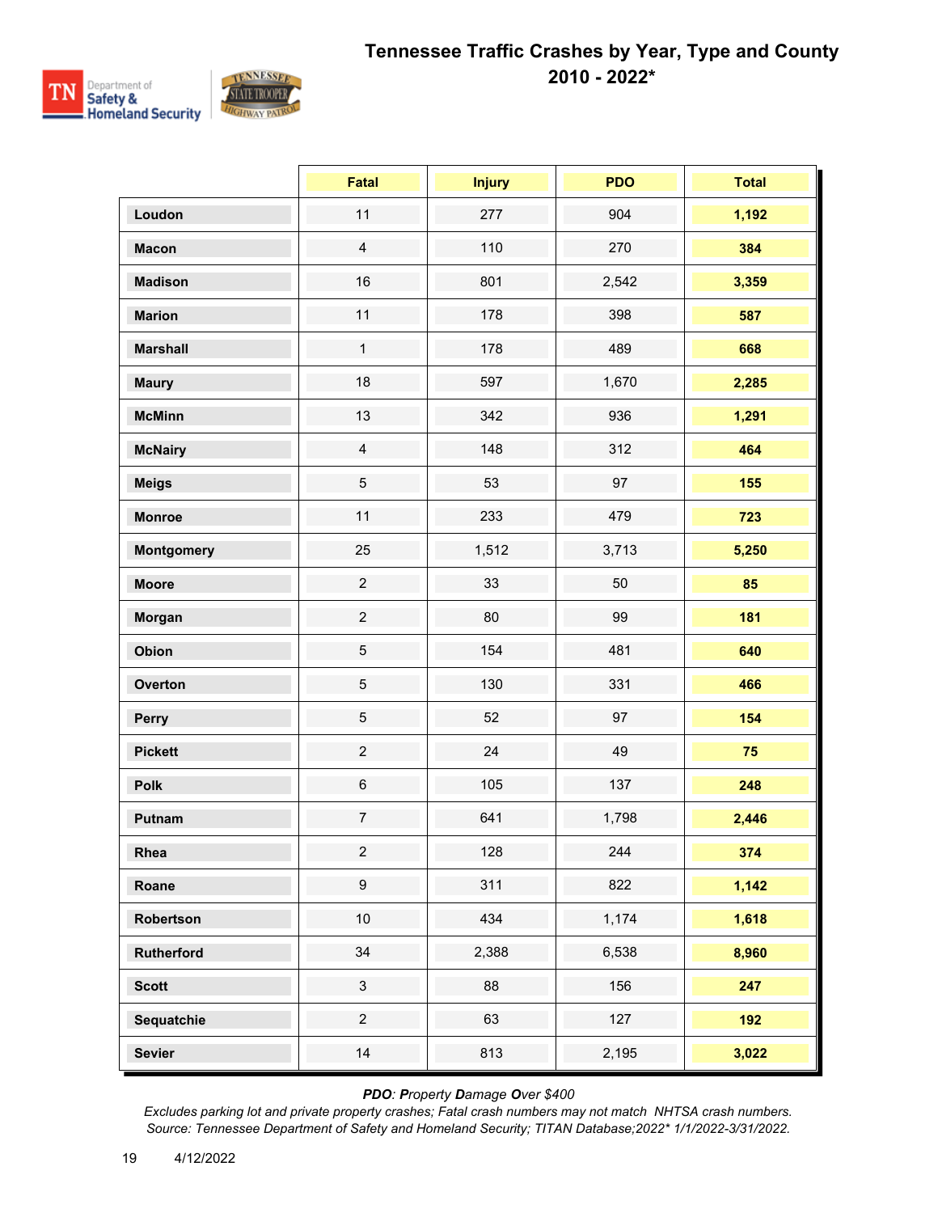# Tennessee Traffic Crashes by Year, Type and County 2010 - 2022*

| | Fatal | Injury | PDO | Total |
|---|---|---|---|---|
| **Loudon** | 11 | 277 | 904 | **1,192** |
| **Macon** | 4 | 110 | 270 | **384** |
| **Madison** | 16 | 801 | 2,542 | **3,359** |
| **Marion** | 11 | 178 | 398 | **587** |
| **Marshall** | 1 | 178 | 489 | **668** |
| **Maury** | 18 | 597 | 1,670 | **2,285** |
| **McMinn** | 13 | 342 | 936 | **1,291** |
| **McNairy** | 4 | 148 | 312 | **464** |
| **Meigs** | 5 | 53 | 97 | **155** |
| **Monroe** | 11 | 233 | 479 | **723** |
| **Montgomery** | 25 | 1,512 | 3,713 | **5,250** |
| **Moore** | 2 | 33 | 50 | **85** |
| **Morgan** | 2 | 80 | 99 | **181** |
| **Obion** | 5 | 154 | 481 | **640** |
| **Overton** | 5 | 130 | 331 | **466** |
| **Perry** | 5 | 52 | 97 | **154** |
| **Pickett** | 2 | 24 | 49 | **75** |
| **Polk** | 6 | 105 | 137 | **248** |
| **Putnam** | 7 | 641 | 1,798 | **2,446** |
| **Rhea** | 2 | 128 | 244 | **374** |
| **Roane** | 9 | 311 | 822 | **1,142** |
| **Robertson** | 10 | 434 | 1,174 | **1,618** |
| **Rutherford** | 34 | 2,388 | 6,538 | **8,960** |
| **Scott** | 3 | 88 | 156 | **247** |
| **Sequatchie** | 2 | 63 | 127 | **192** |
| **Sevier** | 14 | 813 | 2,195 | **3,022** |

***PDO**: **P**roperty **D**amage **O**ver $400*

*Excludes parking lot and private property crashes; Fatal crash numbers may not match NHTSA crash numbers.*
*Source: Tennessee Department of Safety and Homeland Security; TITAN Database;2022* 1/1/2022-3/31/2022.*

4/12/2022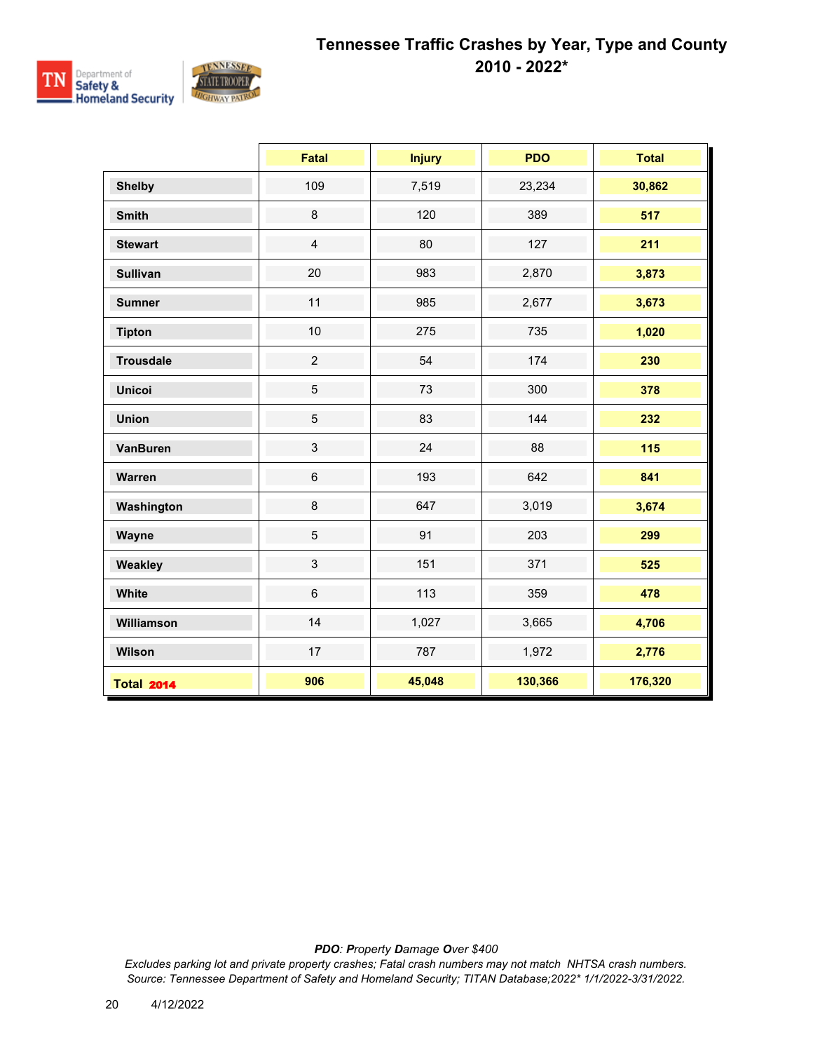# Tennessee Traffic Crashes by Year, Type and County

## 2010 - 2022*

| | Fatal | Injury | PDO | Total |
|---|---|---|---|---|
| **Shelby** | 109 | 7,519 | 23,234 | **30,862** |
| **Smith** | 8 | 120 | 389 | **517** |
| **Stewart** | 4 | 80 | 127 | **211** |
| **Sullivan** | 20 | 983 | 2,870 | **3,873** |
| **Sumner** | 11 | 985 | 2,677 | **3,673** |
| **Tipton** | 10 | 275 | 735 | **1,020** |
| **Trousdale** | 2 | 54 | 174 | **230** |
| **Unicoi** | 5 | 73 | 300 | **378** |
| **Union** | 5 | 83 | 144 | **232** |
| **VanBuren** | 3 | 24 | 88 | **115** |
| **Warren** | 6 | 193 | 642 | **841** |
| **Washington** | 8 | 647 | 3,019 | **3,674** |
| **Wayne** | 5 | 91 | 203 | **299** |
| **Weakley** | 3 | 151 | 371 | **525** |
| **White** | 6 | 113 | 359 | **478** |
| **Williamson** | 14 | 1,027 | 3,665 | **4,706** |
| **Wilson** | 17 | 787 | 1,972 | **2,776** |
| **Total 2014** | **906** | **45,048** | **130,366** | **176,320** |

***PDO**: **P**roperty **D**amage **O**ver $400*

*Excludes parking lot and private property crashes; Fatal crash numbers may not match NHTSA crash numbers.*
*Source: Tennessee Department of Safety and Homeland Security; TITAN Database;2022* 1/1/2022-3/31/2022.*

4/12/2022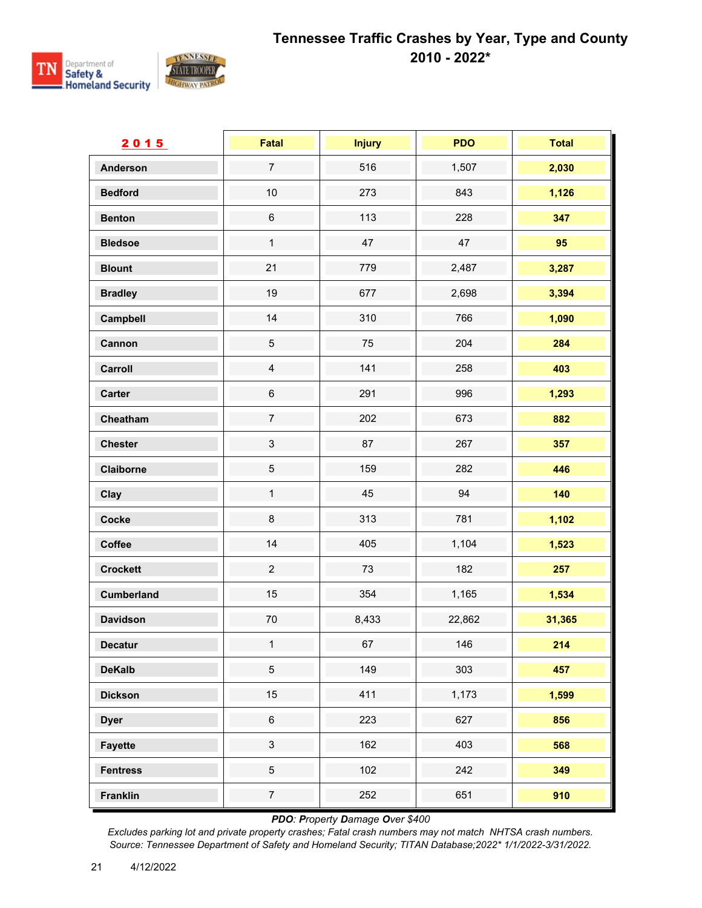# Tennessee Traffic Crashes by Year, Type and County
## 2010 - 2022*

| 2015 | Fatal | Injury | PDO | Total |
|---|---|---|---|---|
| Anderson | 7 | 516 | 1,507 | **2,030** |
| Bedford | 10 | 273 | 843 | **1,126** |
| Benton | 6 | 113 | 228 | **347** |
| Bledsoe | 1 | 47 | 47 | **95** |
| Blount | 21 | 779 | 2,487 | **3,287** |
| Bradley | 19 | 677 | 2,698 | **3,394** |
| Campbell | 14 | 310 | 766 | **1,090** |
| Cannon | 5 | 75 | 204 | **284** |
| Carroll | 4 | 141 | 258 | **403** |
| Carter | 6 | 291 | 996 | **1,293** |
| Cheatham | 7 | 202 | 673 | **882** |
| Chester | 3 | 87 | 267 | **357** |
| Claiborne | 5 | 159 | 282 | **446** |
| Clay | 1 | 45 | 94 | **140** |
| Cocke | 8 | 313 | 781 | **1,102** |
| Coffee | 14 | 405 | 1,104 | **1,523** |
| Crockett | 2 | 73 | 182 | **257** |
| Cumberland | 15 | 354 | 1,165 | **1,534** |
| Davidson | 70 | 8,433 | 22,862 | **31,365** |
| Decatur | 1 | 67 | 146 | **214** |
| DeKalb | 5 | 149 | 303 | **457** |
| Dickson | 15 | 411 | 1,173 | **1,599** |
| Dyer | 6 | 223 | 627 | **856** |
| Fayette | 3 | 162 | 403 | **568** |
| Fentress | 5 | 102 | 242 | **349** |
| Franklin | 7 | 252 | 651 | **910** |

*PDO: **P**roperty **D**amage **O**ver $400*

*Excludes parking lot and private property crashes; Fatal crash numbers may not match NHTSA crash numbers.*
*Source: Tennessee Department of Safety and Homeland Security; TITAN Database;2022* 1/1/2022-3/31/2022.*

4/12/2022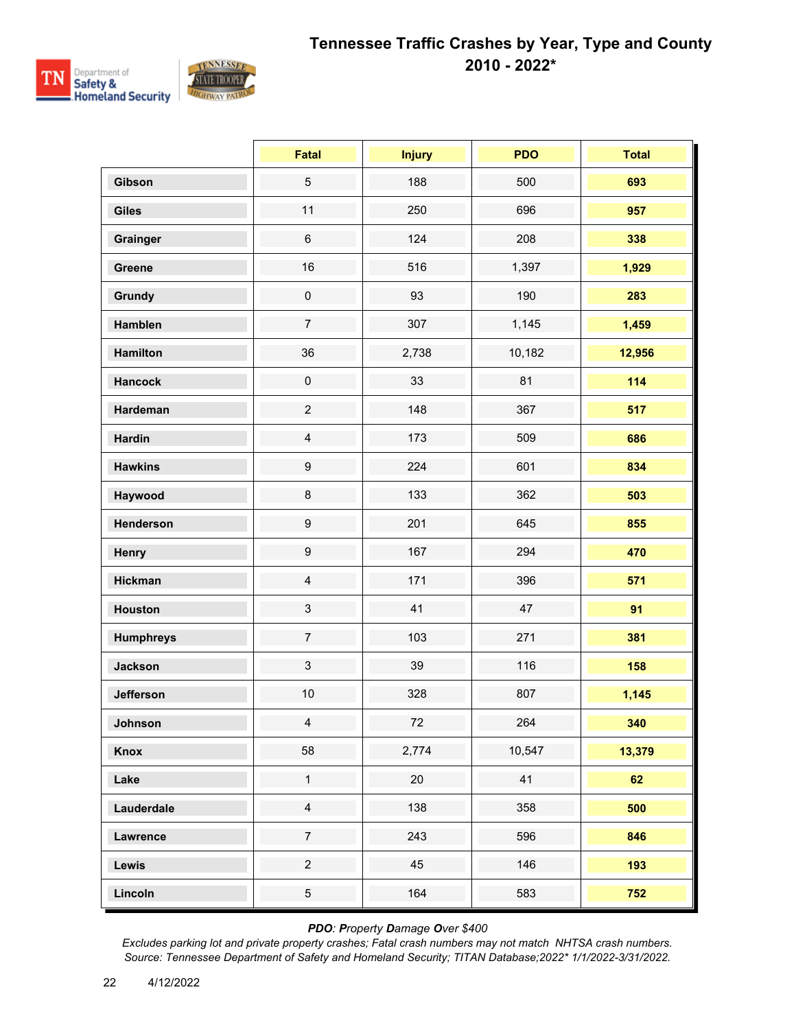# Tennessee Traffic Crashes by Year, Type and County 2010 - 2022*

| | Fatal | Injury | PDO | Total |
|---|---|---|---|---|
| **Gibson** | 5 | 188 | 500 | **693** |
| **Giles** | 11 | 250 | 696 | **957** |
| **Grainger** | 6 | 124 | 208 | **338** |
| **Greene** | 16 | 516 | 1,397 | **1,929** |
| **Grundy** | 0 | 93 | 190 | **283** |
| **Hamblen** | 7 | 307 | 1,145 | **1,459** |
| **Hamilton** | 36 | 2,738 | 10,182 | **12,956** |
| **Hancock** | 0 | 33 | 81 | **114** |
| **Hardeman** | 2 | 148 | 367 | **517** |
| **Hardin** | 4 | 173 | 509 | **686** |
| **Hawkins** | 9 | 224 | 601 | **834** |
| **Haywood** | 8 | 133 | 362 | **503** |
| **Henderson** | 9 | 201 | 645 | **855** |
| **Henry** | 9 | 167 | 294 | **470** |
| **Hickman** | 4 | 171 | 396 | **571** |
| **Houston** | 3 | 41 | 47 | **91** |
| **Humphreys** | 7 | 103 | 271 | **381** |
| **Jackson** | 3 | 39 | 116 | **158** |
| **Jefferson** | 10 | 328 | 807 | **1,145** |
| **Johnson** | 4 | 72 | 264 | **340** |
| **Knox** | 58 | 2,774 | 10,547 | **13,379** |
| **Lake** | 1 | 20 | 41 | **62** |
| **Lauderdale** | 4 | 138 | 358 | **500** |
| **Lawrence** | 7 | 243 | 596 | **846** |
| **Lewis** | 2 | 45 | 146 | **193** |
| **Lincoln** | 5 | 164 | 583 | **752** |

***PDO**: **P**roperty **D**amage **O**ver $400*

*Excludes parking lot and private property crashes; Fatal crash numbers may not match NHTSA crash numbers.*
*Source: Tennessee Department of Safety and Homeland Security; TITAN Database;2022* 1/1/2022-3/31/2022.*

4/12/2022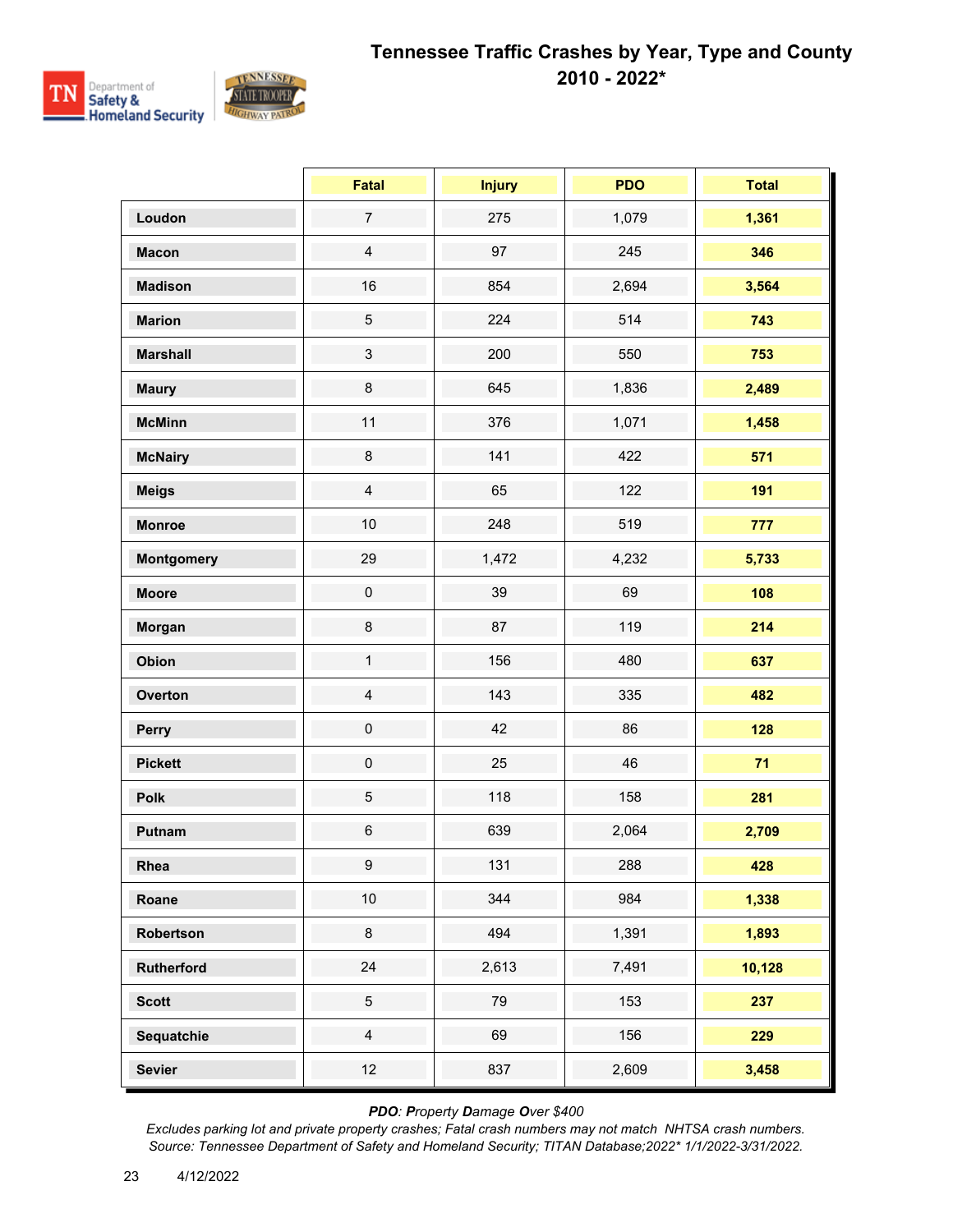# Tennessee Traffic Crashes by Year, Type and County 2010 - 2022*

| | Fatal | Injury | PDO | Total |
|---|---|---|---|---|
| **Loudon** | 7 | 275 | 1,079 | **1,361** |
| **Macon** | 4 | 97 | 245 | **346** |
| **Madison** | 16 | 854 | 2,694 | **3,564** |
| **Marion** | 5 | 224 | 514 | **743** |
| **Marshall** | 3 | 200 | 550 | **753** |
| **Maury** | 8 | 645 | 1,836 | **2,489** |
| **McMinn** | 11 | 376 | 1,071 | **1,458** |
| **McNairy** | 8 | 141 | 422 | **571** |
| **Meigs** | 4 | 65 | 122 | **191** |
| **Monroe** | 10 | 248 | 519 | **777** |
| **Montgomery** | 29 | 1,472 | 4,232 | **5,733** |
| **Moore** | 0 | 39 | 69 | **108** |
| **Morgan** | 8 | 87 | 119 | **214** |
| **Obion** | 1 | 156 | 480 | **637** |
| **Overton** | 4 | 143 | 335 | **482** |
| **Perry** | 0 | 42 | 86 | **128** |
| **Pickett** | 0 | 25 | 46 | **71** |
| **Polk** | 5 | 118 | 158 | **281** |
| **Putnam** | 6 | 639 | 2,064 | **2,709** |
| **Rhea** | 9 | 131 | 288 | **428** |
| **Roane** | 10 | 344 | 984 | **1,338** |
| **Robertson** | 8 | 494 | 1,391 | **1,893** |
| **Rutherford** | 24 | 2,613 | 7,491 | **10,128** |
| **Scott** | 5 | 79 | 153 | **237** |
| **Sequatchie** | 4 | 69 | 156 | **229** |
| **Sevier** | 12 | 837 | 2,609 | **3,458** |

***PDO**: **P**roperty **D**amage **O**ver $400*

*Excludes parking lot and private property crashes; Fatal crash numbers may not match NHTSA crash numbers.*
*Source: Tennessee Department of Safety and Homeland Security; TITAN Database;2022* 1/1/2022-3/31/2022.*

4/12/2022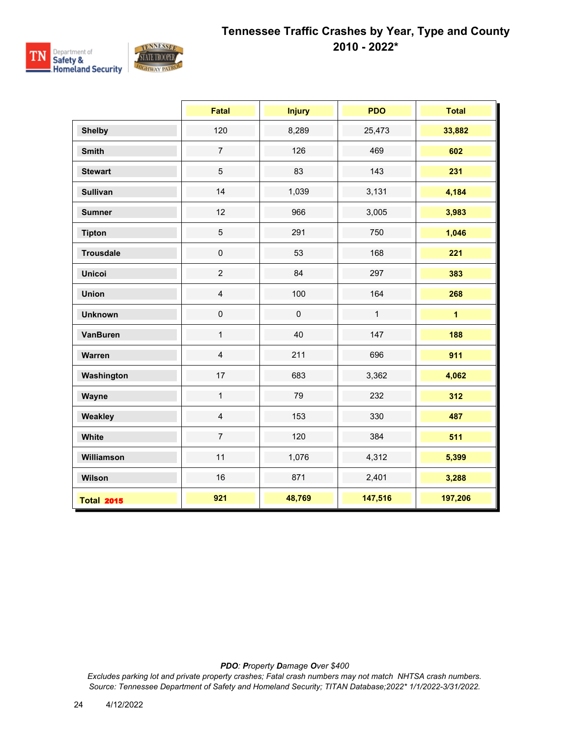# Tennessee Traffic Crashes by Year, Type and County 2010 - 2022*

| | Fatal | Injury | PDO | Total |
|---|---|---|---|---|
| Shelby | 120 | 8,289 | 25,473 | 33,882 |
| Smith | 7 | 126 | 469 | 602 |
| Stewart | 5 | 83 | 143 | 231 |
| Sullivan | 14 | 1,039 | 3,131 | 4,184 |
| Sumner | 12 | 966 | 3,005 | 3,983 |
| Tipton | 5 | 291 | 750 | 1,046 |
| Trousdale | 0 | 53 | 168 | 221 |
| Unicoi | 2 | 84 | 297 | 383 |
| Union | 4 | 100 | 164 | 268 |
| Unknown | 0 | 0 | 1 | 1 |
| VanBuren | 1 | 40 | 147 | 188 |
| Warren | 4 | 211 | 696 | 911 |
| Washington | 17 | 683 | 3,362 | 4,062 |
| Wayne | 1 | 79 | 232 | 312 |
| Weakley | 4 | 153 | 330 | 487 |
| White | 7 | 120 | 384 | 511 |
| Williamson | 11 | 1,076 | 4,312 | 5,399 |
| Wilson | 16 | 871 | 2,401 | 3,288 |
| **Total 2015** | **921** | **48,769** | **147,516** | **197,206** |

*PDO: Property Damage Over $400*

*Excludes parking lot and private property crashes; Fatal crash numbers may not match NHTSA crash numbers.*

*Source: Tennessee Department of Safety and Homeland Security; TITAN Database;2022* 1/1/2022-3/31/2022.*

4/12/2022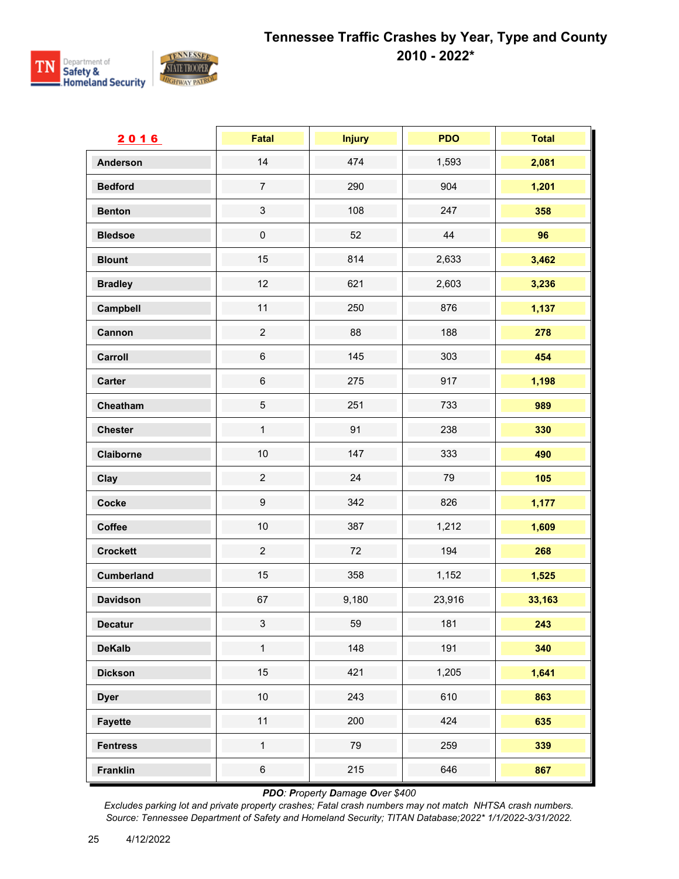# Tennessee Traffic Crashes by Year, Type and County

## 2010 - 2022*

| 2016 | Fatal | Injury | PDO | Total |
|---|---|---|---|---|
| Anderson | 14 | 474 | 1,593 | **2,081** |
| Bedford | 7 | 290 | 904 | **1,201** |
| Benton | 3 | 108 | 247 | **358** |
| Bledsoe | 0 | 52 | 44 | **96** |
| Blount | 15 | 814 | 2,633 | **3,462** |
| Bradley | 12 | 621 | 2,603 | **3,236** |
| Campbell | 11 | 250 | 876 | **1,137** |
| Cannon | 2 | 88 | 188 | **278** |
| Carroll | 6 | 145 | 303 | **454** |
| Carter | 6 | 275 | 917 | **1,198** |
| Cheatham | 5 | 251 | 733 | **989** |
| Chester | 1 | 91 | 238 | **330** |
| Claiborne | 10 | 147 | 333 | **490** |
| Clay | 2 | 24 | 79 | **105** |
| Cocke | 9 | 342 | 826 | **1,177** |
| Coffee | 10 | 387 | 1,212 | **1,609** |
| Crockett | 2 | 72 | 194 | **268** |
| Cumberland | 15 | 358 | 1,152 | **1,525** |
| Davidson | 67 | 9,180 | 23,916 | **33,163** |
| Decatur | 3 | 59 | 181 | **243** |
| DeKalb | 1 | 148 | 191 | **340** |
| Dickson | 15 | 421 | 1,205 | **1,641** |
| Dyer | 10 | 243 | 610 | **863** |
| Fayette | 11 | 200 | 424 | **635** |
| Fentress | 1 | 79 | 259 | **339** |
| Franklin | 6 | 215 | 646 | **867** |

***PDO**: **P**roperty **D**amage **O**ver $400*

*Excludes parking lot and private property crashes; Fatal crash numbers may not match NHTSA crash numbers.*
*Source: Tennessee Department of Safety and Homeland Security; TITAN Database;2022* 1/1/2022-3/31/2022.*

4/12/2022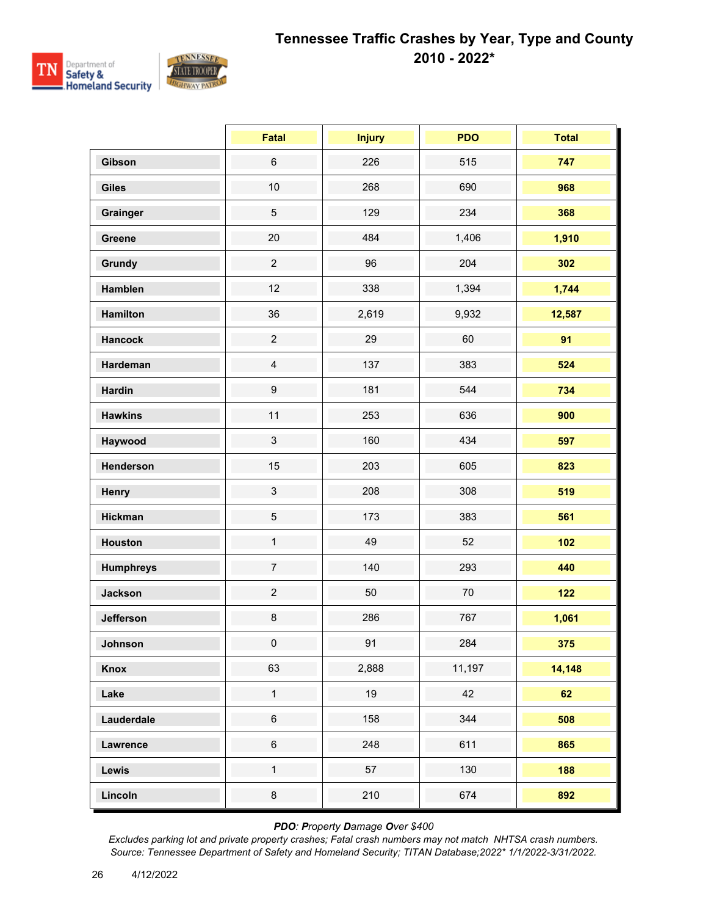# Tennessee Traffic Crashes by Year, Type and County 2010 - 2022*

| | Fatal | Injury | PDO | Total |
|---|---|---|---|---|
| Gibson | 6 | 226 | 515 | **747** |
| Giles | 10 | 268 | 690 | **968** |
| Grainger | 5 | 129 | 234 | **368** |
| Greene | 20 | 484 | 1,406 | **1,910** |
| Grundy | 2 | 96 | 204 | **302** |
| Hamblen | 12 | 338 | 1,394 | **1,744** |
| Hamilton | 36 | 2,619 | 9,932 | **12,587** |
| Hancock | 2 | 29 | 60 | **91** |
| Hardeman | 4 | 137 | 383 | **524** |
| Hardin | 9 | 181 | 544 | **734** |
| Hawkins | 11 | 253 | 636 | **900** |
| Haywood | 3 | 160 | 434 | **597** |
| Henderson | 15 | 203 | 605 | **823** |
| Henry | 3 | 208 | 308 | **519** |
| Hickman | 5 | 173 | 383 | **561** |
| Houston | 1 | 49 | 52 | **102** |
| Humphreys | 7 | 140 | 293 | **440** |
| Jackson | 2 | 50 | 70 | **122** |
| Jefferson | 8 | 286 | 767 | **1,061** |
| Johnson | 0 | 91 | 284 | **375** |
| Knox | 63 | 2,888 | 11,197 | **14,148** |
| Lake | 1 | 19 | 42 | **62** |
| Lauderdale | 6 | 158 | 344 | **508** |
| Lawrence | 6 | 248 | 611 | **865** |
| Lewis | 1 | 57 | 130 | **188** |
| Lincoln | 8 | 210 | 674 | **892** |

***PDO**: **P**roperty **D**amage **O**ver $400*

*Excludes parking lot and private property crashes; Fatal crash numbers may not match NHTSA crash numbers.*

*Source: Tennessee Department of Safety and Homeland Security; TITAN Database;2022* 1/1/2022-3/31/2022.*

4/12/2022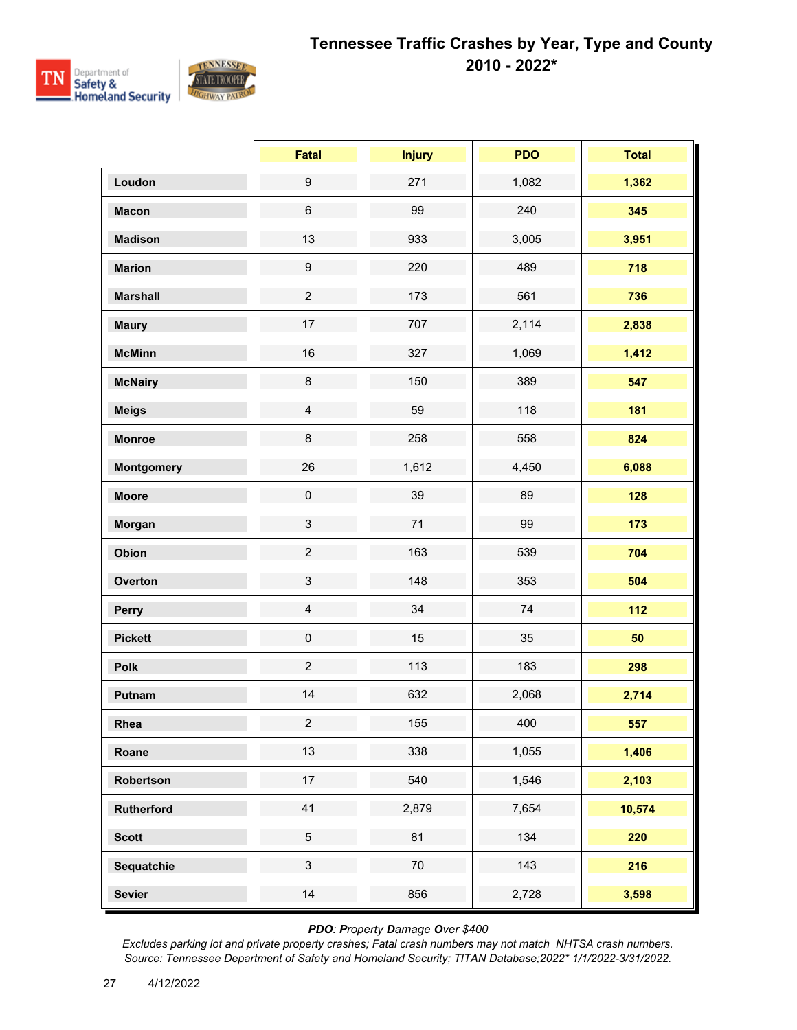# Tennessee Traffic Crashes by Year, Type and County

## 2010 - 2022*

| | Fatal | Injury | PDO | Total |
|---|---|---|---|---|
| **Loudon** | 9 | 271 | 1,082 | **1,362** |
| **Macon** | 6 | 99 | 240 | **345** |
| **Madison** | 13 | 933 | 3,005 | **3,951** |
| **Marion** | 9 | 220 | 489 | **718** |
| **Marshall** | 2 | 173 | 561 | **736** |
| **Maury** | 17 | 707 | 2,114 | **2,838** |
| **McMinn** | 16 | 327 | 1,069 | **1,412** |
| **McNairy** | 8 | 150 | 389 | **547** |
| **Meigs** | 4 | 59 | 118 | **181** |
| **Monroe** | 8 | 258 | 558 | **824** |
| **Montgomery** | 26 | 1,612 | 4,450 | **6,088** |
| **Moore** | 0 | 39 | 89 | **128** |
| **Morgan** | 3 | 71 | 99 | **173** |
| **Obion** | 2 | 163 | 539 | **704** |
| **Overton** | 3 | 148 | 353 | **504** |
| **Perry** | 4 | 34 | 74 | **112** |
| **Pickett** | 0 | 15 | 35 | **50** |
| **Polk** | 2 | 113 | 183 | **298** |
| **Putnam** | 14 | 632 | 2,068 | **2,714** |
| **Rhea** | 2 | 155 | 400 | **557** |
| **Roane** | 13 | 338 | 1,055 | **1,406** |
| **Robertson** | 17 | 540 | 1,546 | **2,103** |
| **Rutherford** | 41 | 2,879 | 7,654 | **10,574** |
| **Scott** | 5 | 81 | 134 | **220** |
| **Sequatchie** | 3 | 70 | 143 | **216** |
| **Sevier** | 14 | 856 | 2,728 | **3,598** |

***PDO**: **P**roperty **D**amage **O**ver $400*

*Excludes parking lot and private property crashes; Fatal crash numbers may not match NHTSA crash numbers.*
*Source: Tennessee Department of Safety and Homeland Security; TITAN Database;2022* 1/1/2022-3/31/2022.*

4/12/2022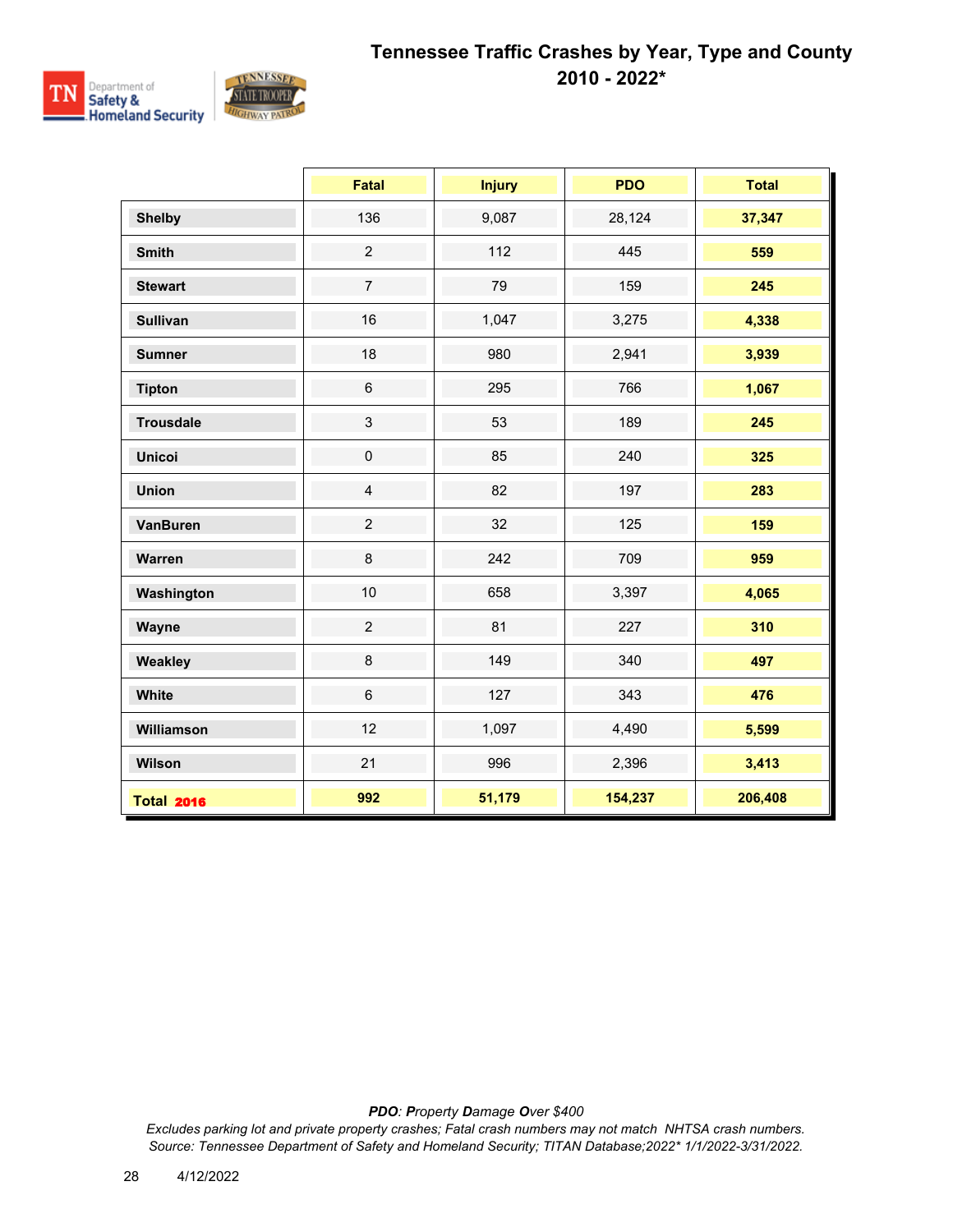# Tennessee Traffic Crashes by Year, Type and County
## 2010 - 2022*

| | Fatal | Injury | PDO | Total |
|---|---|---|---|---|
| **Shelby** | 136 | 9,087 | 28,124 | **37,347** |
| **Smith** | 2 | 112 | 445 | **559** |
| **Stewart** | 7 | 79 | 159 | **245** |
| **Sullivan** | 16 | 1,047 | 3,275 | **4,338** |
| **Sumner** | 18 | 980 | 2,941 | **3,939** |
| **Tipton** | 6 | 295 | 766 | **1,067** |
| **Trousdale** | 3 | 53 | 189 | **245** |
| **Unicoi** | 0 | 85 | 240 | **325** |
| **Union** | 4 | 82 | 197 | **283** |
| **VanBuren** | 2 | 32 | 125 | **159** |
| **Warren** | 8 | 242 | 709 | **959** |
| **Washington** | 10 | 658 | 3,397 | **4,065** |
| **Wayne** | 2 | 81 | 227 | **310** |
| **Weakley** | 8 | 149 | 340 | **497** |
| **White** | 6 | 127 | 343 | **476** |
| **Williamson** | 12 | 1,097 | 4,490 | **5,599** |
| **Wilson** | 21 | 996 | 2,396 | **3,413** |
| **Total 2016** | **992** | **51,179** | **154,237** | **206,408** |

*__PDO__: __P__roperty __D__amage __O__ver $400*

*Excludes parking lot and private property crashes; Fatal crash numbers may not match NHTSA crash numbers.*

*Source: Tennessee Department of Safety and Homeland Security; TITAN Database;2022* 1/1/2022-3/31/2022.*

4/12/2022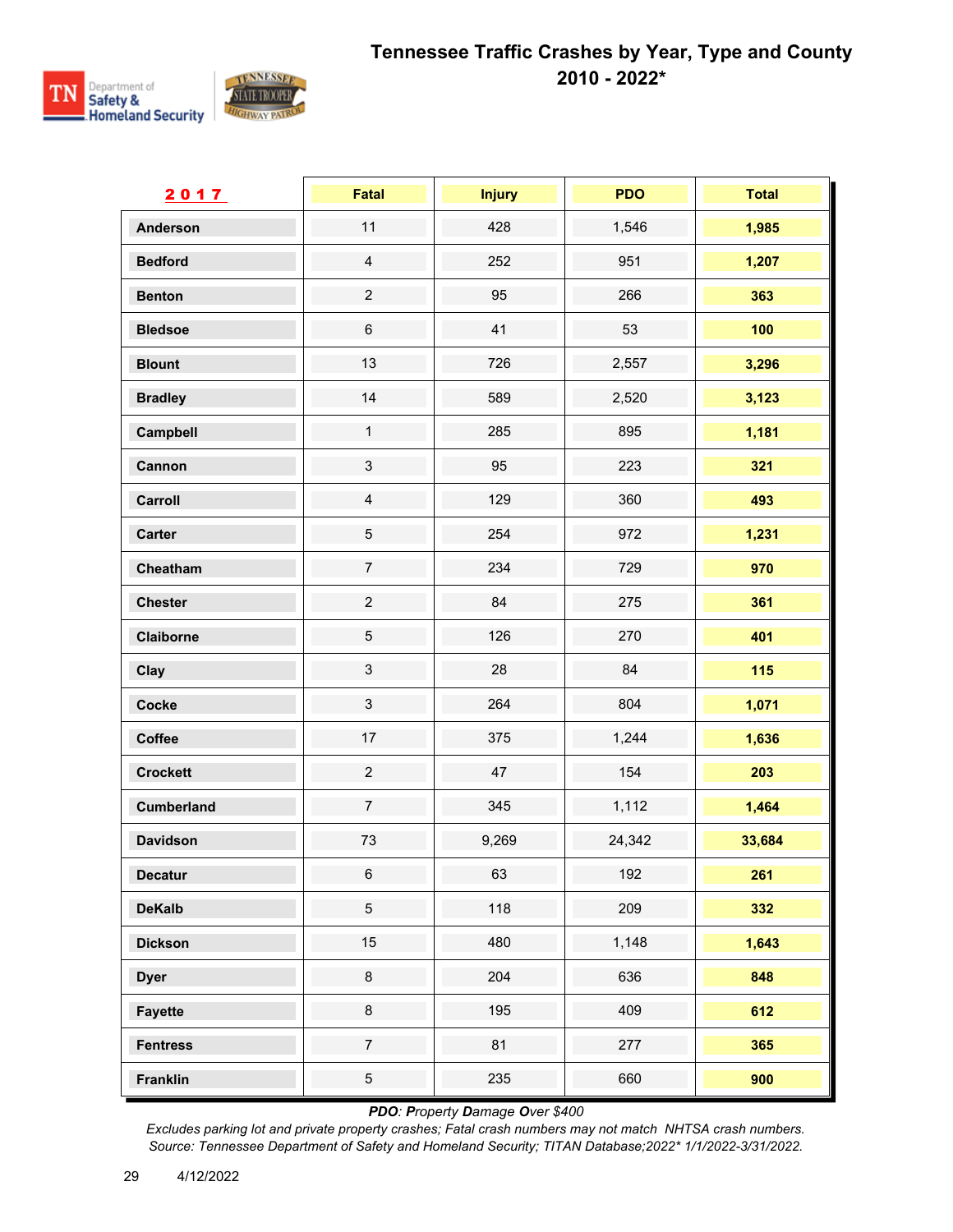# Tennessee Traffic Crashes by Year, Type and County 2010 - 2022*

| 2017 | Fatal | Injury | PDO | Total |
|---|---|---|---|---|
| Anderson | 11 | 428 | 1,546 | 1,985 |
| Bedford | 4 | 252 | 951 | 1,207 |
| Benton | 2 | 95 | 266 | 363 |
| Bledsoe | 6 | 41 | 53 | 100 |
| Blount | 13 | 726 | 2,557 | 3,296 |
| Bradley | 14 | 589 | 2,520 | 3,123 |
| Campbell | 1 | 285 | 895 | 1,181 |
| Cannon | 3 | 95 | 223 | 321 |
| Carroll | 4 | 129 | 360 | 493 |
| Carter | 5 | 254 | 972 | 1,231 |
| Cheatham | 7 | 234 | 729 | 970 |
| Chester | 2 | 84 | 275 | 361 |
| Claiborne | 5 | 126 | 270 | 401 |
| Clay | 3 | 28 | 84 | 115 |
| Cocke | 3 | 264 | 804 | 1,071 |
| Coffee | 17 | 375 | 1,244 | 1,636 |
| Crockett | 2 | 47 | 154 | 203 |
| Cumberland | 7 | 345 | 1,112 | 1,464 |
| Davidson | 73 | 9,269 | 24,342 | 33,684 |
| Decatur | 6 | 63 | 192 | 261 |
| DeKalb | 5 | 118 | 209 | 332 |
| Dickson | 15 | 480 | 1,148 | 1,643 |
| Dyer | 8 | 204 | 636 | 848 |
| Fayette | 8 | 195 | 409 | 612 |
| Fentress | 7 | 81 | 277 | 365 |
| Franklin | 5 | 235 | 660 | 900 |

*PDO: Property Damage Over $400*

*Excludes parking lot and private property crashes; Fatal crash numbers may not match NHTSA crash numbers.*

*Source: Tennessee Department of Safety and Homeland Security; TITAN Database;2022* 1/1/2022-3/31/2022.*

4/12/2022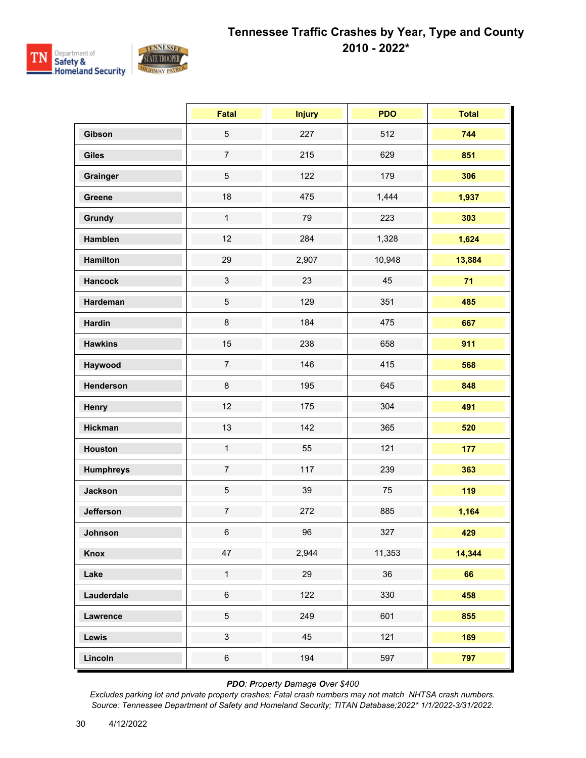# Tennessee Traffic Crashes by Year, Type and County
## 2010 - 2022*

| | Fatal | Injury | PDO | Total |
|---|---|---|---|---|
| Gibson | 5 | 227 | 512 | **744** |
| Giles | 7 | 215 | 629 | **851** |
| Grainger | 5 | 122 | 179 | **306** |
| Greene | 18 | 475 | 1,444 | **1,937** |
| Grundy | 1 | 79 | 223 | **303** |
| Hamblen | 12 | 284 | 1,328 | **1,624** |
| Hamilton | 29 | 2,907 | 10,948 | **13,884** |
| Hancock | 3 | 23 | 45 | **71** |
| Hardeman | 5 | 129 | 351 | **485** |
| Hardin | 8 | 184 | 475 | **667** |
| Hawkins | 15 | 238 | 658 | **911** |
| Haywood | 7 | 146 | 415 | **568** |
| Henderson | 8 | 195 | 645 | **848** |
| Henry | 12 | 175 | 304 | **491** |
| Hickman | 13 | 142 | 365 | **520** |
| Houston | 1 | 55 | 121 | **177** |
| Humphreys | 7 | 117 | 239 | **363** |
| Jackson | 5 | 39 | 75 | **119** |
| Jefferson | 7 | 272 | 885 | **1,164** |
| Johnson | 6 | 96 | 327 | **429** |
| Knox | 47 | 2,944 | 11,353 | **14,344** |
| Lake | 1 | 29 | 36 | **66** |
| Lauderdale | 6 | 122 | 330 | **458** |
| Lawrence | 5 | 249 | 601 | **855** |
| Lewis | 3 | 45 | 121 | **169** |
| Lincoln | 6 | 194 | 597 | **797** |

***PDO**: **P**roperty **D**amage **O**ver $400*

*Excludes parking lot and private property crashes; Fatal crash numbers may not match NHTSA crash numbers.*
*Source: Tennessee Department of Safety and Homeland Security; TITAN Database;2022* 1/1/2022-3/31/2022.*

4/12/2022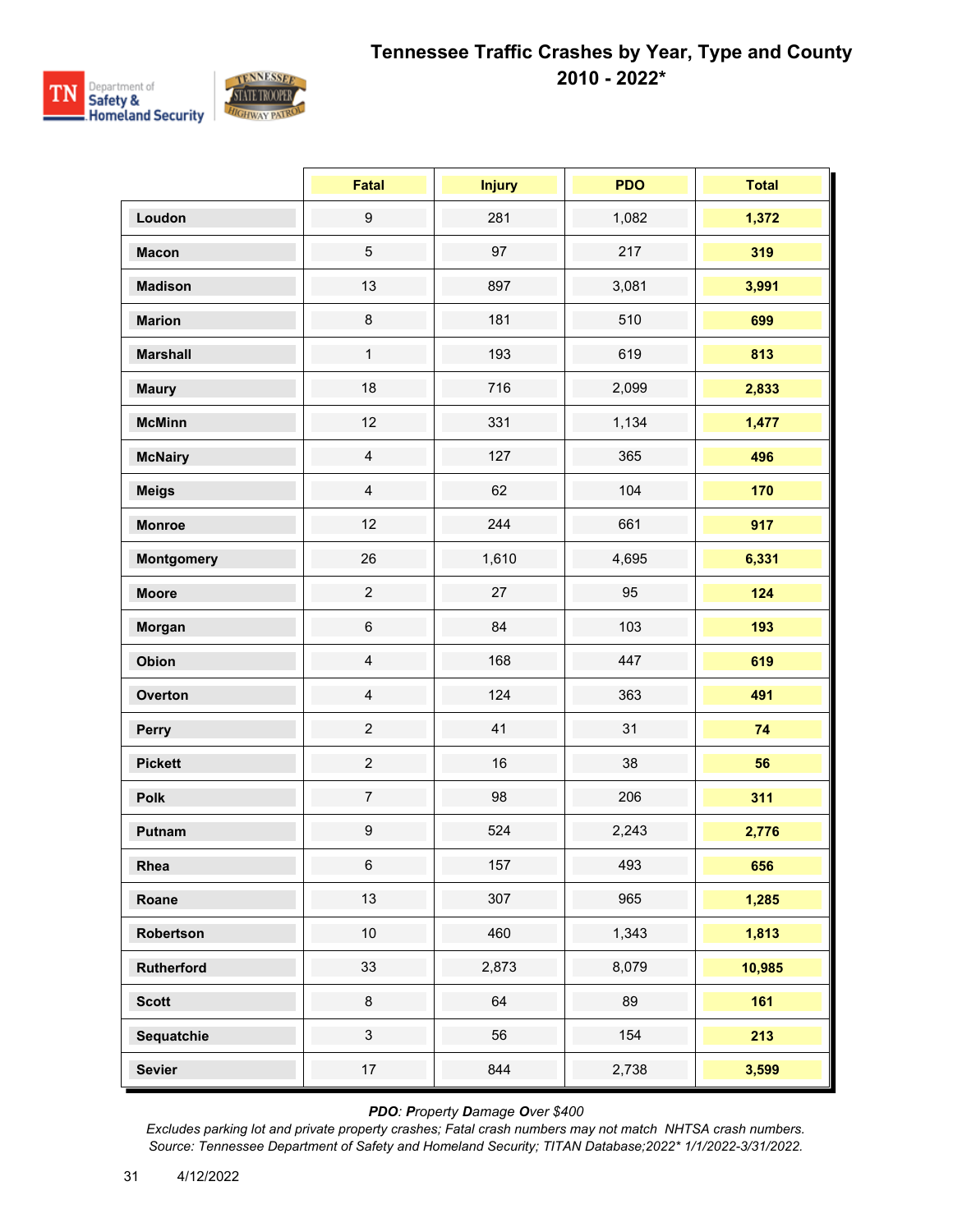# Tennessee Traffic Crashes by Year, Type and County 2010 - 2022*

| | Fatal | Injury | PDO | Total |
|---|---|---|---|---|
| **Loudon** | 9 | 281 | 1,082 | **1,372** |
| **Macon** | 5 | 97 | 217 | **319** |
| **Madison** | 13 | 897 | 3,081 | **3,991** |
| **Marion** | 8 | 181 | 510 | **699** |
| **Marshall** | 1 | 193 | 619 | **813** |
| **Maury** | 18 | 716 | 2,099 | **2,833** |
| **McMinn** | 12 | 331 | 1,134 | **1,477** |
| **McNairy** | 4 | 127 | 365 | **496** |
| **Meigs** | 4 | 62 | 104 | **170** |
| **Monroe** | 12 | 244 | 661 | **917** |
| **Montgomery** | 26 | 1,610 | 4,695 | **6,331** |
| **Moore** | 2 | 27 | 95 | **124** |
| **Morgan** | 6 | 84 | 103 | **193** |
| **Obion** | 4 | 168 | 447 | **619** |
| **Overton** | 4 | 124 | 363 | **491** |
| **Perry** | 2 | 41 | 31 | **74** |
| **Pickett** | 2 | 16 | 38 | **56** |
| **Polk** | 7 | 98 | 206 | **311** |
| **Putnam** | 9 | 524 | 2,243 | **2,776** |
| **Rhea** | 6 | 157 | 493 | **656** |
| **Roane** | 13 | 307 | 965 | **1,285** |
| **Robertson** | 10 | 460 | 1,343 | **1,813** |
| **Rutherford** | 33 | 2,873 | 8,079 | **10,985** |
| **Scott** | 8 | 64 | 89 | **161** |
| **Sequatchie** | 3 | 56 | 154 | **213** |
| **Sevier** | 17 | 844 | 2,738 | **3,599** |

***PDO**: **P**roperty **D**amage **O**ver $400*

*Excludes parking lot and private property crashes; Fatal crash numbers may not match NHTSA crash numbers.*
*Source: Tennessee Department of Safety and Homeland Security; TITAN Database;2022* 1/1/2022-3/31/2022.*

4/12/2022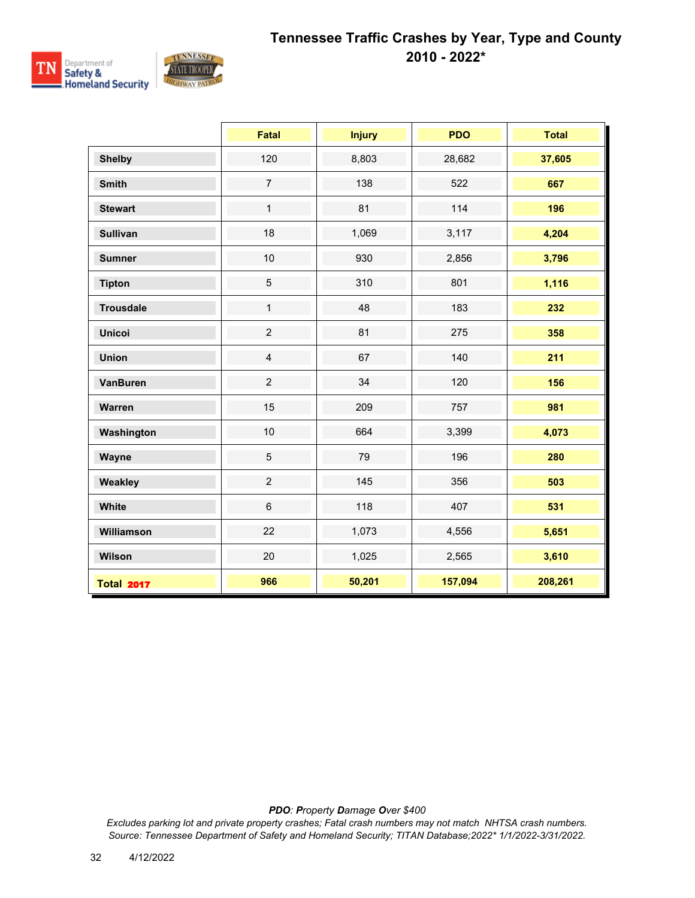# Tennessee Traffic Crashes by Year, Type and County 2010 - 2022*

| | Fatal | Injury | PDO | Total |
|---|---|---|---|---|
| **Shelby** | 120 | 8,803 | 28,682 | **37,605** |
| **Smith** | 7 | 138 | 522 | **667** |
| **Stewart** | 1 | 81 | 114 | **196** |
| **Sullivan** | 18 | 1,069 | 3,117 | **4,204** |
| **Sumner** | 10 | 930 | 2,856 | **3,796** |
| **Tipton** | 5 | 310 | 801 | **1,116** |
| **Trousdale** | 1 | 48 | 183 | **232** |
| **Unicoi** | 2 | 81 | 275 | **358** |
| **Union** | 4 | 67 | 140 | **211** |
| **VanBuren** | 2 | 34 | 120 | **156** |
| **Warren** | 15 | 209 | 757 | **981** |
| **Washington** | 10 | 664 | 3,399 | **4,073** |
| **Wayne** | 5 | 79 | 196 | **280** |
| **Weakley** | 2 | 145 | 356 | **503** |
| **White** | 6 | 118 | 407 | **531** |
| **Williamson** | 22 | 1,073 | 4,556 | **5,651** |
| **Wilson** | 20 | 1,025 | 2,565 | **3,610** |
| **Total 2017** | **966** | **50,201** | **157,094** | **208,261** |

***PDO**: **P**roperty **D**amage **O**ver $400*

*Excludes parking lot and private property crashes; Fatal crash numbers may not match NHTSA crash numbers.*

*Source: Tennessee Department of Safety and Homeland Security; TITAN Database;2022* 1/1/2022-3/31/2022.*

4/12/2022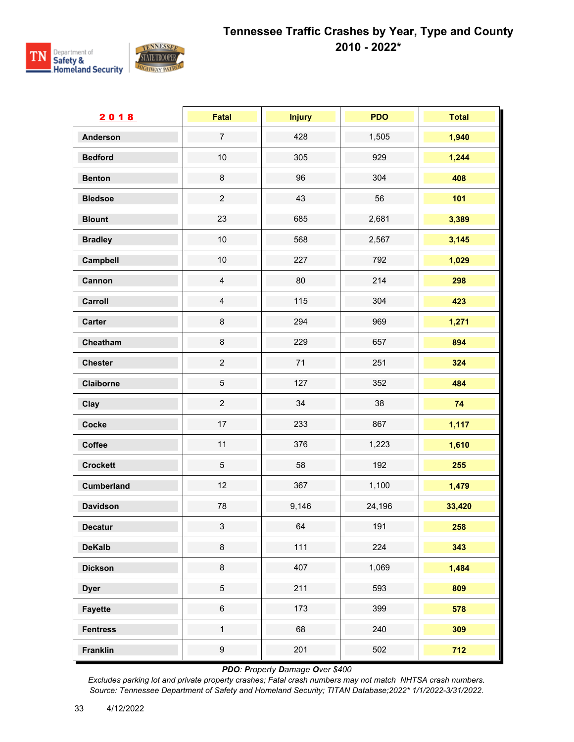# Tennessee Traffic Crashes by Year, Type and County
## 2010 - 2022*

| 2018 | Fatal | Injury | PDO | Total |
|---|---|---|---|---|
| Anderson | 7 | 428 | 1,505 | **1,940** |
| Bedford | 10 | 305 | 929 | **1,244** |
| Benton | 8 | 96 | 304 | **408** |
| Bledsoe | 2 | 43 | 56 | **101** |
| Blount | 23 | 685 | 2,681 | **3,389** |
| Bradley | 10 | 568 | 2,567 | **3,145** |
| Campbell | 10 | 227 | 792 | **1,029** |
| Cannon | 4 | 80 | 214 | **298** |
| Carroll | 4 | 115 | 304 | **423** |
| Carter | 8 | 294 | 969 | **1,271** |
| Cheatham | 8 | 229 | 657 | **894** |
| Chester | 2 | 71 | 251 | **324** |
| Claiborne | 5 | 127 | 352 | **484** |
| Clay | 2 | 34 | 38 | **74** |
| Cocke | 17 | 233 | 867 | **1,117** |
| Coffee | 11 | 376 | 1,223 | **1,610** |
| Crockett | 5 | 58 | 192 | **255** |
| Cumberland | 12 | 367 | 1,100 | **1,479** |
| Davidson | 78 | 9,146 | 24,196 | **33,420** |
| Decatur | 3 | 64 | 191 | **258** |
| DeKalb | 8 | 111 | 224 | **343** |
| Dickson | 8 | 407 | 1,069 | **1,484** |
| Dyer | 5 | 211 | 593 | **809** |
| Fayette | 6 | 173 | 399 | **578** |
| Fentress | 1 | 68 | 240 | **309** |
| Franklin | 9 | 201 | 502 | **712** |

*PDO: **P**roperty **D**amage **O**ver $400*

*Excludes parking lot and private property crashes; Fatal crash numbers may not match NHTSA crash numbers.*
*Source: Tennessee Department of Safety and Homeland Security; TITAN Database;2022* 1/1/2022-3/31/2022.*

4/12/2022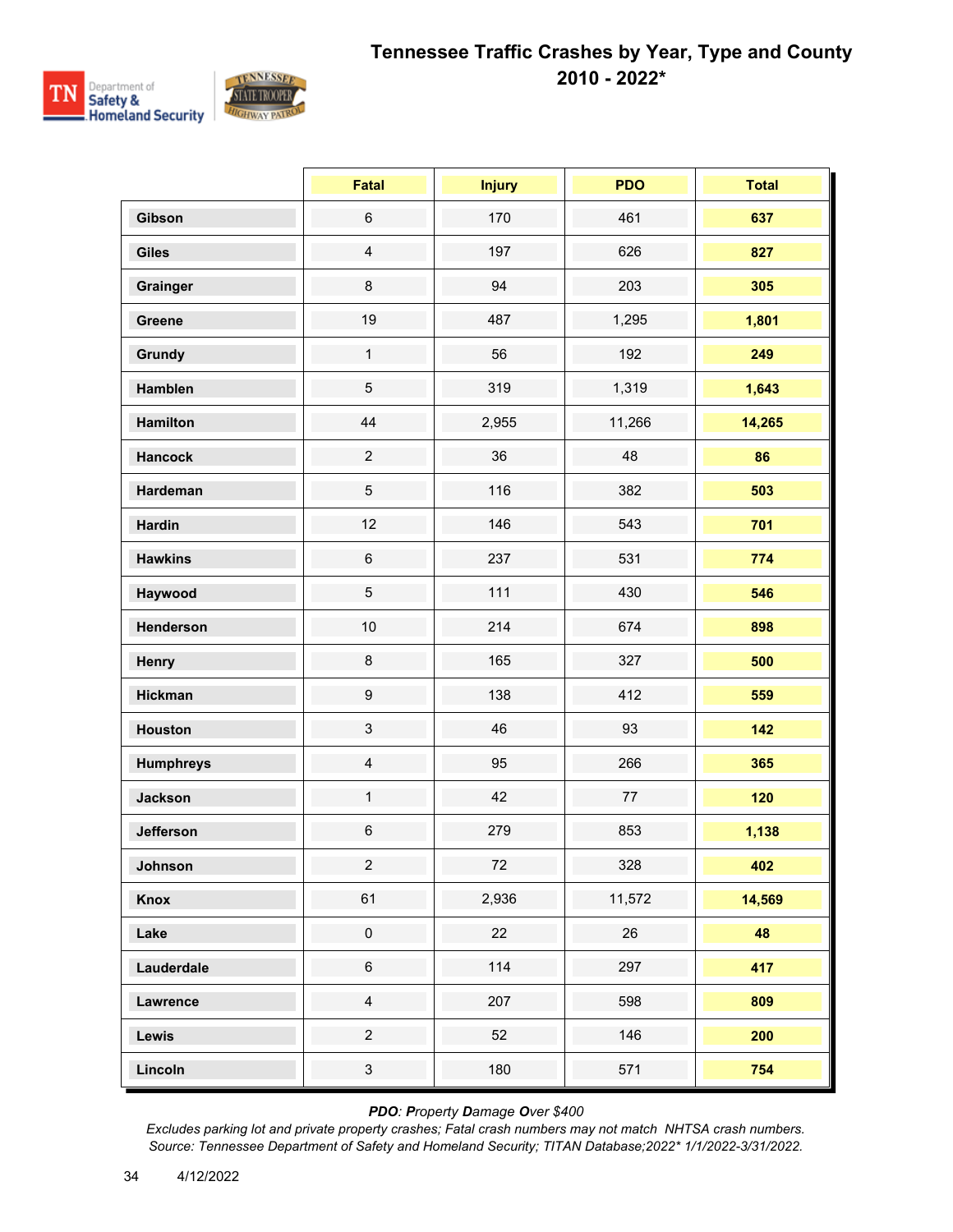# Tennessee Traffic Crashes by Year, Type and County 2010 - 2022*

| | Fatal | Injury | PDO | Total |
|---|---|---|---|---|
| **Gibson** | 6 | 170 | 461 | **637** |
| **Giles** | 4 | 197 | 626 | **827** |
| **Grainger** | 8 | 94 | 203 | **305** |
| **Greene** | 19 | 487 | 1,295 | **1,801** |
| **Grundy** | 1 | 56 | 192 | **249** |
| **Hamblen** | 5 | 319 | 1,319 | **1,643** |
| **Hamilton** | 44 | 2,955 | 11,266 | **14,265** |
| **Hancock** | 2 | 36 | 48 | **86** |
| **Hardeman** | 5 | 116 | 382 | **503** |
| **Hardin** | 12 | 146 | 543 | **701** |
| **Hawkins** | 6 | 237 | 531 | **774** |
| **Haywood** | 5 | 111 | 430 | **546** |
| **Henderson** | 10 | 214 | 674 | **898** |
| **Henry** | 8 | 165 | 327 | **500** |
| **Hickman** | 9 | 138 | 412 | **559** |
| **Houston** | 3 | 46 | 93 | **142** |
| **Humphreys** | 4 | 95 | 266 | **365** |
| **Jackson** | 1 | 42 | 77 | **120** |
| **Jefferson** | 6 | 279 | 853 | **1,138** |
| **Johnson** | 2 | 72 | 328 | **402** |
| **Knox** | 61 | 2,936 | 11,572 | **14,569** |
| **Lake** | 0 | 22 | 26 | **48** |
| **Lauderdale** | 6 | 114 | 297 | **417** |
| **Lawrence** | 4 | 207 | 598 | **809** |
| **Lewis** | 2 | 52 | 146 | **200** |
| **Lincoln** | 3 | 180 | 571 | **754** |

***PDO**: **P**roperty **D**amage **O**ver $400*

*Excludes parking lot and private property crashes; Fatal crash numbers may not match NHTSA crash numbers.*
*Source: Tennessee Department of Safety and Homeland Security; TITAN Database;2022* 1/1/2022-3/31/2022.*

4/12/2022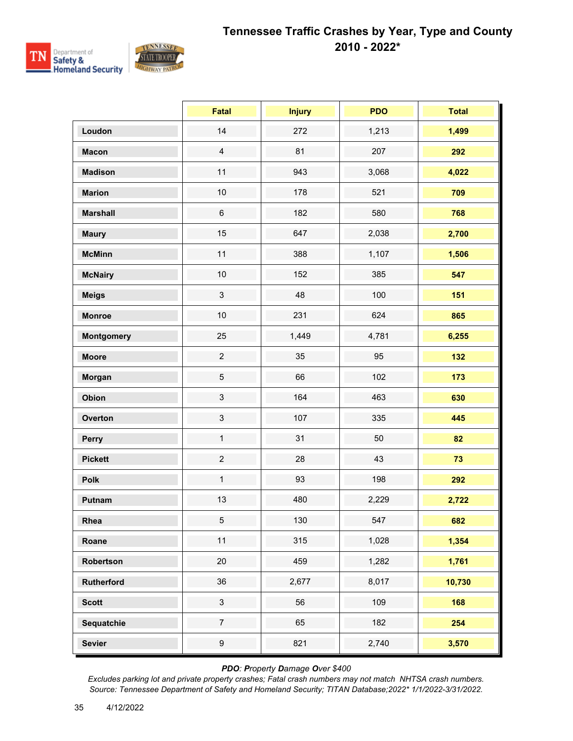# Tennessee Traffic Crashes by Year, Type and County 2010 - 2022*

| | Fatal | Injury | PDO | Total |
|---|---|---|---|---|
| **Loudon** | 14 | 272 | 1,213 | **1,499** |
| **Macon** | 4 | 81 | 207 | **292** |
| **Madison** | 11 | 943 | 3,068 | **4,022** |
| **Marion** | 10 | 178 | 521 | **709** |
| **Marshall** | 6 | 182 | 580 | **768** |
| **Maury** | 15 | 647 | 2,038 | **2,700** |
| **McMinn** | 11 | 388 | 1,107 | **1,506** |
| **McNairy** | 10 | 152 | 385 | **547** |
| **Meigs** | 3 | 48 | 100 | **151** |
| **Monroe** | 10 | 231 | 624 | **865** |
| **Montgomery** | 25 | 1,449 | 4,781 | **6,255** |
| **Moore** | 2 | 35 | 95 | **132** |
| **Morgan** | 5 | 66 | 102 | **173** |
| **Obion** | 3 | 164 | 463 | **630** |
| **Overton** | 3 | 107 | 335 | **445** |
| **Perry** | 1 | 31 | 50 | **82** |
| **Pickett** | 2 | 28 | 43 | **73** |
| **Polk** | 1 | 93 | 198 | **292** |
| **Putnam** | 13 | 480 | 2,229 | **2,722** |
| **Rhea** | 5 | 130 | 547 | **682** |
| **Roane** | 11 | 315 | 1,028 | **1,354** |
| **Robertson** | 20 | 459 | 1,282 | **1,761** |
| **Rutherford** | 36 | 2,677 | 8,017 | **10,730** |
| **Scott** | 3 | 56 | 109 | **168** |
| **Sequatchie** | 7 | 65 | 182 | **254** |
| **Sevier** | 9 | 821 | 2,740 | **3,570** |

***PDO**: **P**roperty **D**amage **O**ver $400*

*Excludes parking lot and private property crashes; Fatal crash numbers may not match NHTSA crash numbers.*
*Source: Tennessee Department of Safety and Homeland Security; TITAN Database;2022* 1/1/2022-3/31/2022.*

4/12/2022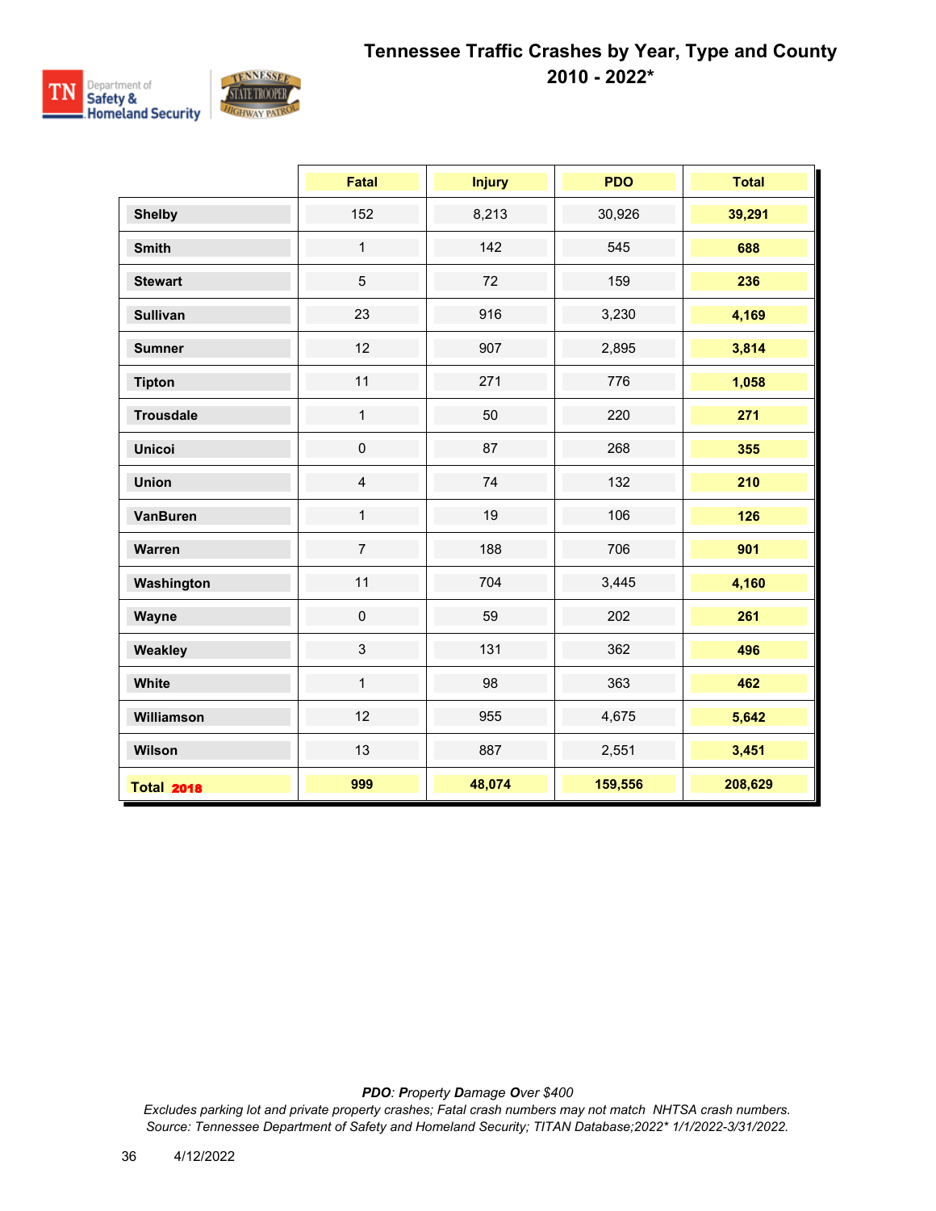# Tennessee Traffic Crashes by Year, Type and County
## 2010 - 2022*

| | Fatal | Injury | PDO | Total |
|---|---|---|---|---|
| **Shelby** | 152 | 8,213 | 30,926 | **39,291** |
| **Smith** | 1 | 142 | 545 | **688** |
| **Stewart** | 5 | 72 | 159 | **236** |
| **Sullivan** | 23 | 916 | 3,230 | **4,169** |
| **Sumner** | 12 | 907 | 2,895 | **3,814** |
| **Tipton** | 11 | 271 | 776 | **1,058** |
| **Trousdale** | 1 | 50 | 220 | **271** |
| **Unicoi** | 0 | 87 | 268 | **355** |
| **Union** | 4 | 74 | 132 | **210** |
| **VanBuren** | 1 | 19 | 106 | **126** |
| **Warren** | 7 | 188 | 706 | **901** |
| **Washington** | 11 | 704 | 3,445 | **4,160** |
| **Wayne** | 0 | 59 | 202 | **261** |
| **Weakley** | 3 | 131 | 362 | **496** |
| **White** | 1 | 98 | 363 | **462** |
| **Williamson** | 12 | 955 | 4,675 | **5,642** |
| **Wilson** | 13 | 887 | 2,551 | **3,451** |
| **Total 2018** | **999** | **48,074** | **159,556** | **208,629** |

*PDO: Property Damage Over $400*

*Excludes parking lot and private property crashes; Fatal crash numbers may not match NHTSA crash numbers.*

*Source: Tennessee Department of Safety and Homeland Security; TITAN Database;2022* 1/1/2022-3/31/2022.*

4/12/2022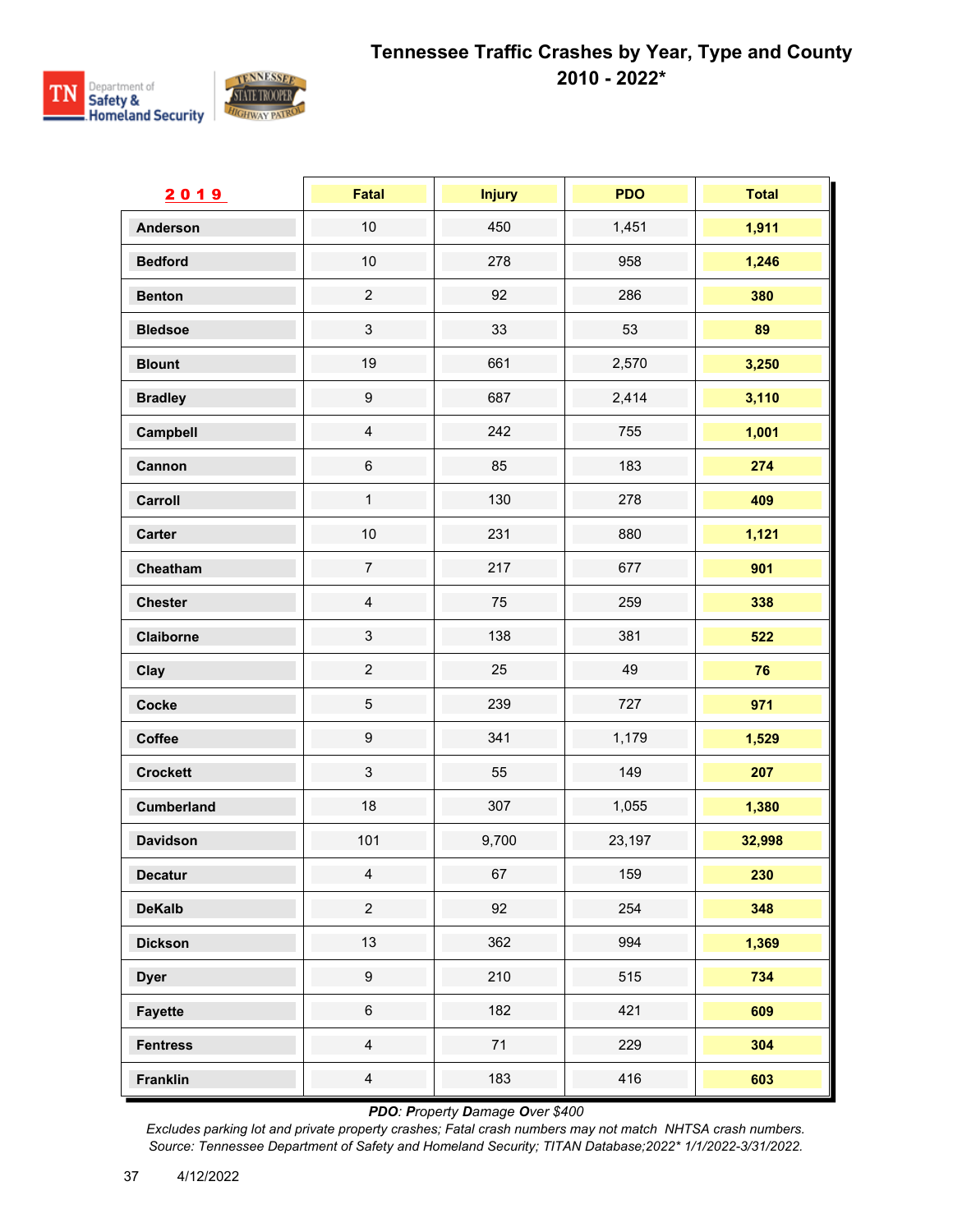# Tennessee Traffic Crashes by Year, Type and County 2010 - 2022*

| 2019 | Fatal | Injury | PDO | Total |
|---|---|---|---|---|
| Anderson | 10 | 450 | 1,451 | **1,911** |
| Bedford | 10 | 278 | 958 | **1,246** |
| Benton | 2 | 92 | 286 | **380** |
| Bledsoe | 3 | 33 | 53 | **89** |
| Blount | 19 | 661 | 2,570 | **3,250** |
| Bradley | 9 | 687 | 2,414 | **3,110** |
| Campbell | 4 | 242 | 755 | **1,001** |
| Cannon | 6 | 85 | 183 | **274** |
| Carroll | 1 | 130 | 278 | **409** |
| Carter | 10 | 231 | 880 | **1,121** |
| Cheatham | 7 | 217 | 677 | **901** |
| Chester | 4 | 75 | 259 | **338** |
| Claiborne | 3 | 138 | 381 | **522** |
| Clay | 2 | 25 | 49 | **76** |
| Cocke | 5 | 239 | 727 | **971** |
| Coffee | 9 | 341 | 1,179 | **1,529** |
| Crockett | 3 | 55 | 149 | **207** |
| Cumberland | 18 | 307 | 1,055 | **1,380** |
| Davidson | 101 | 9,700 | 23,197 | **32,998** |
| Decatur | 4 | 67 | 159 | **230** |
| DeKalb | 2 | 92 | 254 | **348** |
| Dickson | 13 | 362 | 994 | **1,369** |
| Dyer | 9 | 210 | 515 | **734** |
| Fayette | 6 | 182 | 421 | **609** |
| Fentress | 4 | 71 | 229 | **304** |
| Franklin | 4 | 183 | 416 | **603** |

*PDO: **P**roperty **D**amage **O**ver $400*

*Excludes parking lot and private property crashes; Fatal crash numbers may not match NHTSA crash numbers.*
*Source: Tennessee Department of Safety and Homeland Security; TITAN Database;2022* 1/1/2022-3/31/2022.*

4/12/2022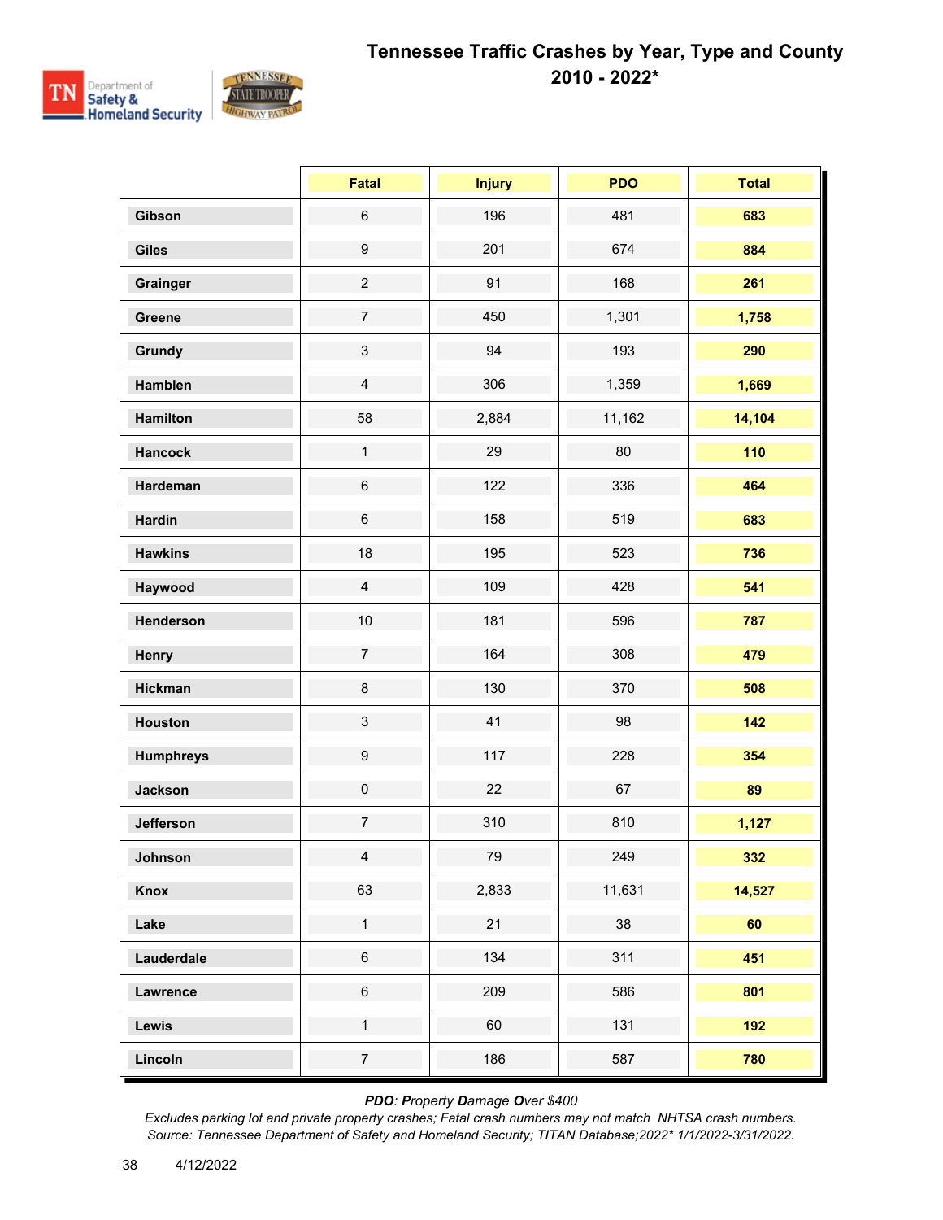# Tennessee Traffic Crashes by Year, Type and County 2010 - 2022*

| | Fatal | Injury | PDO | Total |
|---|---|---|---|---|
| **Gibson** | 6 | 196 | 481 | **683** |
| **Giles** | 9 | 201 | 674 | **884** |
| **Grainger** | 2 | 91 | 168 | **261** |
| **Greene** | 7 | 450 | 1,301 | **1,758** |
| **Grundy** | 3 | 94 | 193 | **290** |
| **Hamblen** | 4 | 306 | 1,359 | **1,669** |
| **Hamilton** | 58 | 2,884 | 11,162 | **14,104** |
| **Hancock** | 1 | 29 | 80 | **110** |
| **Hardeman** | 6 | 122 | 336 | **464** |
| **Hardin** | 6 | 158 | 519 | **683** |
| **Hawkins** | 18 | 195 | 523 | **736** |
| **Haywood** | 4 | 109 | 428 | **541** |
| **Henderson** | 10 | 181 | 596 | **787** |
| **Henry** | 7 | 164 | 308 | **479** |
| **Hickman** | 8 | 130 | 370 | **508** |
| **Houston** | 3 | 41 | 98 | **142** |
| **Humphreys** | 9 | 117 | 228 | **354** |
| **Jackson** | 0 | 22 | 67 | **89** |
| **Jefferson** | 7 | 310 | 810 | **1,127** |
| **Johnson** | 4 | 79 | 249 | **332** |
| **Knox** | 63 | 2,833 | 11,631 | **14,527** |
| **Lake** | 1 | 21 | 38 | **60** |
| **Lauderdale** | 6 | 134 | 311 | **451** |
| **Lawrence** | 6 | 209 | 586 | **801** |
| **Lewis** | 1 | 60 | 131 | **192** |
| **Lincoln** | 7 | 186 | 587 | **780** |

***PDO**: **P**roperty **D**amage **O**ver $400*

*Excludes parking lot and private property crashes; Fatal crash numbers may not match NHTSA crash numbers.*
*Source: Tennessee Department of Safety and Homeland Security; TITAN Database;2022* 1/1/2022-3/31/2022.*

4/12/2022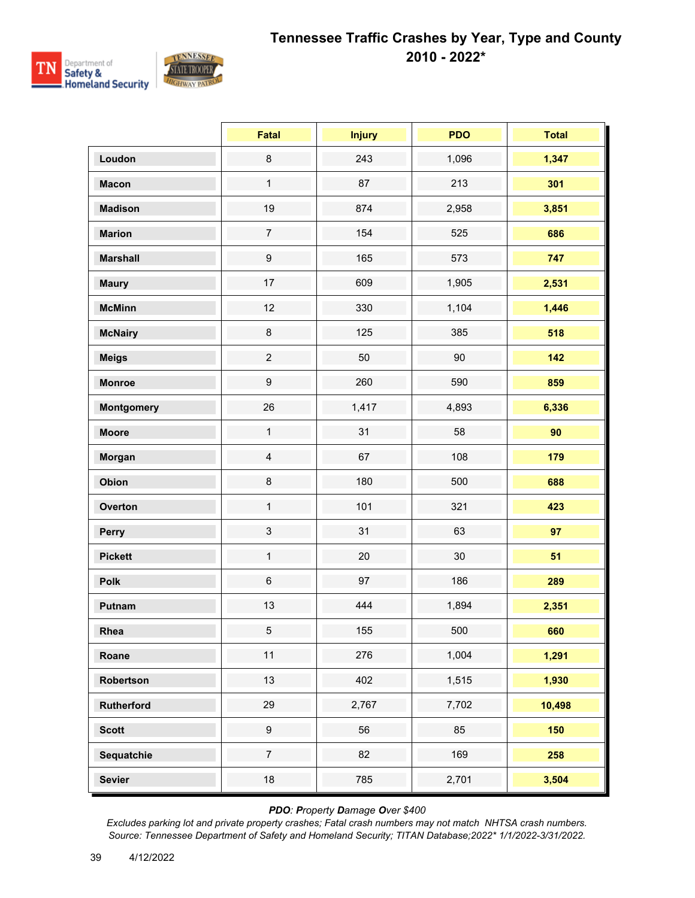# Tennessee Traffic Crashes by Year, Type and County

## 2010 - 2022*

| | Fatal | Injury | PDO | Total |
|---|---|---|---|---|
| **Loudon** | 8 | 243 | 1,096 | **1,347** |
| **Macon** | 1 | 87 | 213 | **301** |
| **Madison** | 19 | 874 | 2,958 | **3,851** |
| **Marion** | 7 | 154 | 525 | **686** |
| **Marshall** | 9 | 165 | 573 | **747** |
| **Maury** | 17 | 609 | 1,905 | **2,531** |
| **McMinn** | 12 | 330 | 1,104 | **1,446** |
| **McNairy** | 8 | 125 | 385 | **518** |
| **Meigs** | 2 | 50 | 90 | **142** |
| **Monroe** | 9 | 260 | 590 | **859** |
| **Montgomery** | 26 | 1,417 | 4,893 | **6,336** |
| **Moore** | 1 | 31 | 58 | **90** |
| **Morgan** | 4 | 67 | 108 | **179** |
| **Obion** | 8 | 180 | 500 | **688** |
| **Overton** | 1 | 101 | 321 | **423** |
| **Perry** | 3 | 31 | 63 | **97** |
| **Pickett** | 1 | 20 | 30 | **51** |
| **Polk** | 6 | 97 | 186 | **289** |
| **Putnam** | 13 | 444 | 1,894 | **2,351** |
| **Rhea** | 5 | 155 | 500 | **660** |
| **Roane** | 11 | 276 | 1,004 | **1,291** |
| **Robertson** | 13 | 402 | 1,515 | **1,930** |
| **Rutherford** | 29 | 2,767 | 7,702 | **10,498** |
| **Scott** | 9 | 56 | 85 | **150** |
| **Sequatchie** | 7 | 82 | 169 | **258** |
| **Sevier** | 18 | 785 | 2,701 | **3,504** |

***PDO**: **P**roperty **D**amage **O**ver $400*

*Excludes parking lot and private property crashes; Fatal crash numbers may not match NHTSA crash numbers.*

*Source: Tennessee Department of Safety and Homeland Security; TITAN Database;2022* 1/1/2022-3/31/2022.*

4/12/2022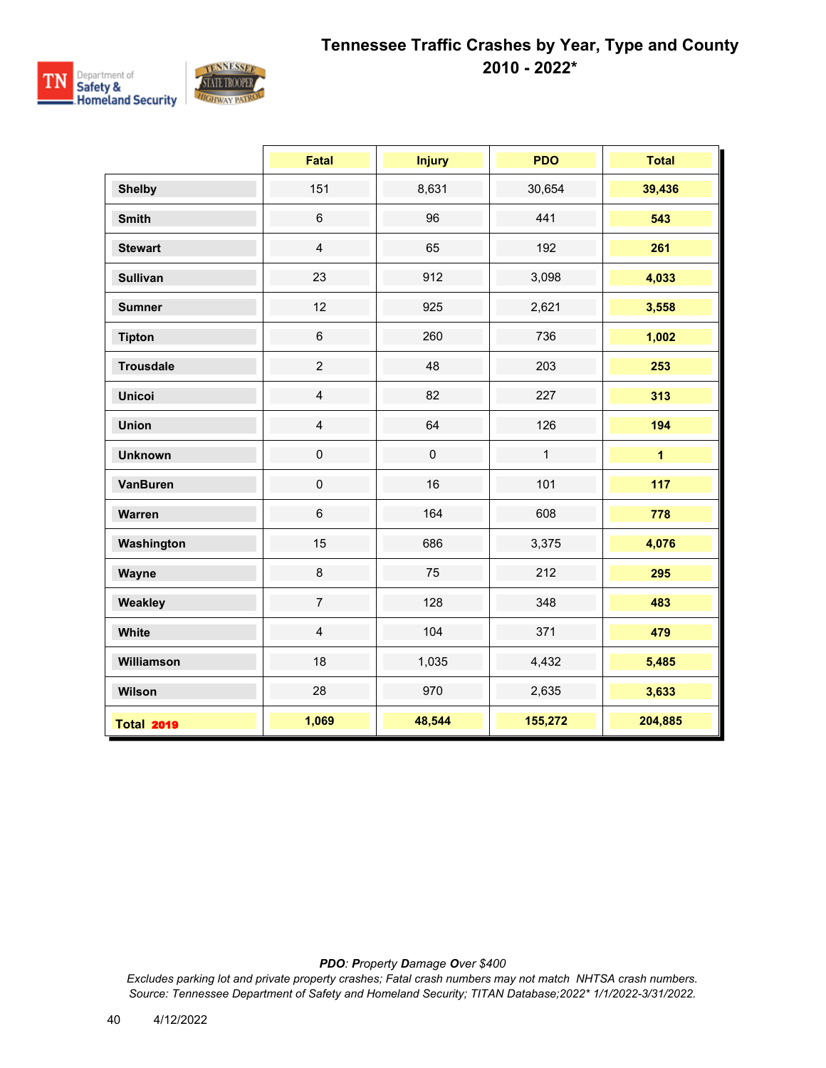# Tennessee Traffic Crashes by Year, Type and County
## 2010 - 2022*

| | Fatal | Injury | PDO | Total |
|---|---|---|---|---|
| Shelby | 151 | 8,631 | 30,654 | 39,436 |
| Smith | 6 | 96 | 441 | 543 |
| Stewart | 4 | 65 | 192 | 261 |
| Sullivan | 23 | 912 | 3,098 | 4,033 |
| Sumner | 12 | 925 | 2,621 | 3,558 |
| Tipton | 6 | 260 | 736 | 1,002 |
| Trousdale | 2 | 48 | 203 | 253 |
| Unicoi | 4 | 82 | 227 | 313 |
| Union | 4 | 64 | 126 | 194 |
| Unknown | 0 | 0 | 1 | 1 |
| VanBuren | 0 | 16 | 101 | 117 |
| Warren | 6 | 164 | 608 | 778 |
| Washington | 15 | 686 | 3,375 | 4,076 |
| Wayne | 8 | 75 | 212 | 295 |
| Weakley | 7 | 128 | 348 | 483 |
| White | 4 | 104 | 371 | 479 |
| Williamson | 18 | 1,035 | 4,432 | 5,485 |
| Wilson | 28 | 970 | 2,635 | 3,633 |
| **Total 2019** | **1,069** | **48,544** | **155,272** | **204,885** |

*PDO: Property Damage Over $400*

*Excludes parking lot and private property crashes; Fatal crash numbers may not match NHTSA crash numbers.*

*Source: Tennessee Department of Safety and Homeland Security; TITAN Database;2022* 1/1/2022-3/31/2022.*

4/12/2022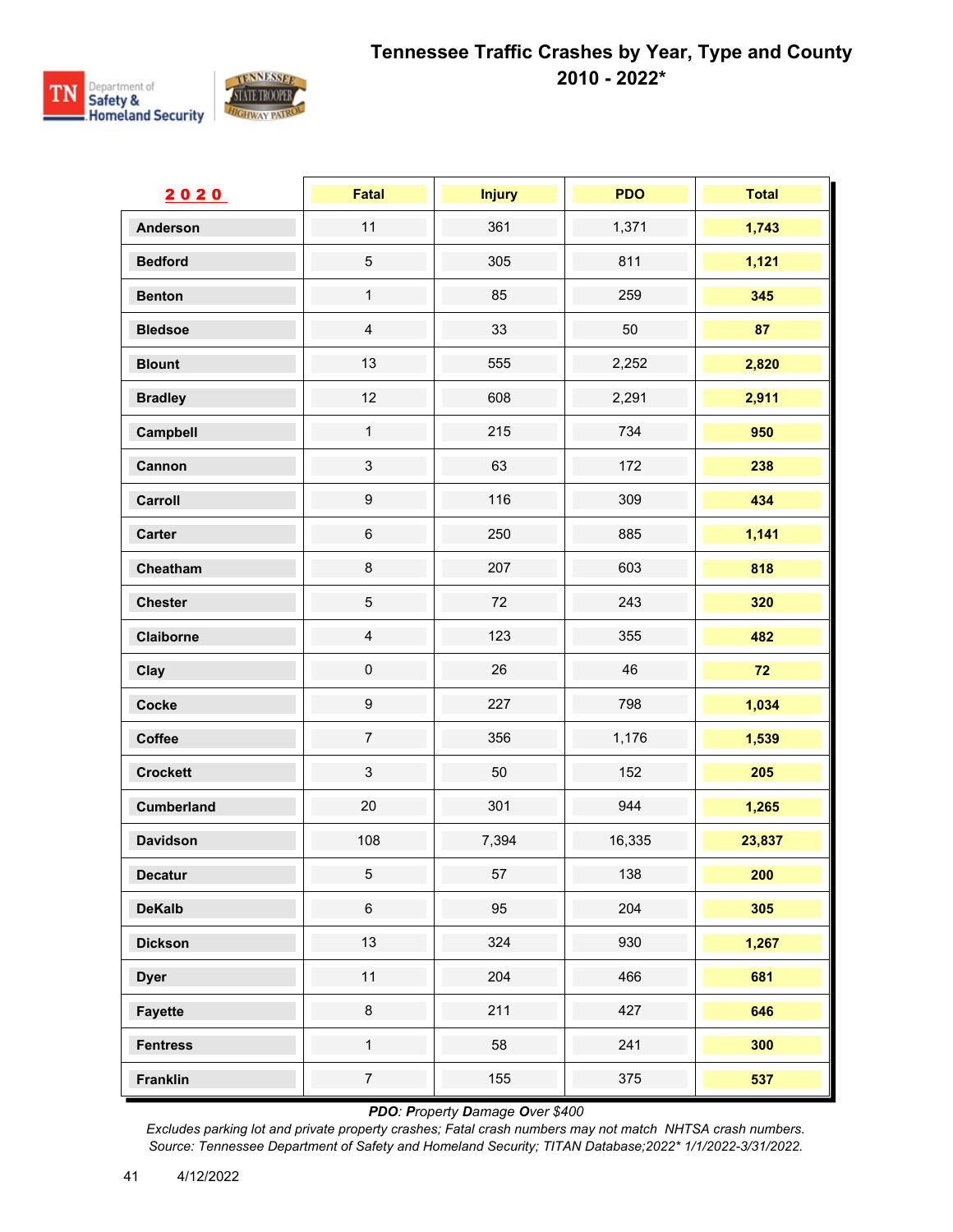# Tennessee Traffic Crashes by Year, Type and County 2010 - 2022*

| 2020 | Fatal | Injury | PDO | Total |
|---|---|---|---|---|
| Anderson | 11 | 361 | 1,371 | 1,743 |
| Bedford | 5 | 305 | 811 | 1,121 |
| Benton | 1 | 85 | 259 | 345 |
| Bledsoe | 4 | 33 | 50 | 87 |
| Blount | 13 | 555 | 2,252 | 2,820 |
| Bradley | 12 | 608 | 2,291 | 2,911 |
| Campbell | 1 | 215 | 734 | 950 |
| Cannon | 3 | 63 | 172 | 238 |
| Carroll | 9 | 116 | 309 | 434 |
| Carter | 6 | 250 | 885 | 1,141 |
| Cheatham | 8 | 207 | 603 | 818 |
| Chester | 5 | 72 | 243 | 320 |
| Claiborne | 4 | 123 | 355 | 482 |
| Clay | 0 | 26 | 46 | 72 |
| Cocke | 9 | 227 | 798 | 1,034 |
| Coffee | 7 | 356 | 1,176 | 1,539 |
| Crockett | 3 | 50 | 152 | 205 |
| Cumberland | 20 | 301 | 944 | 1,265 |
| Davidson | 108 | 7,394 | 16,335 | 23,837 |
| Decatur | 5 | 57 | 138 | 200 |
| DeKalb | 6 | 95 | 204 | 305 |
| Dickson | 13 | 324 | 930 | 1,267 |
| Dyer | 11 | 204 | 466 | 681 |
| Fayette | 8 | 211 | 427 | 646 |
| Fentress | 1 | 58 | 241 | 300 |
| Franklin | 7 | 155 | 375 | 537 |

***PDO**: **P**roperty **D**amage **O**ver $400*

*Excludes parking lot and private property crashes; Fatal crash numbers may not match NHTSA crash numbers.*
*Source: Tennessee Department of Safety and Homeland Security; TITAN Database;2022* 1/1/2022-3/31/2022.*

4/12/2022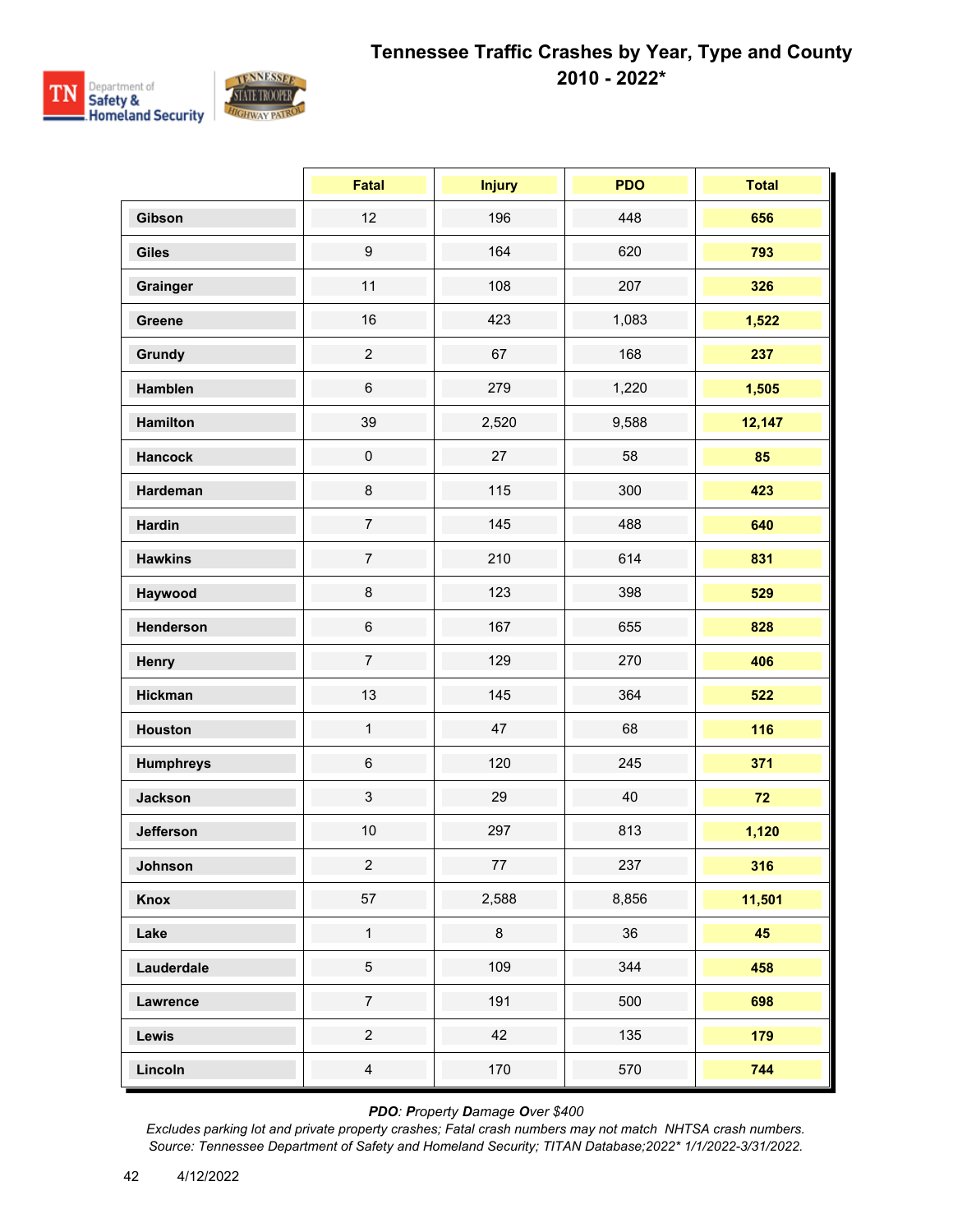# Tennessee Traffic Crashes by Year, Type and County 2010 - 2022*

| | Fatal | Injury | PDO | Total |
|---|---|---|---|---|
| Gibson | 12 | 196 | 448 | 656 |
| Giles | 9 | 164 | 620 | 793 |
| Grainger | 11 | 108 | 207 | 326 |
| Greene | 16 | 423 | 1,083 | 1,522 |
| Grundy | 2 | 67 | 168 | 237 |
| Hamblen | 6 | 279 | 1,220 | 1,505 |
| Hamilton | 39 | 2,520 | 9,588 | 12,147 |
| Hancock | 0 | 27 | 58 | 85 |
| Hardeman | 8 | 115 | 300 | 423 |
| Hardin | 7 | 145 | 488 | 640 |
| Hawkins | 7 | 210 | 614 | 831 |
| Haywood | 8 | 123 | 398 | 529 |
| Henderson | 6 | 167 | 655 | 828 |
| Henry | 7 | 129 | 270 | 406 |
| Hickman | 13 | 145 | 364 | 522 |
| Houston | 1 | 47 | 68 | 116 |
| Humphreys | 6 | 120 | 245 | 371 |
| Jackson | 3 | 29 | 40 | 72 |
| Jefferson | 10 | 297 | 813 | 1,120 |
| Johnson | 2 | 77 | 237 | 316 |
| Knox | 57 | 2,588 | 8,856 | 11,501 |
| Lake | 1 | 8 | 36 | 45 |
| Lauderdale | 5 | 109 | 344 | 458 |
| Lawrence | 7 | 191 | 500 | 698 |
| Lewis | 2 | 42 | 135 | 179 |
| Lincoln | 4 | 170 | 570 | 744 |

*PDO: **P**roperty **D**amage **O**ver $400*

*Excludes parking lot and private property crashes; Fatal crash numbers may not match NHTSA crash numbers.*
*Source: Tennessee Department of Safety and Homeland Security; TITAN Database;2022* 1/1/2022-3/31/2022.*

4/12/2022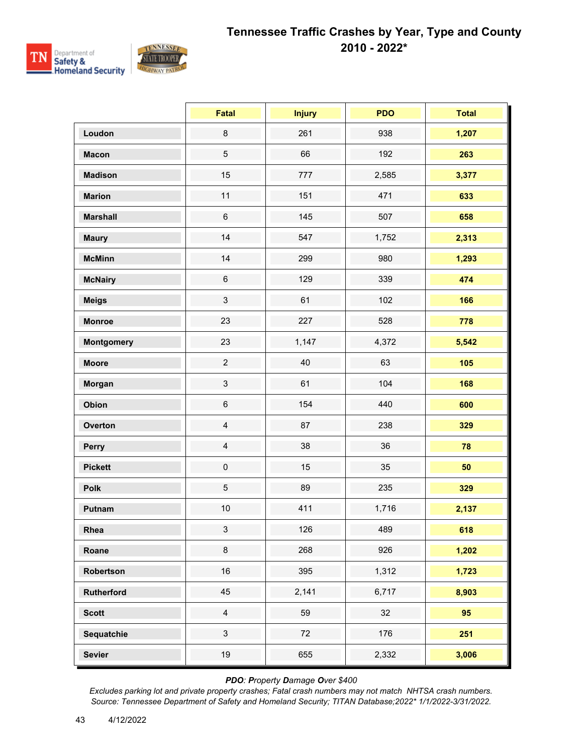# Tennessee Traffic Crashes by Year, Type and County 2010 - 2022*

| | Fatal | Injury | PDO | Total |
|---|---|---|---|---|
| **Loudon** | 8 | 261 | 938 | **1,207** |
| **Macon** | 5 | 66 | 192 | **263** |
| **Madison** | 15 | 777 | 2,585 | **3,377** |
| **Marion** | 11 | 151 | 471 | **633** |
| **Marshall** | 6 | 145 | 507 | **658** |
| **Maury** | 14 | 547 | 1,752 | **2,313** |
| **McMinn** | 14 | 299 | 980 | **1,293** |
| **McNairy** | 6 | 129 | 339 | **474** |
| **Meigs** | 3 | 61 | 102 | **166** |
| **Monroe** | 23 | 227 | 528 | **778** |
| **Montgomery** | 23 | 1,147 | 4,372 | **5,542** |
| **Moore** | 2 | 40 | 63 | **105** |
| **Morgan** | 3 | 61 | 104 | **168** |
| **Obion** | 6 | 154 | 440 | **600** |
| **Overton** | 4 | 87 | 238 | **329** |
| **Perry** | 4 | 38 | 36 | **78** |
| **Pickett** | 0 | 15 | 35 | **50** |
| **Polk** | 5 | 89 | 235 | **329** |
| **Putnam** | 10 | 411 | 1,716 | **2,137** |
| **Rhea** | 3 | 126 | 489 | **618** |
| **Roane** | 8 | 268 | 926 | **1,202** |
| **Robertson** | 16 | 395 | 1,312 | **1,723** |
| **Rutherford** | 45 | 2,141 | 6,717 | **8,903** |
| **Scott** | 4 | 59 | 32 | **95** |
| **Sequatchie** | 3 | 72 | 176 | **251** |
| **Sevier** | 19 | 655 | 2,332 | **3,006** |

***PDO**: **P**roperty **D**amage **O**ver $400*

*Excludes parking lot and private property crashes; Fatal crash numbers may not match NHTSA crash numbers.*
*Source: Tennessee Department of Safety and Homeland Security; TITAN Database;2022* 1/1/2022-3/31/2022.*

4/12/2022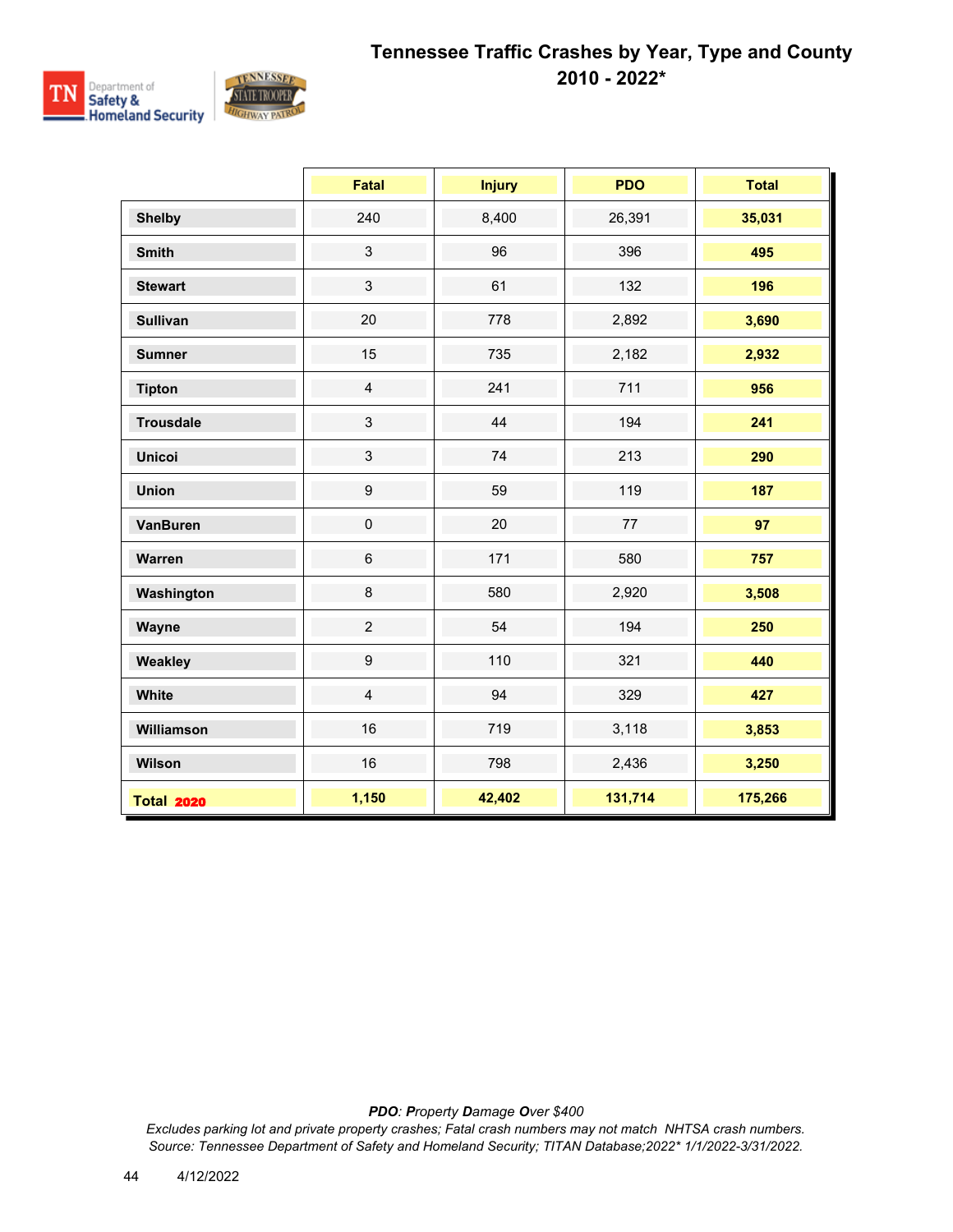# Tennessee Traffic Crashes by Year, Type and County

## 2010 - 2022*

| | Fatal | Injury | PDO | Total |
|---|---|---|---|---|
| **Shelby** | 240 | 8,400 | 26,391 | **35,031** |
| **Smith** | 3 | 96 | 396 | **495** |
| **Stewart** | 3 | 61 | 132 | **196** |
| **Sullivan** | 20 | 778 | 2,892 | **3,690** |
| **Sumner** | 15 | 735 | 2,182 | **2,932** |
| **Tipton** | 4 | 241 | 711 | **956** |
| **Trousdale** | 3 | 44 | 194 | **241** |
| **Unicoi** | 3 | 74 | 213 | **290** |
| **Union** | 9 | 59 | 119 | **187** |
| **VanBuren** | 0 | 20 | 77 | **97** |
| **Warren** | 6 | 171 | 580 | **757** |
| **Washington** | 8 | 580 | 2,920 | **3,508** |
| **Wayne** | 2 | 54 | 194 | **250** |
| **Weakley** | 9 | 110 | 321 | **440** |
| **White** | 4 | 94 | 329 | **427** |
| **Williamson** | 16 | 719 | 3,118 | **3,853** |
| **Wilson** | 16 | 798 | 2,436 | **3,250** |
| **Total 2020** | **1,150** | **42,402** | **131,714** | **175,266** |

*PDO: Property Damage Over $400*

*Excludes parking lot and private property crashes; Fatal crash numbers may not match NHTSA crash numbers.*

*Source: Tennessee Department of Safety and Homeland Security; TITAN Database;2022* 1/1/2022-3/31/2022.*

4/12/2022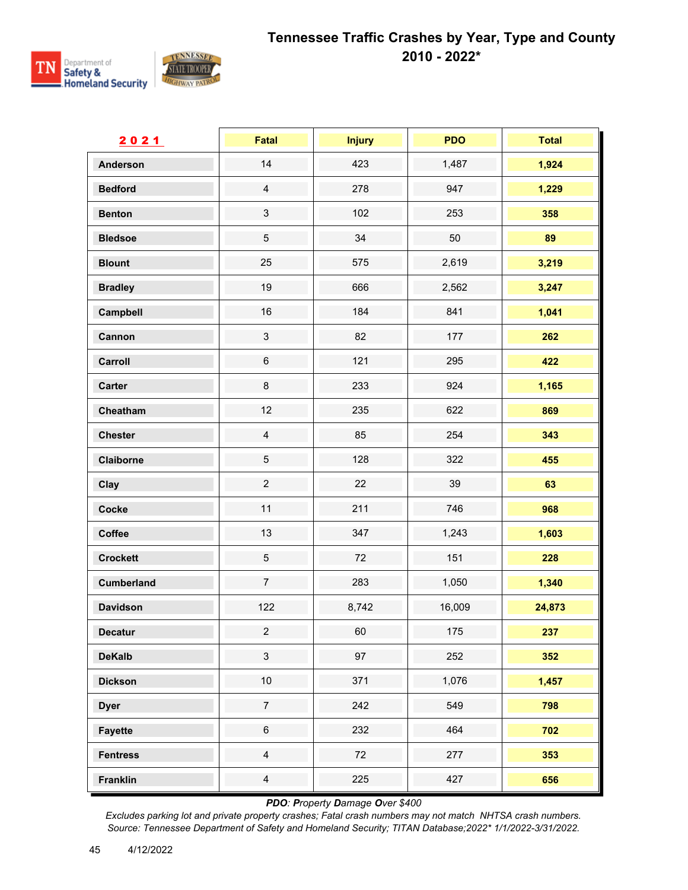# Tennessee Traffic Crashes by Year, Type and County 2010 - 2022*

| 2021 | Fatal | Injury | PDO | Total |
|---|---|---|---|---|
| Anderson | 14 | 423 | 1,487 | **1,924** |
| Bedford | 4 | 278 | 947 | **1,229** |
| Benton | 3 | 102 | 253 | **358** |
| Bledsoe | 5 | 34 | 50 | **89** |
| Blount | 25 | 575 | 2,619 | **3,219** |
| Bradley | 19 | 666 | 2,562 | **3,247** |
| Campbell | 16 | 184 | 841 | **1,041** |
| Cannon | 3 | 82 | 177 | **262** |
| Carroll | 6 | 121 | 295 | **422** |
| Carter | 8 | 233 | 924 | **1,165** |
| Cheatham | 12 | 235 | 622 | **869** |
| Chester | 4 | 85 | 254 | **343** |
| Claiborne | 5 | 128 | 322 | **455** |
| Clay | 2 | 22 | 39 | **63** |
| Cocke | 11 | 211 | 746 | **968** |
| Coffee | 13 | 347 | 1,243 | **1,603** |
| Crockett | 5 | 72 | 151 | **228** |
| Cumberland | 7 | 283 | 1,050 | **1,340** |
| Davidson | 122 | 8,742 | 16,009 | **24,873** |
| Decatur | 2 | 60 | 175 | **237** |
| DeKalb | 3 | 97 | 252 | **352** |
| Dickson | 10 | 371 | 1,076 | **1,457** |
| Dyer | 7 | 242 | 549 | **798** |
| Fayette | 6 | 232 | 464 | **702** |
| Fentress | 4 | 72 | 277 | **353** |
| Franklin | 4 | 225 | 427 | **656** |

*PDO: **P**roperty **D**amage **O**ver $400*

*Excludes parking lot and private property crashes; Fatal crash numbers may not match NHTSA crash numbers.*
*Source: Tennessee Department of Safety and Homeland Security; TITAN Database;2022* 1/1/2022-3/31/2022.*

4/12/2022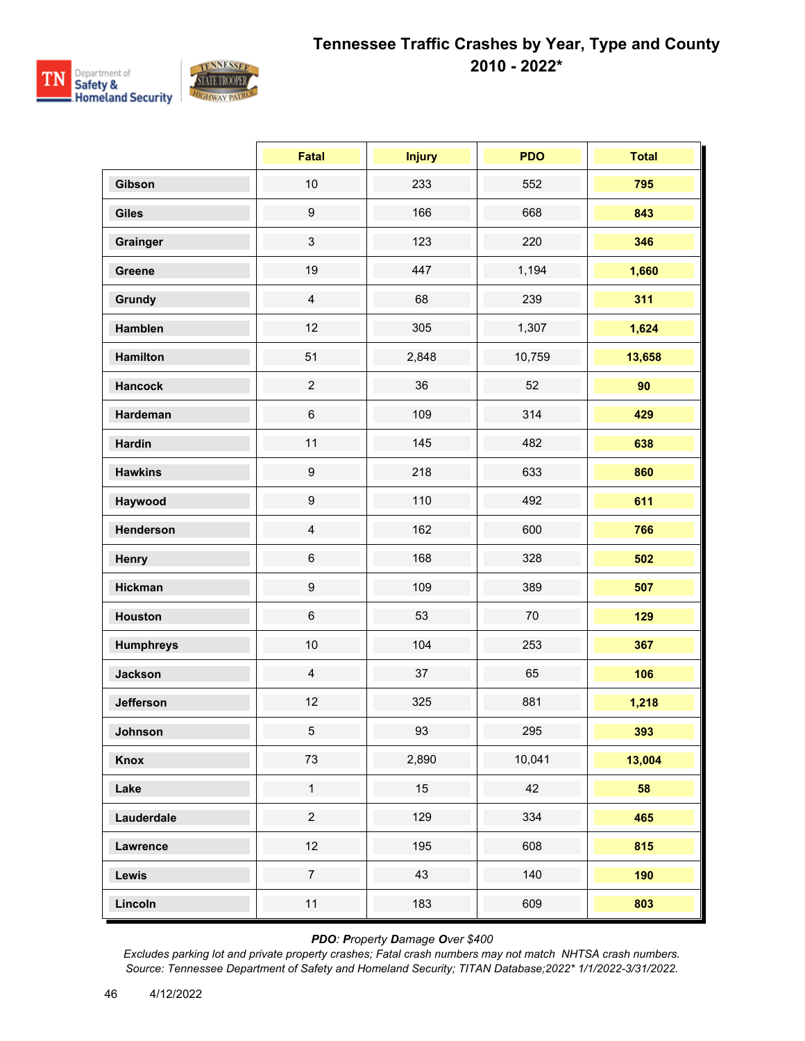# Tennessee Traffic Crashes by Year, Type and County 2010 - 2022*

| | Fatal | Injury | PDO | Total |
|---|---|---|---|---|
| **Gibson** | 10 | 233 | 552 | **795** |
| **Giles** | 9 | 166 | 668 | **843** |
| **Grainger** | 3 | 123 | 220 | **346** |
| **Greene** | 19 | 447 | 1,194 | **1,660** |
| **Grundy** | 4 | 68 | 239 | **311** |
| **Hamblen** | 12 | 305 | 1,307 | **1,624** |
| **Hamilton** | 51 | 2,848 | 10,759 | **13,658** |
| **Hancock** | 2 | 36 | 52 | **90** |
| **Hardeman** | 6 | 109 | 314 | **429** |
| **Hardin** | 11 | 145 | 482 | **638** |
| **Hawkins** | 9 | 218 | 633 | **860** |
| **Haywood** | 9 | 110 | 492 | **611** |
| **Henderson** | 4 | 162 | 600 | **766** |
| **Henry** | 6 | 168 | 328 | **502** |
| **Hickman** | 9 | 109 | 389 | **507** |
| **Houston** | 6 | 53 | 70 | **129** |
| **Humphreys** | 10 | 104 | 253 | **367** |
| **Jackson** | 4 | 37 | 65 | **106** |
| **Jefferson** | 12 | 325 | 881 | **1,218** |
| **Johnson** | 5 | 93 | 295 | **393** |
| **Knox** | 73 | 2,890 | 10,041 | **13,004** |
| **Lake** | 1 | 15 | 42 | **58** |
| **Lauderdale** | 2 | 129 | 334 | **465** |
| **Lawrence** | 12 | 195 | 608 | **815** |
| **Lewis** | 7 | 43 | 140 | **190** |
| **Lincoln** | 11 | 183 | 609 | **803** |

***PDO**: **P**roperty **D**amage **O**ver $400*

*Excludes parking lot and private property crashes; Fatal crash numbers may not match NHTSA crash numbers.*
*Source: Tennessee Department of Safety and Homeland Security; TITAN Database;2022* 1/1/2022-3/31/2022.*

4/12/2022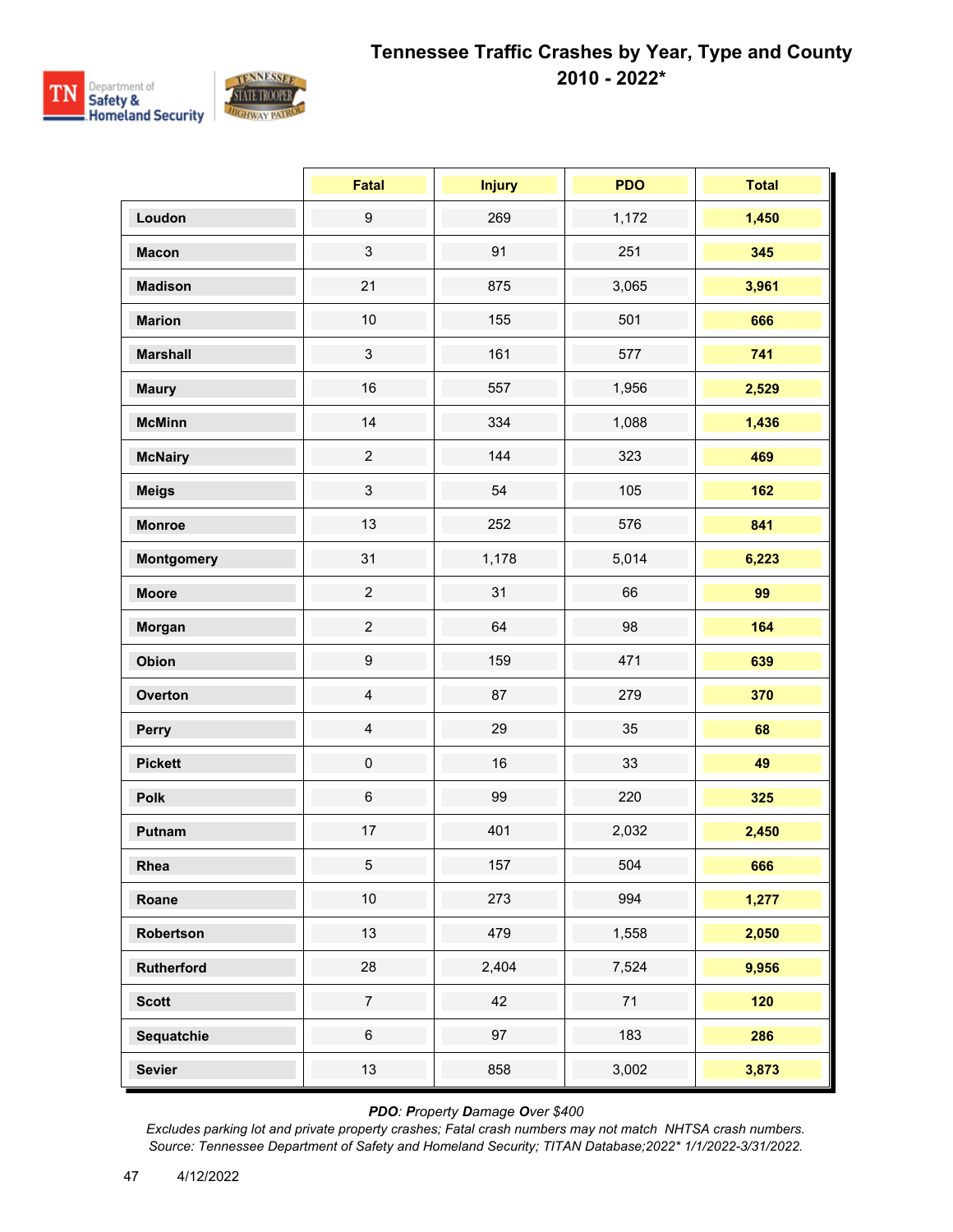# Tennessee Traffic Crashes by Year, Type and County 2010 - 2022*

| | Fatal | Injury | PDO | Total |
|---|---|---|---|---|
| **Loudon** | 9 | 269 | 1,172 | **1,450** |
| **Macon** | 3 | 91 | 251 | **345** |
| **Madison** | 21 | 875 | 3,065 | **3,961** |
| **Marion** | 10 | 155 | 501 | **666** |
| **Marshall** | 3 | 161 | 577 | **741** |
| **Maury** | 16 | 557 | 1,956 | **2,529** |
| **McMinn** | 14 | 334 | 1,088 | **1,436** |
| **McNairy** | 2 | 144 | 323 | **469** |
| **Meigs** | 3 | 54 | 105 | **162** |
| **Monroe** | 13 | 252 | 576 | **841** |
| **Montgomery** | 31 | 1,178 | 5,014 | **6,223** |
| **Moore** | 2 | 31 | 66 | **99** |
| **Morgan** | 2 | 64 | 98 | **164** |
| **Obion** | 9 | 159 | 471 | **639** |
| **Overton** | 4 | 87 | 279 | **370** |
| **Perry** | 4 | 29 | 35 | **68** |
| **Pickett** | 0 | 16 | 33 | **49** |
| **Polk** | 6 | 99 | 220 | **325** |
| **Putnam** | 17 | 401 | 2,032 | **2,450** |
| **Rhea** | 5 | 157 | 504 | **666** |
| **Roane** | 10 | 273 | 994 | **1,277** |
| **Robertson** | 13 | 479 | 1,558 | **2,050** |
| **Rutherford** | 28 | 2,404 | 7,524 | **9,956** |
| **Scott** | 7 | 42 | 71 | **120** |
| **Sequatchie** | 6 | 97 | 183 | **286** |
| **Sevier** | 13 | 858 | 3,002 | **3,873** |

*PDO*: ***P****roperty* ***D****amage* ***O****ver $400*

*Excludes parking lot and private property crashes; Fatal crash numbers may not match NHTSA crash numbers.*

*Source: Tennessee Department of Safety and Homeland Security; TITAN Database;2022* 1/1/2022-3/31/2022.*

4/12/2022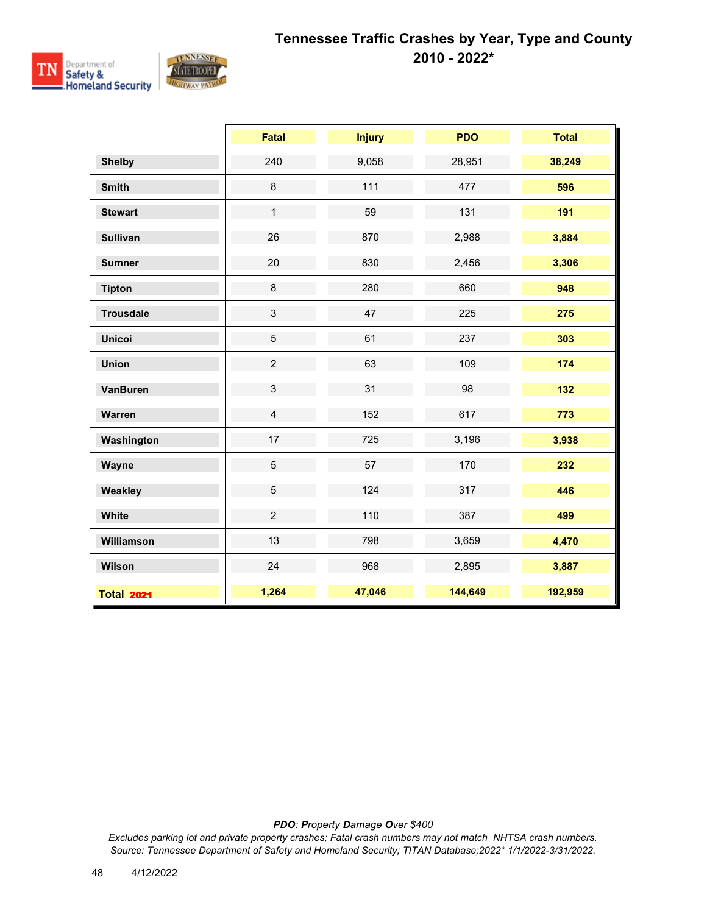# Tennessee Traffic Crashes by Year, Type and County
## 2010 - 2022*

| | Fatal | Injury | PDO | Total |
|---|---|---|---|---|
| **Shelby** | 240 | 9,058 | 28,951 | **38,249** |
| **Smith** | 8 | 111 | 477 | **596** |
| **Stewart** | 1 | 59 | 131 | **191** |
| **Sullivan** | 26 | 870 | 2,988 | **3,884** |
| **Sumner** | 20 | 830 | 2,456 | **3,306** |
| **Tipton** | 8 | 280 | 660 | **948** |
| **Trousdale** | 3 | 47 | 225 | **275** |
| **Unicoi** | 5 | 61 | 237 | **303** |
| **Union** | 2 | 63 | 109 | **174** |
| **VanBuren** | 3 | 31 | 98 | **132** |
| **Warren** | 4 | 152 | 617 | **773** |
| **Washington** | 17 | 725 | 3,196 | **3,938** |
| **Wayne** | 5 | 57 | 170 | **232** |
| **Weakley** | 5 | 124 | 317 | **446** |
| **White** | 2 | 110 | 387 | **499** |
| **Williamson** | 13 | 798 | 3,659 | **4,470** |
| **Wilson** | 24 | 968 | 2,895 | **3,887** |
| **Total 2021** | **1,264** | **47,046** | **144,649** | **192,959** |

*__PDO__: __P__roperty __D__amage __O__ver $400*

*Excludes parking lot and private property crashes; Fatal crash numbers may not match NHTSA crash numbers.*
*Source: Tennessee Department of Safety and Homeland Security; TITAN Database;2022* 1/1/2022-3/31/2022.*

4/12/2022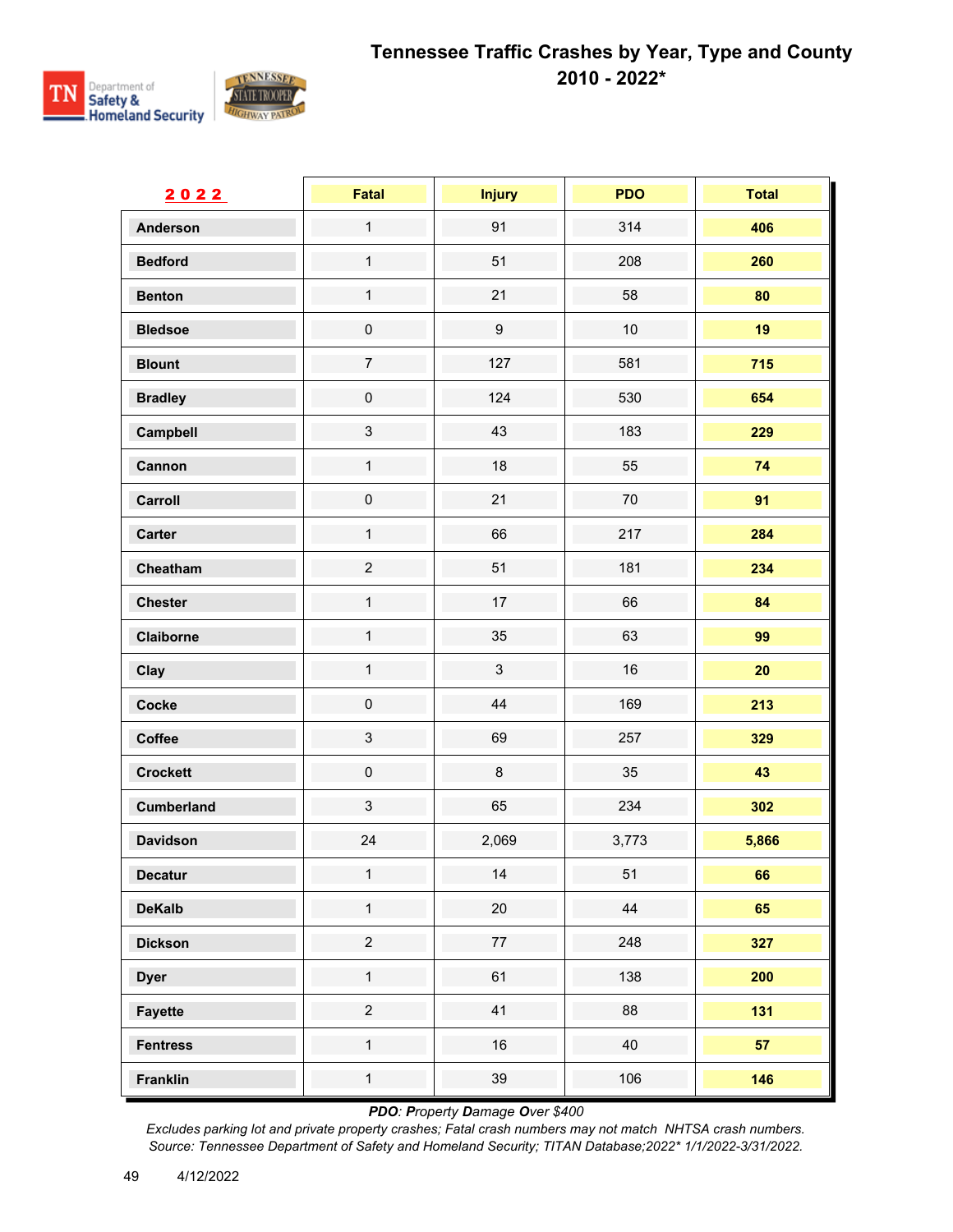# Tennessee Traffic Crashes by Year, Type and County

## 2010 - 2022*

| 2022 | Fatal | Injury | PDO | Total |
|---|---|---|---|---|
| Anderson | 1 | 91 | 314 | **406** |
| Bedford | 1 | 51 | 208 | **260** |
| Benton | 1 | 21 | 58 | **80** |
| Bledsoe | 0 | 9 | 10 | **19** |
| Blount | 7 | 127 | 581 | **715** |
| Bradley | 0 | 124 | 530 | **654** |
| Campbell | 3 | 43 | 183 | **229** |
| Cannon | 1 | 18 | 55 | **74** |
| Carroll | 0 | 21 | 70 | **91** |
| Carter | 1 | 66 | 217 | **284** |
| Cheatham | 2 | 51 | 181 | **234** |
| Chester | 1 | 17 | 66 | **84** |
| Claiborne | 1 | 35 | 63 | **99** |
| Clay | 1 | 3 | 16 | **20** |
| Cocke | 0 | 44 | 169 | **213** |
| Coffee | 3 | 69 | 257 | **329** |
| Crockett | 0 | 8 | 35 | **43** |
| Cumberland | 3 | 65 | 234 | **302** |
| Davidson | 24 | 2,069 | 3,773 | **5,866** |
| Decatur | 1 | 14 | 51 | **66** |
| DeKalb | 1 | 20 | 44 | **65** |
| Dickson | 2 | 77 | 248 | **327** |
| Dyer | 1 | 61 | 138 | **200** |
| Fayette | 2 | 41 | 88 | **131** |
| Fentress | 1 | 16 | 40 | **57** |
| Franklin | 1 | 39 | 106 | **146** |

*PDO: Property Damage Over $400*

*Excludes parking lot and private property crashes; Fatal crash numbers may not match NHTSA crash numbers.*

*Source: Tennessee Department of Safety and Homeland Security; TITAN Database;2022* 1/1/2022-3/31/2022.*

4/12/2022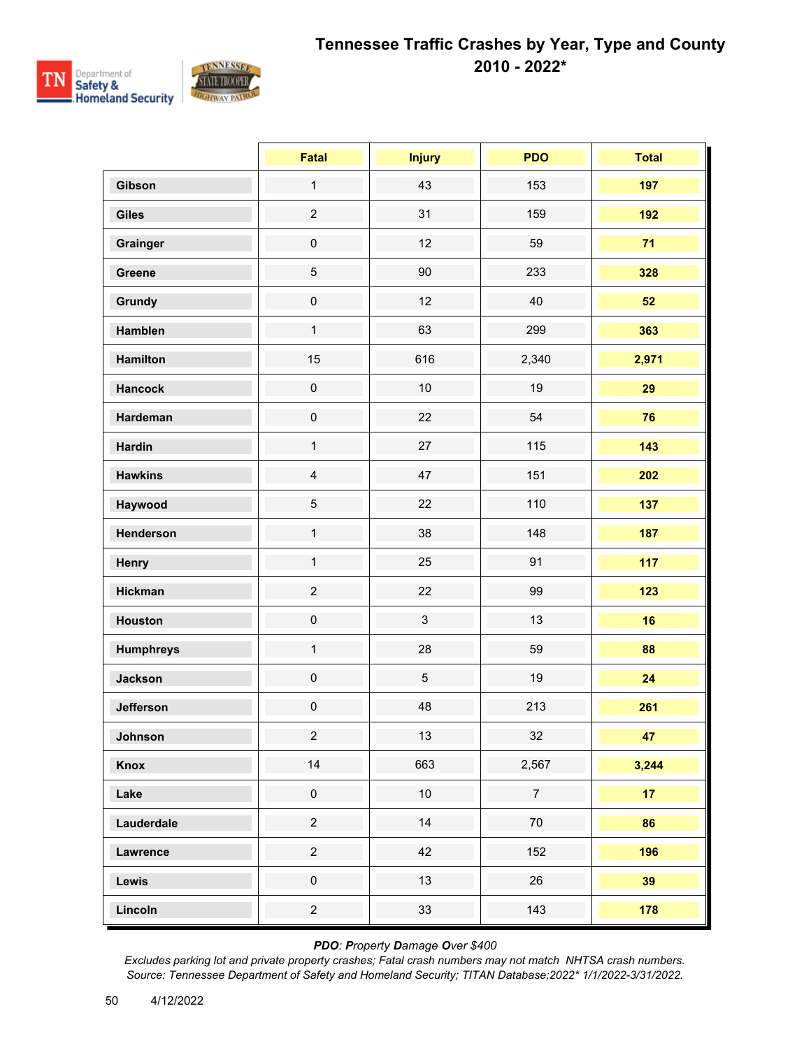# Tennessee Traffic Crashes by Year, Type and County 2010 - 2022*

| | Fatal | Injury | PDO | Total |
|---|---|---|---|---|
| **Gibson** | 1 | 43 | 153 | **197** |
| **Giles** | 2 | 31 | 159 | **192** |
| **Grainger** | 0 | 12 | 59 | **71** |
| **Greene** | 5 | 90 | 233 | **328** |
| **Grundy** | 0 | 12 | 40 | **52** |
| **Hamblen** | 1 | 63 | 299 | **363** |
| **Hamilton** | 15 | 616 | 2,340 | **2,971** |
| **Hancock** | 0 | 10 | 19 | **29** |
| **Hardeman** | 0 | 22 | 54 | **76** |
| **Hardin** | 1 | 27 | 115 | **143** |
| **Hawkins** | 4 | 47 | 151 | **202** |
| **Haywood** | 5 | 22 | 110 | **137** |
| **Henderson** | 1 | 38 | 148 | **187** |
| **Henry** | 1 | 25 | 91 | **117** |
| **Hickman** | 2 | 22 | 99 | **123** |
| **Houston** | 0 | 3 | 13 | **16** |
| **Humphreys** | 1 | 28 | 59 | **88** |
| **Jackson** | 0 | 5 | 19 | **24** |
| **Jefferson** | 0 | 48 | 213 | **261** |
| **Johnson** | 2 | 13 | 32 | **47** |
| **Knox** | 14 | 663 | 2,567 | **3,244** |
| **Lake** | 0 | 10 | 7 | **17** |
| **Lauderdale** | 2 | 14 | 70 | **86** |
| **Lawrence** | 2 | 42 | 152 | **196** |
| **Lewis** | 0 | 13 | 26 | **39** |
| **Lincoln** | 2 | 33 | 143 | **178** |

***PDO**: **P**roperty **D**amage **O**ver $400*

*Excludes parking lot and private property crashes; Fatal crash numbers may not match NHTSA crash numbers.*
*Source: Tennessee Department of Safety and Homeland Security; TITAN Database;2022* 1/1/2022-3/31/2022.*

4/12/2022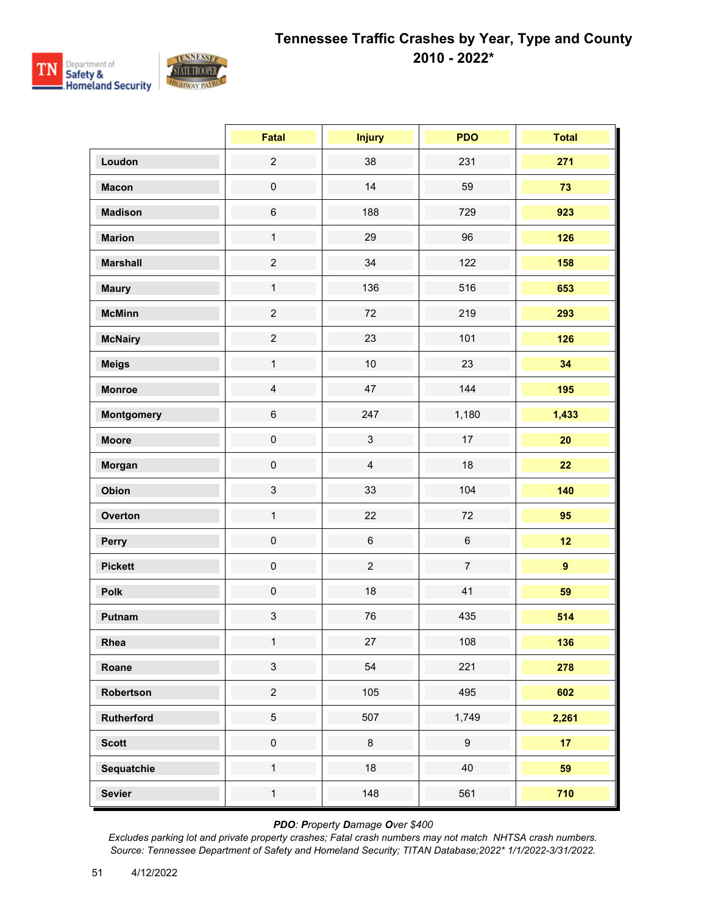# Tennessee Traffic Crashes by Year, Type and County 2010 - 2022*

| | Fatal | Injury | PDO | Total |
|---|---|---|---|---|
| **Loudon** | 2 | 38 | 231 | **271** |
| **Macon** | 0 | 14 | 59 | **73** |
| **Madison** | 6 | 188 | 729 | **923** |
| **Marion** | 1 | 29 | 96 | **126** |
| **Marshall** | 2 | 34 | 122 | **158** |
| **Maury** | 1 | 136 | 516 | **653** |
| **McMinn** | 2 | 72 | 219 | **293** |
| **McNairy** | 2 | 23 | 101 | **126** |
| **Meigs** | 1 | 10 | 23 | **34** |
| **Monroe** | 4 | 47 | 144 | **195** |
| **Montgomery** | 6 | 247 | 1,180 | **1,433** |
| **Moore** | 0 | 3 | 17 | **20** |
| **Morgan** | 0 | 4 | 18 | **22** |
| **Obion** | 3 | 33 | 104 | **140** |
| **Overton** | 1 | 22 | 72 | **95** |
| **Perry** | 0 | 6 | 6 | **12** |
| **Pickett** | 0 | 2 | 7 | **9** |
| **Polk** | 0 | 18 | 41 | **59** |
| **Putnam** | 3 | 76 | 435 | **514** |
| **Rhea** | 1 | 27 | 108 | **136** |
| **Roane** | 3 | 54 | 221 | **278** |
| **Robertson** | 2 | 105 | 495 | **602** |
| **Rutherford** | 5 | 507 | 1,749 | **2,261** |
| **Scott** | 0 | 8 | 9 | **17** |
| **Sequatchie** | 1 | 18 | 40 | **59** |
| **Sevier** | 1 | 148 | 561 | **710** |

***PDO**: **P**roperty **D**amage **O**ver $400*

*Excludes parking lot and private property crashes; Fatal crash numbers may not match NHTSA crash numbers.*

*Source: Tennessee Department of Safety and Homeland Security; TITAN Database;2022* 1/1/2022-3/31/2022.*

4/12/2022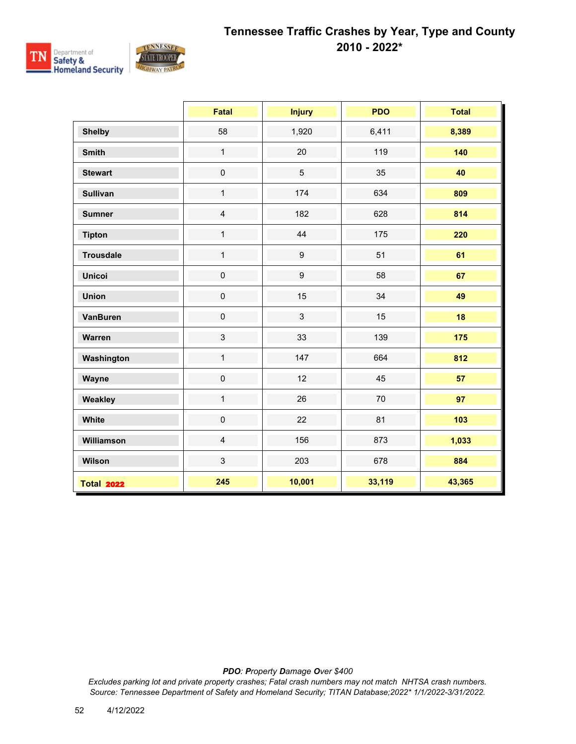# Tennessee Traffic Crashes by Year, Type and County 2010 - 2022*

| | Fatal | Injury | PDO | Total |
|---|---|---|---|---|
| **Shelby** | 58 | 1,920 | 6,411 | **8,389** |
| **Smith** | 1 | 20 | 119 | **140** |
| **Stewart** | 0 | 5 | 35 | **40** |
| **Sullivan** | 1 | 174 | 634 | **809** |
| **Sumner** | 4 | 182 | 628 | **814** |
| **Tipton** | 1 | 44 | 175 | **220** |
| **Trousdale** | 1 | 9 | 51 | **61** |
| **Unicoi** | 0 | 9 | 58 | **67** |
| **Union** | 0 | 15 | 34 | **49** |
| **VanBuren** | 0 | 3 | 15 | **18** |
| **Warren** | 3 | 33 | 139 | **175** |
| **Washington** | 1 | 147 | 664 | **812** |
| **Wayne** | 0 | 12 | 45 | **57** |
| **Weakley** | 1 | 26 | 70 | **97** |
| **White** | 0 | 22 | 81 | **103** |
| **Williamson** | 4 | 156 | 873 | **1,033** |
| **Wilson** | 3 | 203 | 678 | **884** |
| **Total 2022** | **245** | **10,001** | **33,119** | **43,365** |

*PDO: Property Damage Over $400*

*Excludes parking lot and private property crashes; Fatal crash numbers may not match NHTSA crash numbers.*

*Source: Tennessee Department of Safety and Homeland Security; TITAN Database;2022* 1/1/2022-3/31/2022.*

4/12/2022